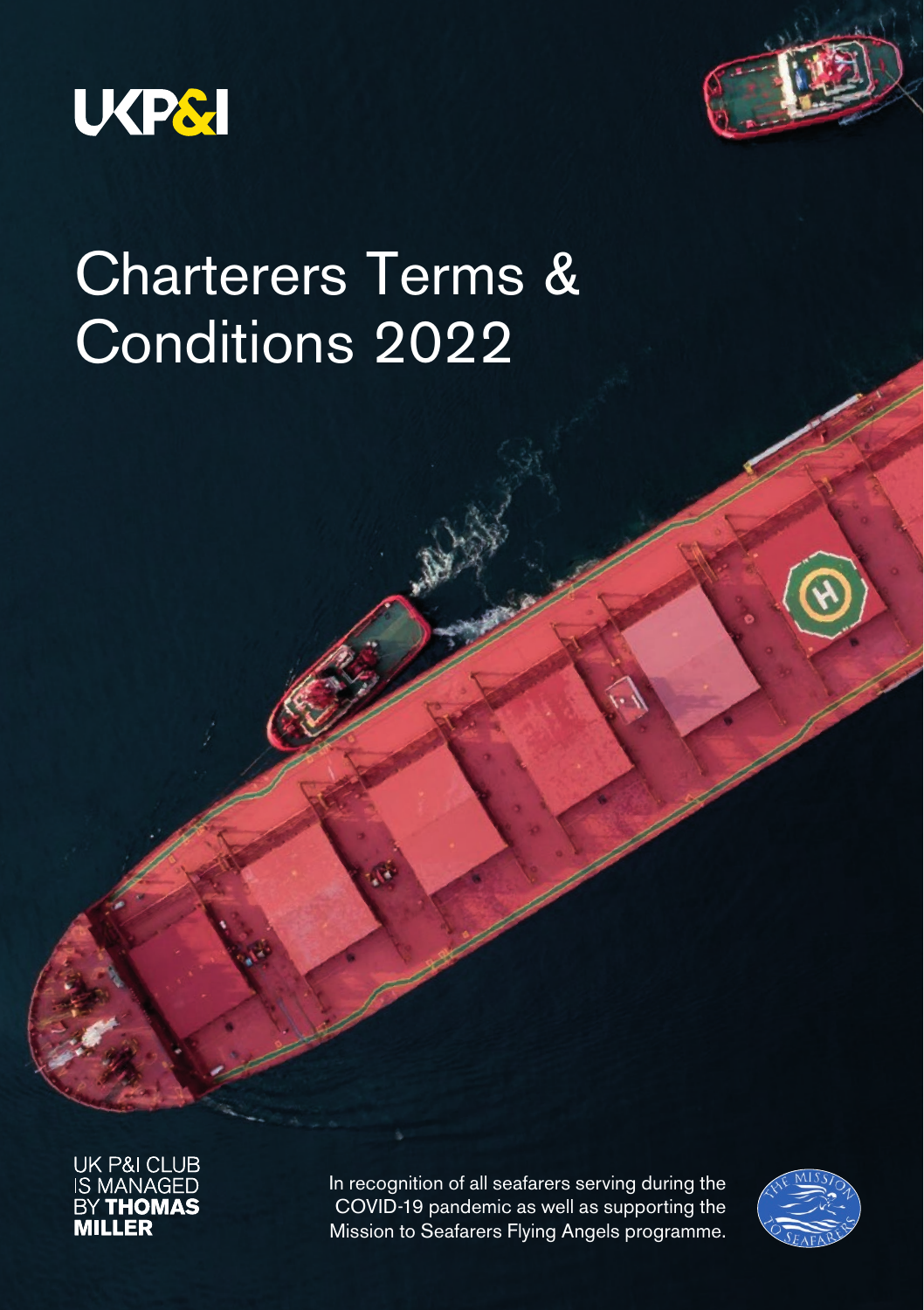UKP&I

# Charterers Terms & Conditions 2022

UK P&I CLUB IS MANAGED BY **THOMAS MILLER**

In recognition of all seafarers serving during the COVID-19 pandemic as well as supporting the Mission to Seafarers Flying Angels programme.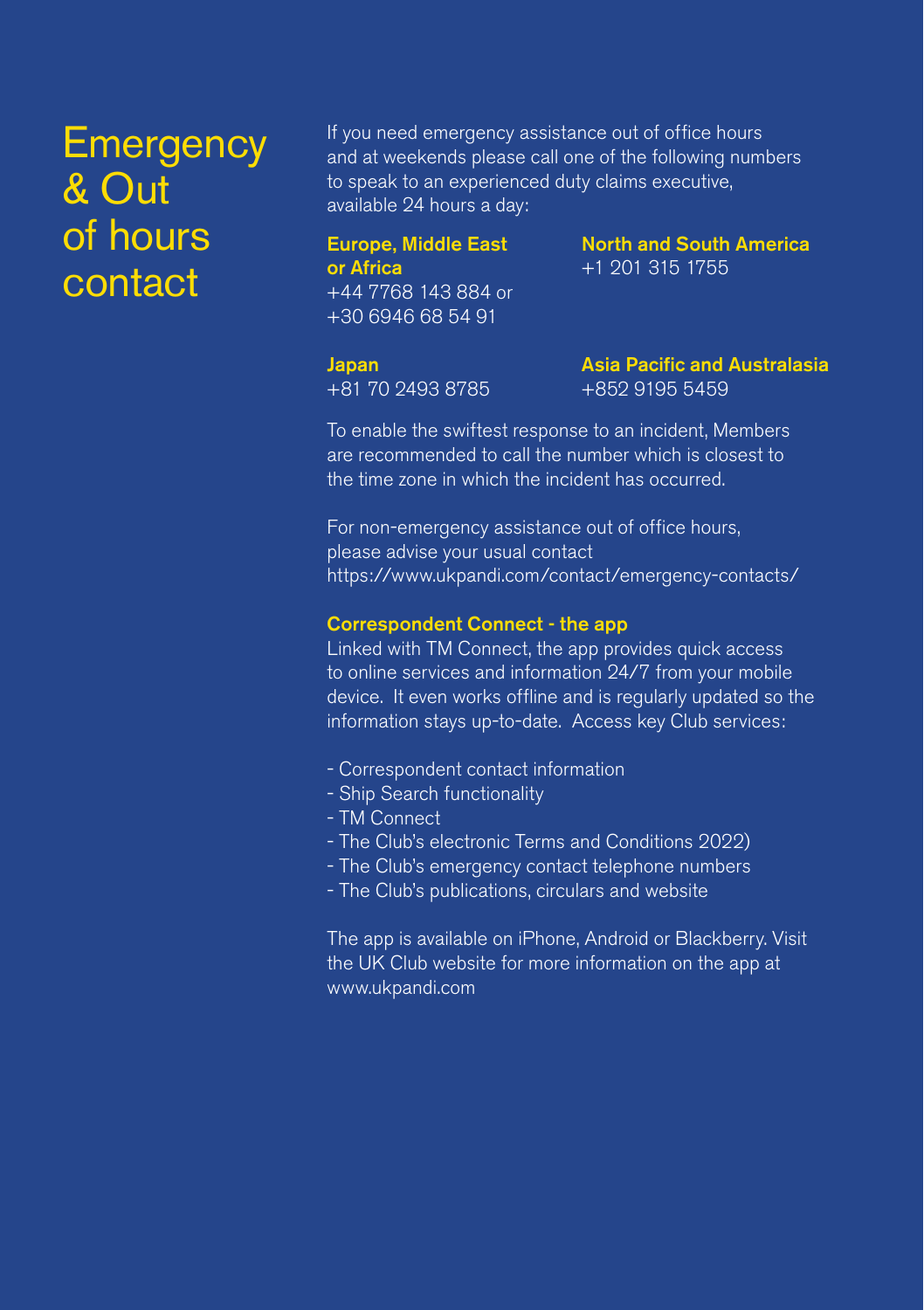# Emergency & Out of hours contact

If you need emergency assistance out of office hours and at weekends please call one of the following numbers to speak to an experienced duty claims executive, available 24 hours a day:

**Europe, Middle East or Africa**
+44 7768 143 884 or
+30 6946 68 54 91

**North and South America**
+1 201 315 1755

**Japan**
+81 70 2493 8785

**Asia Pacific and Australasia**
+852 9195 5459

To enable the swiftest response to an incident, Members are recommended to call the number which is closest to the time zone in which the incident has occurred.

For non-emergency assistance out of office hours, please advise your usual contact
https://www.ukpandi.com/contact/emergency-contacts/

**Correspondent Connect - the app**

Linked with TM Connect, the app provides quick access to online services and information 24/7 from your mobile device. It even works offline and is regularly updated so the information stays up-to-date. Access key Club services:

- Correspondent contact information
- Ship Search functionality
- TM Connect
- The Club's electronic Terms and Conditions 2022)
- The Club's emergency contact telephone numbers
- The Club's publications, circulars and website

The app is available on iPhone, Android or Blackberry. Visit the UK Club website for more information on the app at www.ukpandi.com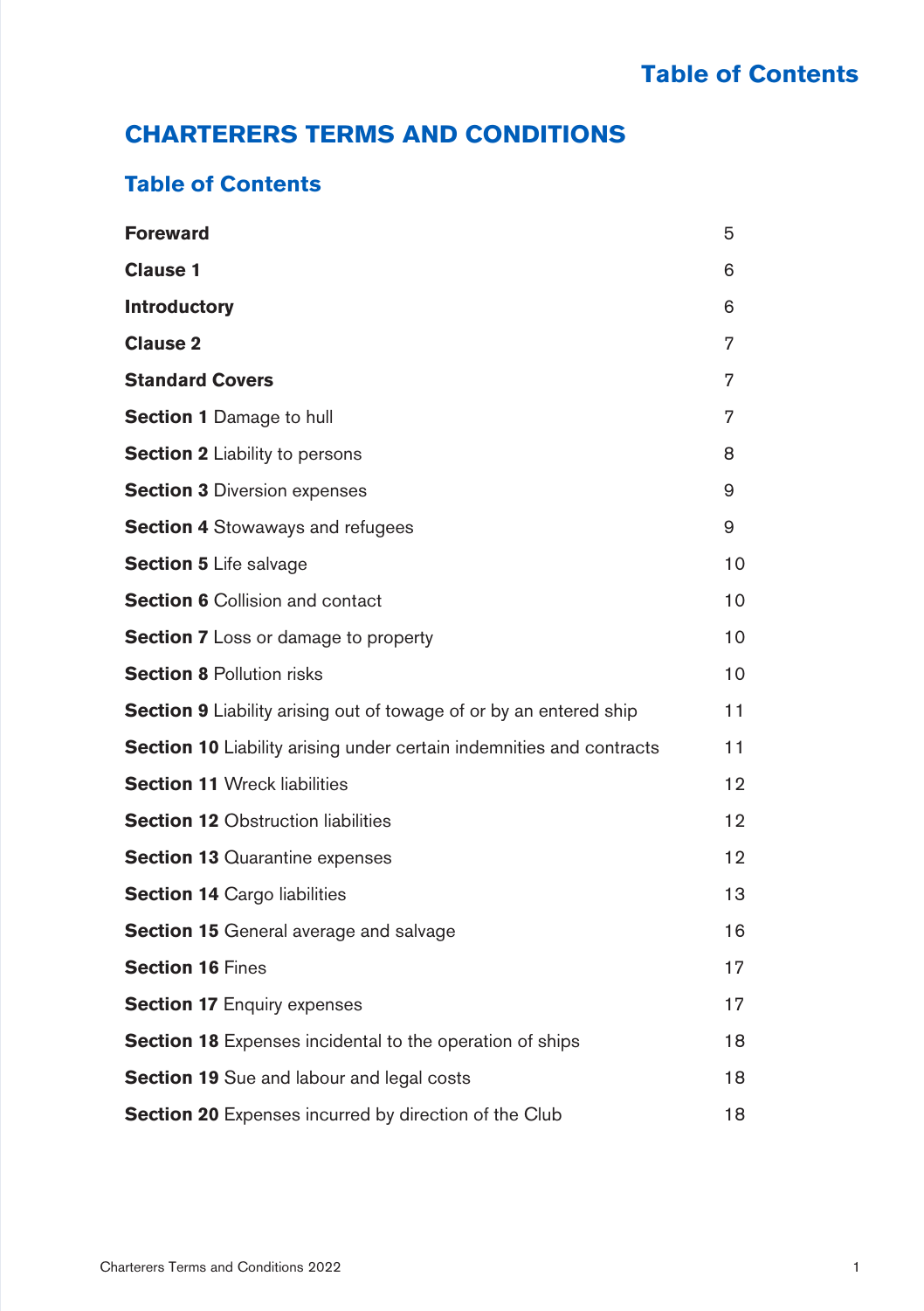# CHARTERERS TERMS AND CONDITIONS

## Table of Contents

| | |
|---|---|
| **Foreward** | 5 |
| **Clause 1** | 6 |
| **Introductory** | 6 |
| **Clause 2** | 7 |
| **Standard Covers** | 7 |
| **Section 1** Damage to hull | 7 |
| **Section 2** Liability to persons | 8 |
| **Section 3** Diversion expenses | 9 |
| **Section 4** Stowaways and refugees | 9 |
| **Section 5** Life salvage | 10 |
| **Section 6** Collision and contact | 10 |
| **Section 7** Loss or damage to property | 10 |
| **Section 8** Pollution risks | 10 |
| **Section 9** Liability arising out of towage of or by an entered ship | 11 |
| **Section 10** Liability arising under certain indemnities and contracts | 11 |
| **Section 11** Wreck liabilities | 12 |
| **Section 12** Obstruction liabilities | 12 |
| **Section 13** Quarantine expenses | 12 |
| **Section 14** Cargo liabilities | 13 |
| **Section 15** General average and salvage | 16 |
| **Section 16** Fines | 17 |
| **Section 17** Enquiry expenses | 17 |
| **Section 18** Expenses incidental to the operation of ships | 18 |
| **Section 19** Sue and labour and legal costs | 18 |
| **Section 20** Expenses incurred by direction of the Club | 18 |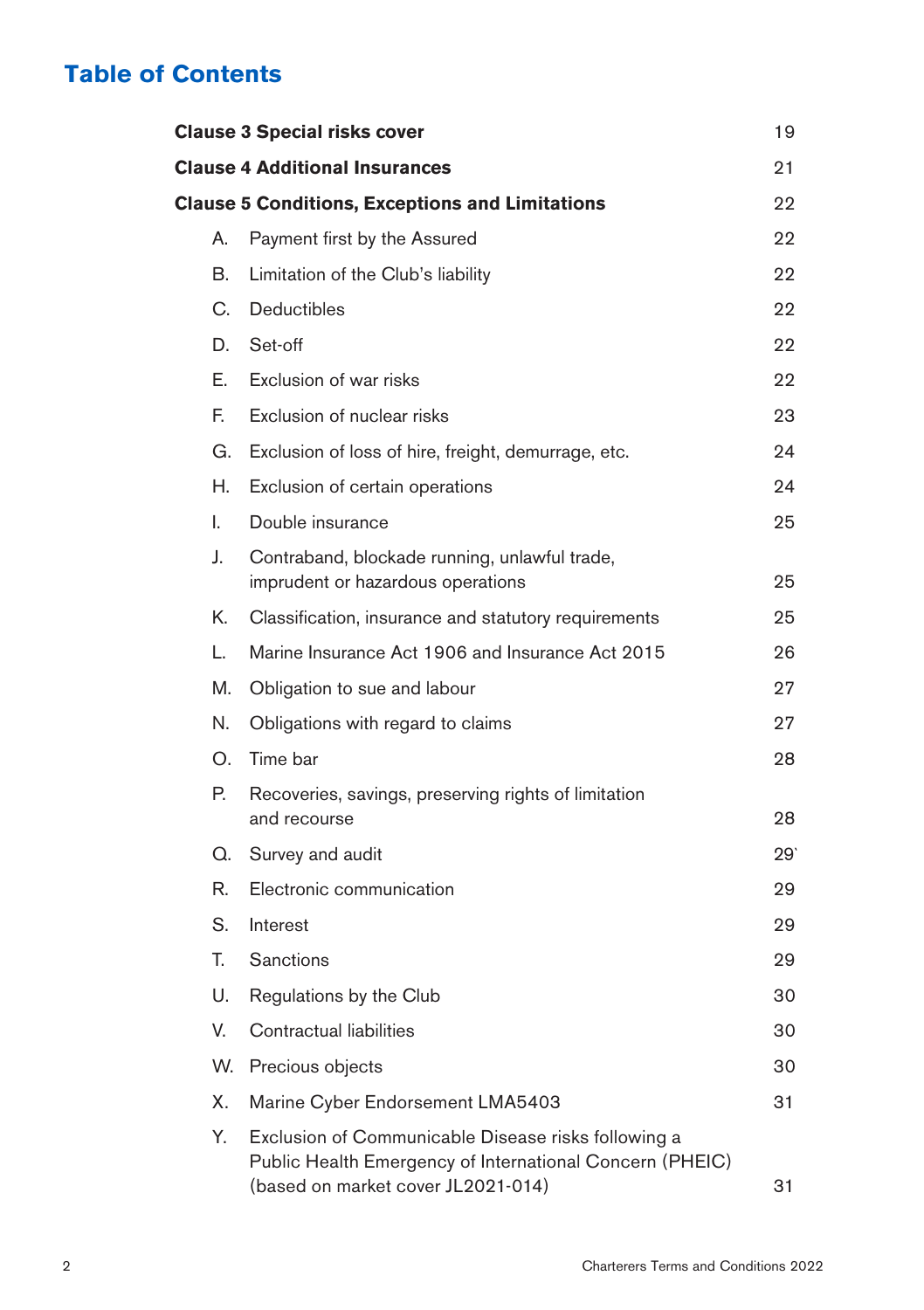## Table of Contents

| | | |
|---|---|---|
| **Clause 3 Special risks cover** | | 19 |
| **Clause 4 Additional Insurances** | | 21 |
| **Clause 5 Conditions, Exceptions and Limitations** | | 22 |
| A. | Payment first by the Assured | 22 |
| B. | Limitation of the Club's liability | 22 |
| C. | Deductibles | 22 |
| D. | Set-off | 22 |
| E. | Exclusion of war risks | 22 |
| F. | Exclusion of nuclear risks | 23 |
| G. | Exclusion of loss of hire, freight, demurrage, etc. | 24 |
| H. | Exclusion of certain operations | 24 |
| I. | Double insurance | 25 |
| J. | Contraband, blockade running, unlawful trade, imprudent or hazardous operations | 25 |
| K. | Classification, insurance and statutory requirements | 25 |
| L. | Marine Insurance Act 1906 and Insurance Act 2015 | 26 |
| M. | Obligation to sue and labour | 27 |
| N. | Obligations with regard to claims | 27 |
| O. | Time bar | 28 |
| P. | Recoveries, savings, preserving rights of limitation and recourse | 28 |
| Q. | Survey and audit | 29` |
| R. | Electronic communication | 29 |
| S. | Interest | 29 |
| T. | Sanctions | 29 |
| U. | Regulations by the Club | 30 |
| V. | Contractual liabilities | 30 |
| W. | Precious objects | 30 |
| X. | Marine Cyber Endorsement LMA5403 | 31 |
| Y. | Exclusion of Communicable Disease risks following a Public Health Emergency of International Concern (PHEIC) (based on market cover JL2021-014) | 31 |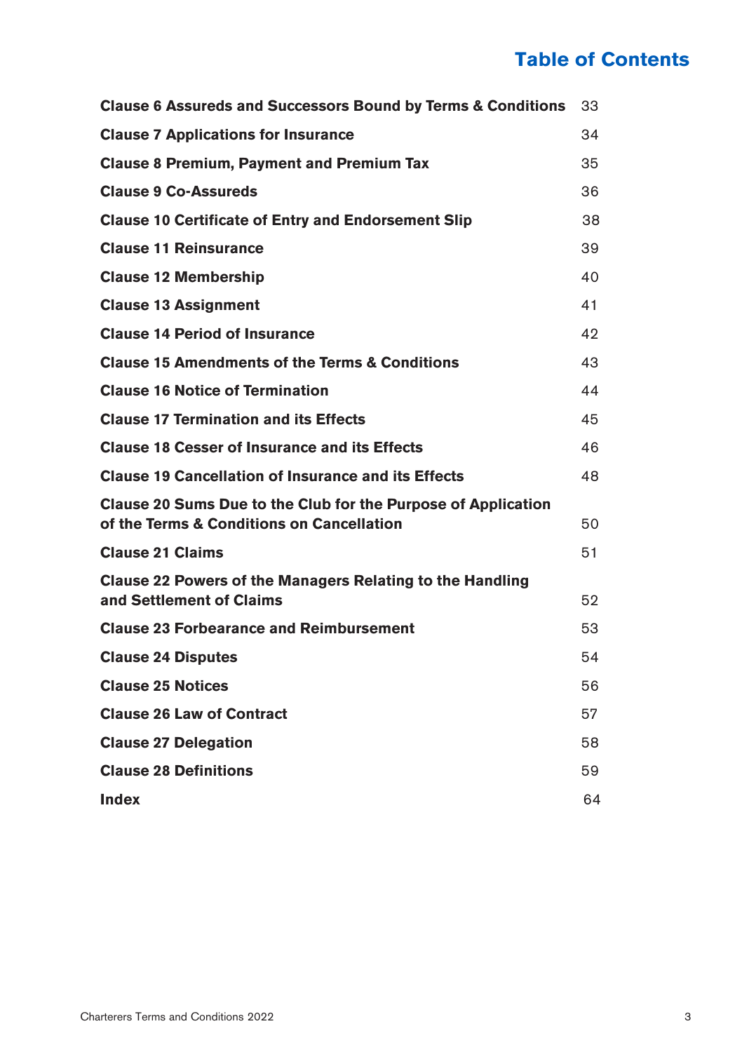## Table of Contents

| | |
|---|---|
| **Clause 6 Assureds and Successors Bound by Terms & Conditions** | 33 |
| **Clause 7 Applications for Insurance** | 34 |
| **Clause 8 Premium, Payment and Premium Tax** | 35 |
| **Clause 9 Co-Assureds** | 36 |
| **Clause 10 Certificate of Entry and Endorsement Slip** | 38 |
| **Clause 11 Reinsurance** | 39 |
| **Clause 12 Membership** | 40 |
| **Clause 13 Assignment** | 41 |
| **Clause 14 Period of Insurance** | 42 |
| **Clause 15 Amendments of the Terms & Conditions** | 43 |
| **Clause 16 Notice of Termination** | 44 |
| **Clause 17 Termination and its Effects** | 45 |
| **Clause 18 Cesser of Insurance and its Effects** | 46 |
| **Clause 19 Cancellation of Insurance and its Effects** | 48 |
| **Clause 20 Sums Due to the Club for the Purpose of Application of the Terms & Conditions on Cancellation** | 50 |
| **Clause 21 Claims** | 51 |
| **Clause 22 Powers of the Managers Relating to the Handling and Settlement of Claims** | 52 |
| **Clause 23 Forbearance and Reimbursement** | 53 |
| **Clause 24 Disputes** | 54 |
| **Clause 25 Notices** | 56 |
| **Clause 26 Law of Contract** | 57 |
| **Clause 27 Delegation** | 58 |
| **Clause 28 Definitions** | 59 |
| **Index** | 64 |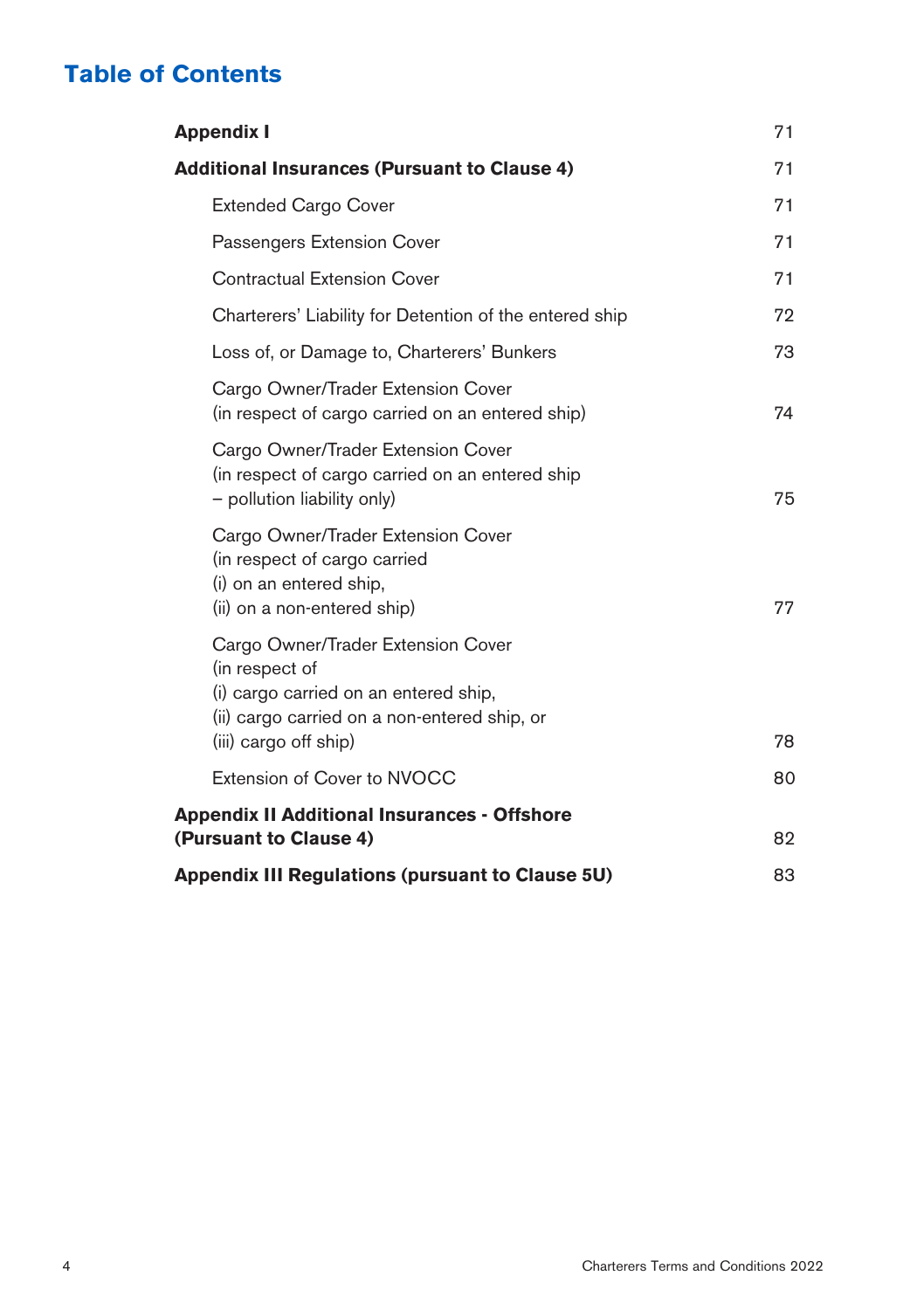# Table of Contents

| | |
|---|---|
| **Appendix I** | 71 |
| **Additional Insurances (Pursuant to Clause 4)** | 71 |
| Extended Cargo Cover | 71 |
| Passengers Extension Cover | 71 |
| Contractual Extension Cover | 71 |
| Charterers' Liability for Detention of the entered ship | 72 |
| Loss of, or Damage to, Charterers' Bunkers | 73 |
| Cargo Owner/Trader Extension Cover (in respect of cargo carried on an entered ship) | 74 |
| Cargo Owner/Trader Extension Cover (in respect of cargo carried on an entered ship – pollution liability only) | 75 |
| Cargo Owner/Trader Extension Cover (in respect of cargo carried (i) on an entered ship, (ii) on a non-entered ship) | 77 |
| Cargo Owner/Trader Extension Cover (in respect of (i) cargo carried on an entered ship, (ii) cargo carried on a non-entered ship, or (iii) cargo off ship) | 78 |
| Extension of Cover to NVOCC | 80 |
| **Appendix II Additional Insurances - Offshore (Pursuant to Clause 4)** | 82 |
| **Appendix III Regulations (pursuant to Clause 5U)** | 83 |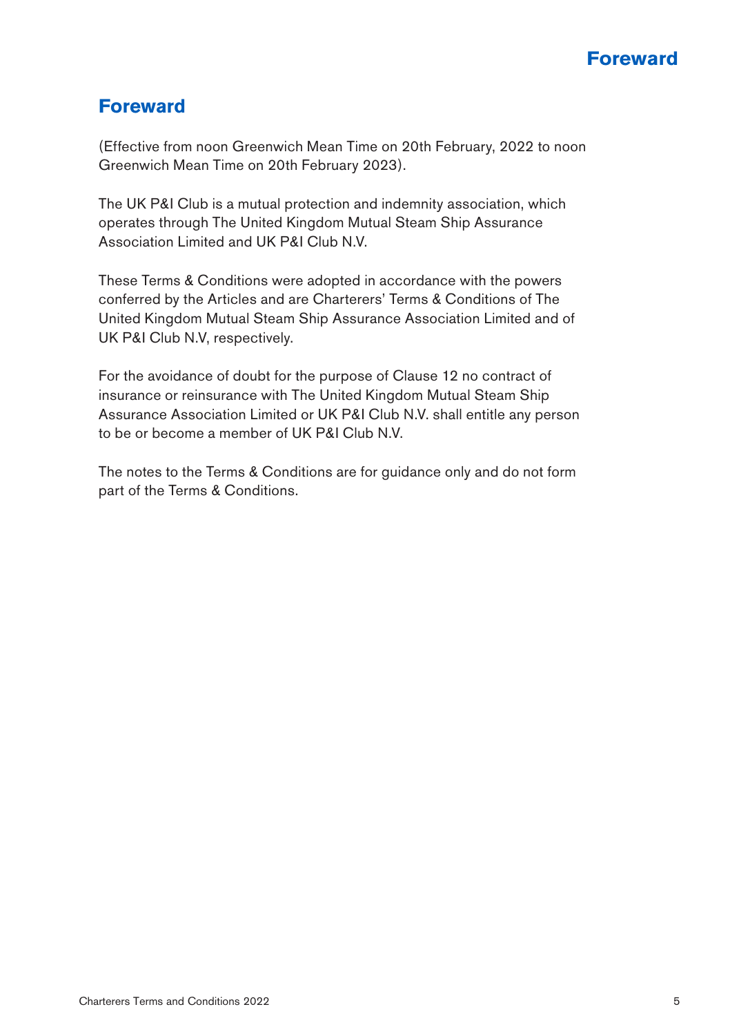# Foreward

(Effective from noon Greenwich Mean Time on 20th February, 2022 to noon Greenwich Mean Time on 20th February 2023).

The UK P&I Club is a mutual protection and indemnity association, which operates through The United Kingdom Mutual Steam Ship Assurance Association Limited and UK P&I Club N.V.

These Terms & Conditions were adopted in accordance with the powers conferred by the Articles and are Charterers' Terms & Conditions of The United Kingdom Mutual Steam Ship Assurance Association Limited and of UK P&I Club N.V, respectively.

For the avoidance of doubt for the purpose of Clause 12 no contract of insurance or reinsurance with The United Kingdom Mutual Steam Ship Assurance Association Limited or UK P&I Club N.V. shall entitle any person to be or become a member of UK P&I Club N.V.

The notes to the Terms & Conditions are for guidance only and do not form part of the Terms & Conditions.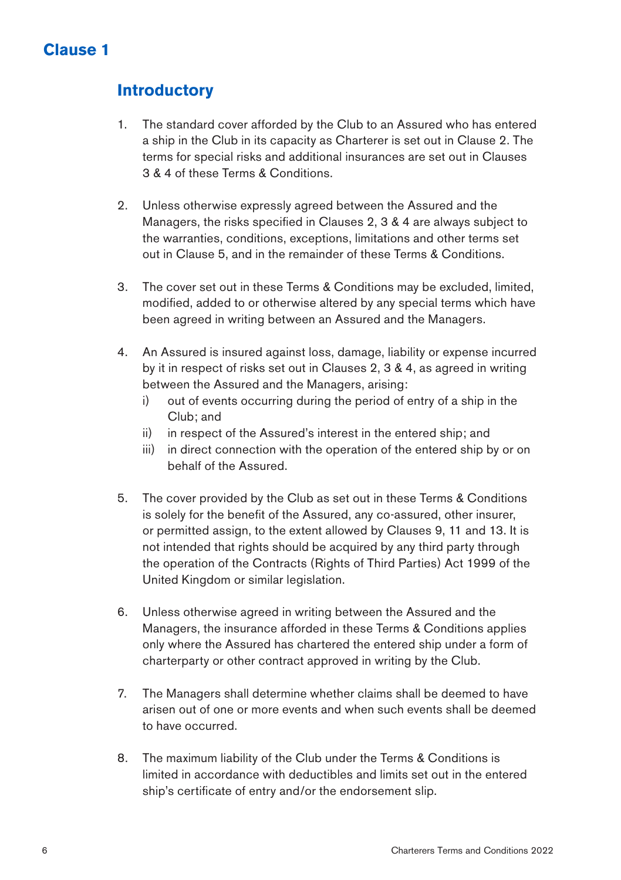# Clause 1

## Introductory

1. The standard cover afforded by the Club to an Assured who has entered a ship in the Club in its capacity as Charterer is set out in Clause 2. The terms for special risks and additional insurances are set out in Clauses 3 & 4 of these Terms & Conditions.

2. Unless otherwise expressly agreed between the Assured and the Managers, the risks specified in Clauses 2, 3 & 4 are always subject to the warranties, conditions, exceptions, limitations and other terms set out in Clause 5, and in the remainder of these Terms & Conditions.

3. The cover set out in these Terms & Conditions may be excluded, limited, modified, added to or otherwise altered by any special terms which have been agreed in writing between an Assured and the Managers.

4. An Assured is insured against loss, damage, liability or expense incurred by it in respect of risks set out in Clauses 2, 3 & 4, as agreed in writing between the Assured and the Managers, arising:
   i) out of events occurring during the period of entry of a ship in the Club; and
   ii) in respect of the Assured's interest in the entered ship; and
   iii) in direct connection with the operation of the entered ship by or on behalf of the Assured.

5. The cover provided by the Club as set out in these Terms & Conditions is solely for the benefit of the Assured, any co-assured, other insurer, or permitted assign, to the extent allowed by Clauses 9, 11 and 13. It is not intended that rights should be acquired by any third party through the operation of the Contracts (Rights of Third Parties) Act 1999 of the United Kingdom or similar legislation.

6. Unless otherwise agreed in writing between the Assured and the Managers, the insurance afforded in these Terms & Conditions applies only where the Assured has chartered the entered ship under a form of charterparty or other contract approved in writing by the Club.

7. The Managers shall determine whether claims shall be deemed to have arisen out of one or more events and when such events shall be deemed to have occurred.

8. The maximum liability of the Club under the Terms & Conditions is limited in accordance with deductibles and limits set out in the entered ship's certificate of entry and/or the endorsement slip.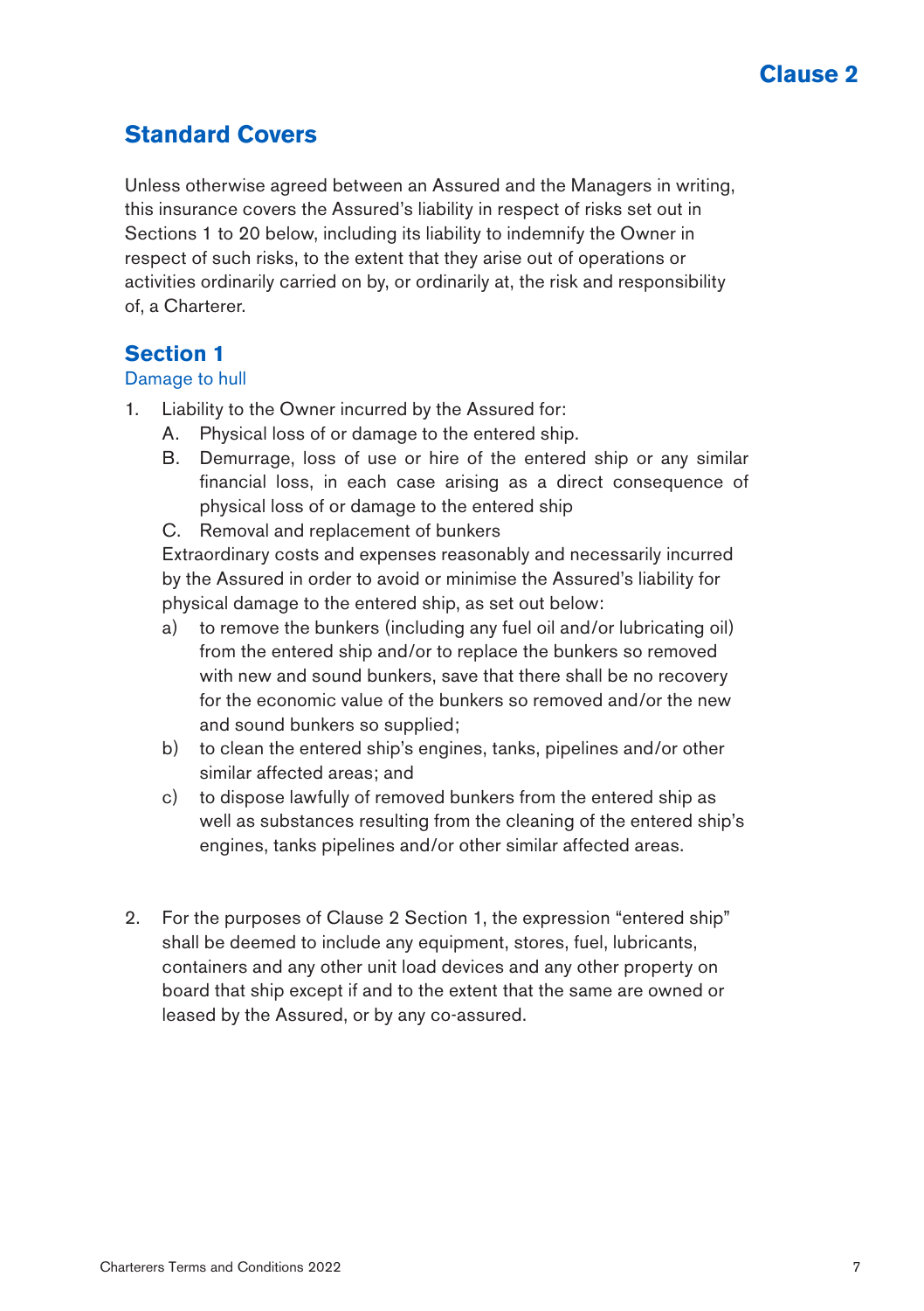# Clause 2

## Standard Covers

Unless otherwise agreed between an Assured and the Managers in writing, this insurance covers the Assured's liability in respect of risks set out in Sections 1 to 20 below, including its liability to indemnify the Owner in respect of such risks, to the extent that they arise out of operations or activities ordinarily carried on by, or ordinarily at, the risk and responsibility of, a Charterer.

### Section 1

Damage to hull

1. Liability to the Owner incurred by the Assured for:
   A. Physical loss of or damage to the entered ship.
   B. Demurrage, loss of use or hire of the entered ship or any similar financial loss, in each case arising as a direct consequence of physical loss of or damage to the entered ship
   C. Removal and replacement of bunkers

   Extraordinary costs and expenses reasonably and necessarily incurred by the Assured in order to avoid or minimise the Assured's liability for physical damage to the entered ship, as set out below:

   a) to remove the bunkers (including any fuel oil and/or lubricating oil) from the entered ship and/or to replace the bunkers so removed with new and sound bunkers, save that there shall be no recovery for the economic value of the bunkers so removed and/or the new and sound bunkers so supplied;
   b) to clean the entered ship's engines, tanks, pipelines and/or other similar affected areas; and
   c) to dispose lawfully of removed bunkers from the entered ship as well as substances resulting from the cleaning of the entered ship's engines, tanks pipelines and/or other similar affected areas.

2. For the purposes of Clause 2 Section 1, the expression "entered ship" shall be deemed to include any equipment, stores, fuel, lubricants, containers and any other unit load devices and any other property on board that ship except if and to the extent that the same are owned or leased by the Assured, or by any co-assured.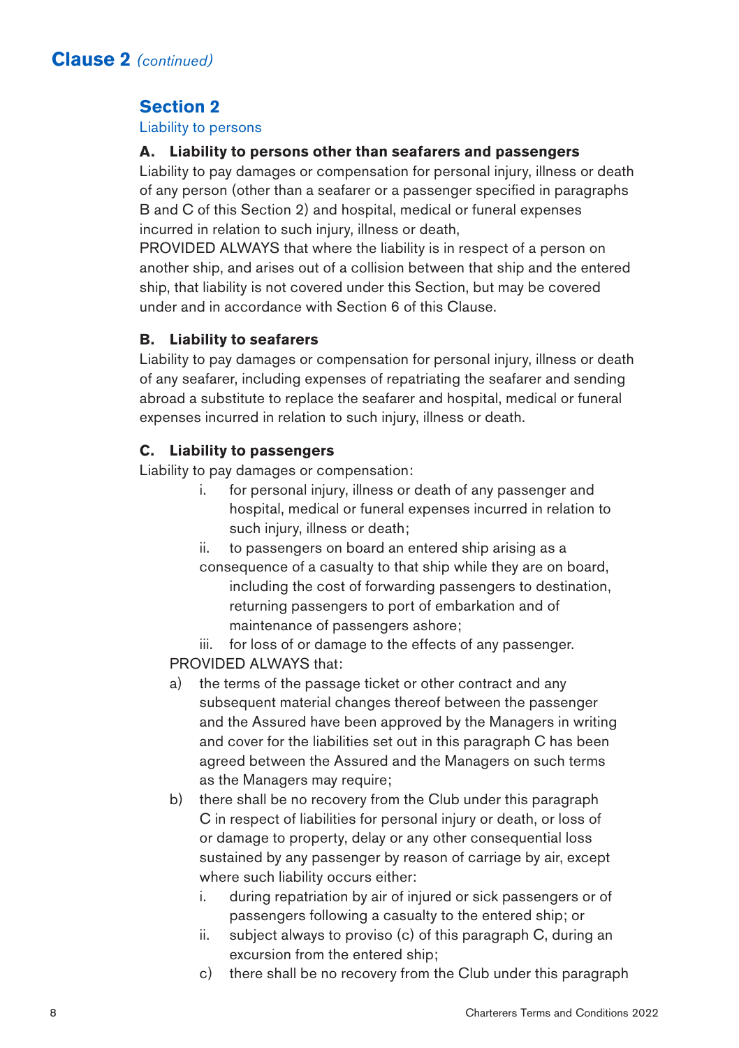## Clause 2 *(continued)*

### Section 2

Liability to persons

**A. Liability to persons other than seafarers and passengers**

Liability to pay damages or compensation for personal injury, illness or death of any person (other than a seafarer or a passenger specified in paragraphs B and C of this Section 2) and hospital, medical or funeral expenses incurred in relation to such injury, illness or death,

PROVIDED ALWAYS that where the liability is in respect of a person on another ship, and arises out of a collision between that ship and the entered ship, that liability is not covered under this Section, but may be covered under and in accordance with Section 6 of this Clause.

**B. Liability to seafarers**

Liability to pay damages or compensation for personal injury, illness or death of any seafarer, including expenses of repatriating the seafarer and sending abroad a substitute to replace the seafarer and hospital, medical or funeral expenses incurred in relation to such injury, illness or death.

**C. Liability to passengers**

Liability to pay damages or compensation:

i. for personal injury, illness or death of any passenger and hospital, medical or funeral expenses incurred in relation to such injury, illness or death;

ii. to passengers on board an entered ship arising as a consequence of a casualty to that ship while they are on board, including the cost of forwarding passengers to destination, returning passengers to port of embarkation and of maintenance of passengers ashore;

iii. for loss of or damage to the effects of any passenger.

PROVIDED ALWAYS that:

a) the terms of the passage ticket or other contract and any subsequent material changes thereof between the passenger and the Assured have been approved by the Managers in writing and cover for the liabilities set out in this paragraph C has been agreed between the Assured and the Managers on such terms as the Managers may require;

b) there shall be no recovery from the Club under this paragraph C in respect of liabilities for personal injury or death, or loss of or damage to property, delay or any other consequential loss sustained by any passenger by reason of carriage by air, except where such liability occurs either:

   i. during repatriation by air of injured or sick passengers or of passengers following a casualty to the entered ship; or

   ii. subject always to proviso (c) of this paragraph C, during an excursion from the entered ship;

c) there shall be no recovery from the Club under this paragraph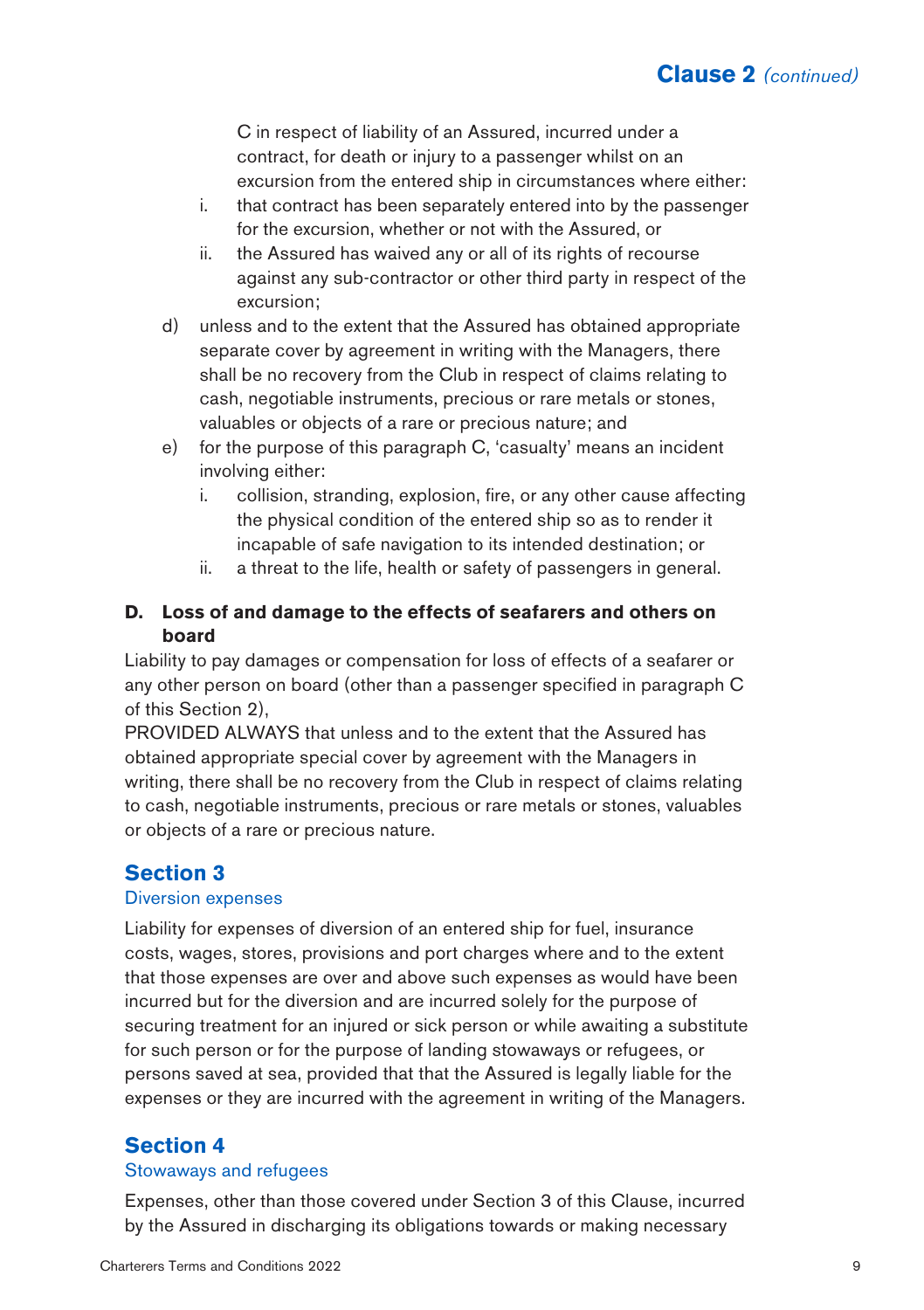C in respect of liability of an Assured, incurred under a contract, for death or injury to a passenger whilst on an excursion from the entered ship in circumstances where either:

i. that contract has been separately entered into by the passenger for the excursion, whether or not with the Assured, or

ii. the Assured has waived any or all of its rights of recourse against any sub-contractor or other third party in respect of the excursion;

d) unless and to the extent that the Assured has obtained appropriate separate cover by agreement in writing with the Managers, there shall be no recovery from the Club in respect of claims relating to cash, negotiable instruments, precious or rare metals or stones, valuables or objects of a rare or precious nature; and

e) for the purpose of this paragraph C, 'casualty' means an incident involving either:

i. collision, stranding, explosion, fire, or any other cause affecting the physical condition of the entered ship so as to render it incapable of safe navigation to its intended destination; or

ii. a threat to the life, health or safety of passengers in general.

**D. Loss of and damage to the effects of seafarers and others on board**

Liability to pay damages or compensation for loss of effects of a seafarer or any other person on board (other than a passenger specified in paragraph C of this Section 2),

PROVIDED ALWAYS that unless and to the extent that the Assured has obtained appropriate special cover by agreement with the Managers in writing, there shall be no recovery from the Club in respect of claims relating to cash, negotiable instruments, precious or rare metals or stones, valuables or objects of a rare or precious nature.

## Section 3

### Diversion expenses

Liability for expenses of diversion of an entered ship for fuel, insurance costs, wages, stores, provisions and port charges where and to the extent that those expenses are over and above such expenses as would have been incurred but for the diversion and are incurred solely for the purpose of securing treatment for an injured or sick person or while awaiting a substitute for such person or for the purpose of landing stowaways or refugees, or persons saved at sea, provided that that the Assured is legally liable for the expenses or they are incurred with the agreement in writing of the Managers.

## Section 4

### Stowaways and refugees

Expenses, other than those covered under Section 3 of this Clause, incurred by the Assured in discharging its obligations towards or making necessary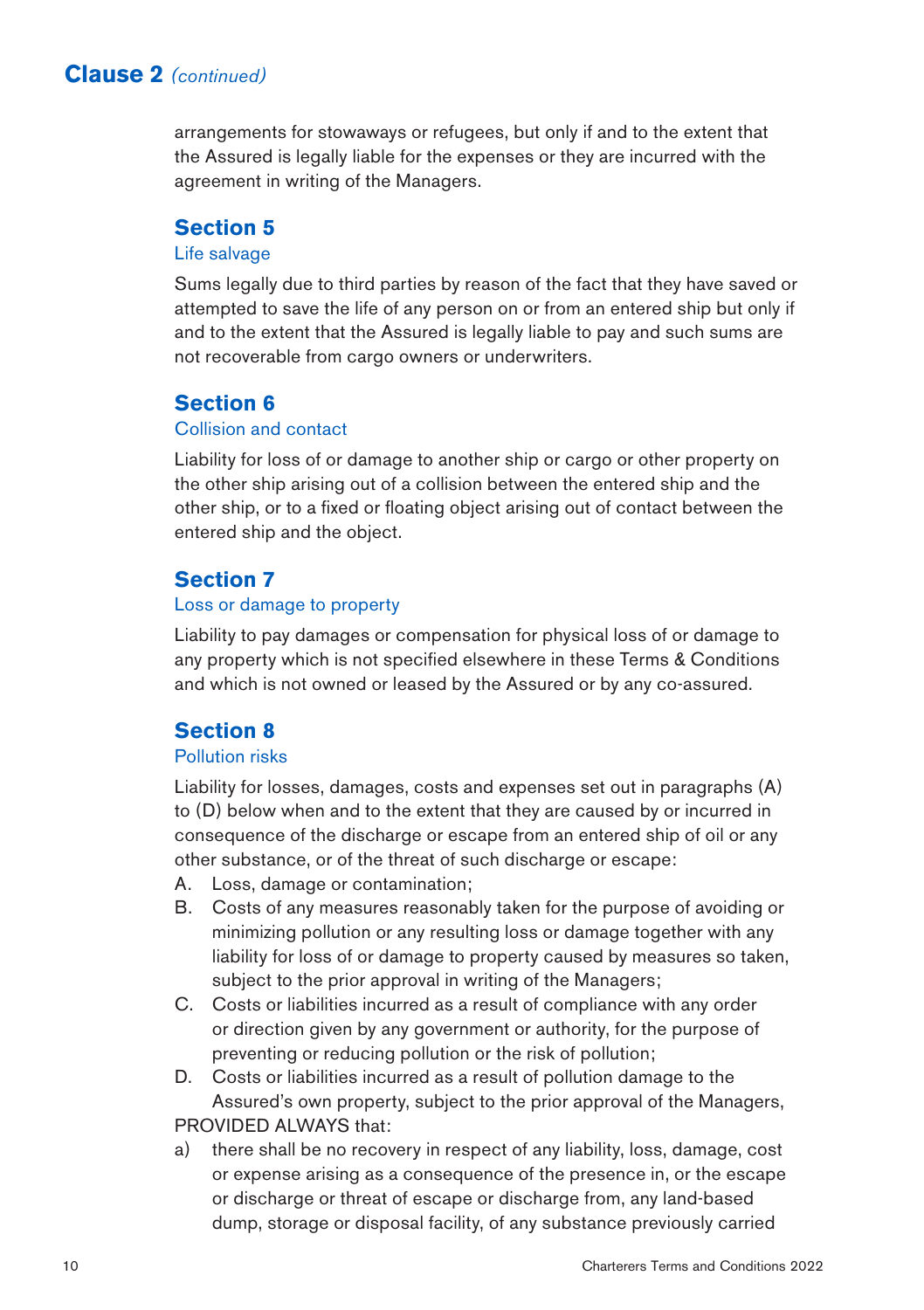## Clause 2 *(continued)*

arrangements for stowaways or refugees, but only if and to the extent that the Assured is legally liable for the expenses or they are incurred with the agreement in writing of the Managers.

### Section 5

Life salvage

Sums legally due to third parties by reason of the fact that they have saved or attempted to save the life of any person on or from an entered ship but only if and to the extent that the Assured is legally liable to pay and such sums are not recoverable from cargo owners or underwriters.

### Section 6

Collision and contact

Liability for loss of or damage to another ship or cargo or other property on the other ship arising out of a collision between the entered ship and the other ship, or to a fixed or floating object arising out of contact between the entered ship and the object.

### Section 7

Loss or damage to property

Liability to pay damages or compensation for physical loss of or damage to any property which is not specified elsewhere in these Terms & Conditions and which is not owned or leased by the Assured or by any co-assured.

### Section 8

Pollution risks

Liability for losses, damages, costs and expenses set out in paragraphs (A) to (D) below when and to the extent that they are caused by or incurred in consequence of the discharge or escape from an entered ship of oil or any other substance, or of the threat of such discharge or escape:

A. Loss, damage or contamination;
B. Costs of any measures reasonably taken for the purpose of avoiding or minimizing pollution or any resulting loss or damage together with any liability for loss of or damage to property caused by measures so taken, subject to the prior approval in writing of the Managers;
C. Costs or liabilities incurred as a result of compliance with any order or direction given by any government or authority, for the purpose of preventing or reducing pollution or the risk of pollution;
D. Costs or liabilities incurred as a result of pollution damage to the Assured's own property, subject to the prior approval of the Managers,

PROVIDED ALWAYS that:

a) there shall be no recovery in respect of any liability, loss, damage, cost or expense arising as a consequence of the presence in, or the escape or discharge or threat of escape or discharge from, any land-based dump, storage or disposal facility, of any substance previously carried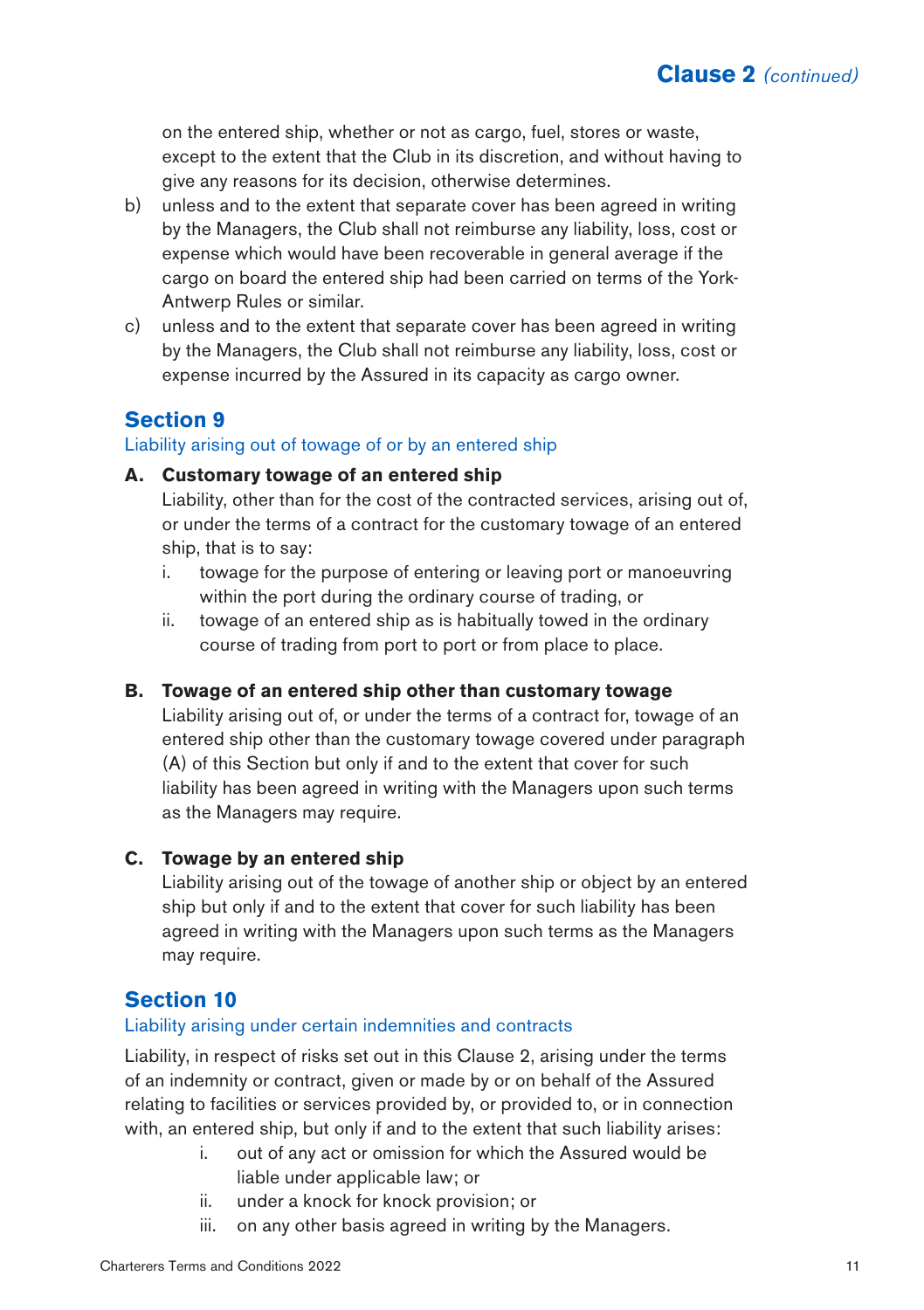on the entered ship, whether or not as cargo, fuel, stores or waste, except to the extent that the Club in its discretion, and without having to give any reasons for its decision, otherwise determines.

b) unless and to the extent that separate cover has been agreed in writing by the Managers, the Club shall not reimburse any liability, loss, cost or expense which would have been recoverable in general average if the cargo on board the entered ship had been carried on terms of the York-Antwerp Rules or similar.

c) unless and to the extent that separate cover has been agreed in writing by the Managers, the Club shall not reimburse any liability, loss, cost or expense incurred by the Assured in its capacity as cargo owner.

## Section 9

### Liability arising out of towage of or by an entered ship

**A. Customary towage of an entered ship**

Liability, other than for the cost of the contracted services, arising out of, or under the terms of a contract for the customary towage of an entered ship, that is to say:

i. towage for the purpose of entering or leaving port or manoeuvring within the port during the ordinary course of trading, or

ii. towage of an entered ship as is habitually towed in the ordinary course of trading from port to port or from place to place.

**B. Towage of an entered ship other than customary towage**

Liability arising out of, or under the terms of a contract for, towage of an entered ship other than the customary towage covered under paragraph (A) of this Section but only if and to the extent that cover for such liability has been agreed in writing with the Managers upon such terms as the Managers may require.

**C. Towage by an entered ship**

Liability arising out of the towage of another ship or object by an entered ship but only if and to the extent that cover for such liability has been agreed in writing with the Managers upon such terms as the Managers may require.

## Section 10

### Liability arising under certain indemnities and contracts

Liability, in respect of risks set out in this Clause 2, arising under the terms of an indemnity or contract, given or made by or on behalf of the Assured relating to facilities or services provided by, or provided to, or in connection with, an entered ship, but only if and to the extent that such liability arises:

i. out of any act or omission for which the Assured would be liable under applicable law; or

ii. under a knock for knock provision; or

iii. on any other basis agreed in writing by the Managers.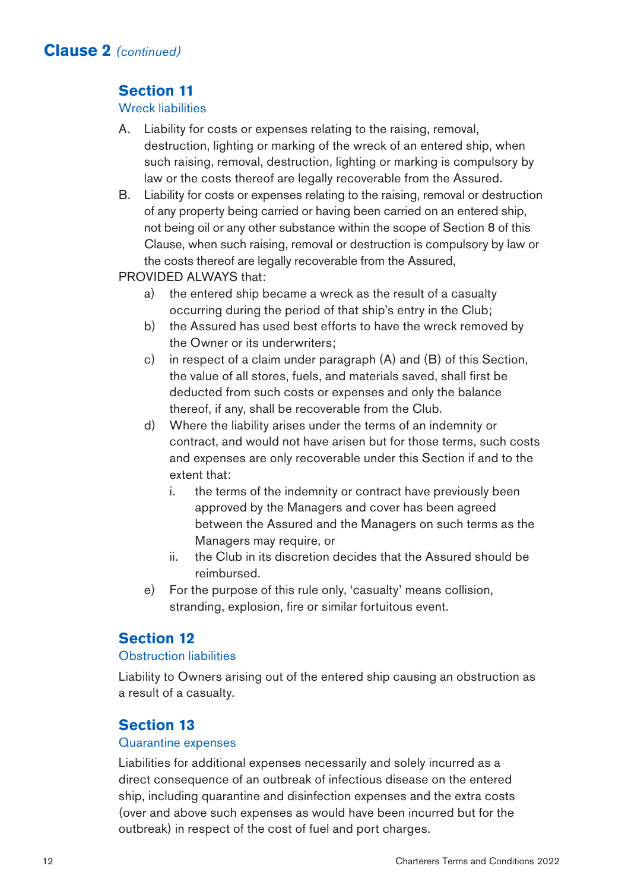## Clause 2 *(continued)*

### Section 11

Wreck liabilities

A. Liability for costs or expenses relating to the raising, removal, destruction, lighting or marking of the wreck of an entered ship, when such raising, removal, destruction, lighting or marking is compulsory by law or the costs thereof are legally recoverable from the Assured.

B. Liability for costs or expenses relating to the raising, removal or destruction of any property being carried or having been carried on an entered ship, not being oil or any other substance within the scope of Section 8 of this Clause, when such raising, removal or destruction is compulsory by law or the costs thereof are legally recoverable from the Assured,

PROVIDED ALWAYS that:

a) the entered ship became a wreck as the result of a casualty occurring during the period of that ship's entry in the Club;

b) the Assured has used best efforts to have the wreck removed by the Owner or its underwriters;

c) in respect of a claim under paragraph (A) and (B) of this Section, the value of all stores, fuels, and materials saved, shall first be deducted from such costs or expenses and only the balance thereof, if any, shall be recoverable from the Club.

d) Where the liability arises under the terms of an indemnity or contract, and would not have arisen but for those terms, such costs and expenses are only recoverable under this Section if and to the extent that:

   i. the terms of the indemnity or contract have previously been approved by the Managers and cover has been agreed between the Assured and the Managers on such terms as the Managers may require, or

   ii. the Club in its discretion decides that the Assured should be reimbursed.

e) For the purpose of this rule only, 'casualty' means collision, stranding, explosion, fire or similar fortuitous event.

### Section 12

Obstruction liabilities

Liability to Owners arising out of the entered ship causing an obstruction as a result of a casualty.

### Section 13

Quarantine expenses

Liabilities for additional expenses necessarily and solely incurred as a direct consequence of an outbreak of infectious disease on the entered ship, including quarantine and disinfection expenses and the extra costs (over and above such expenses as would have been incurred but for the outbreak) in respect of the cost of fuel and port charges.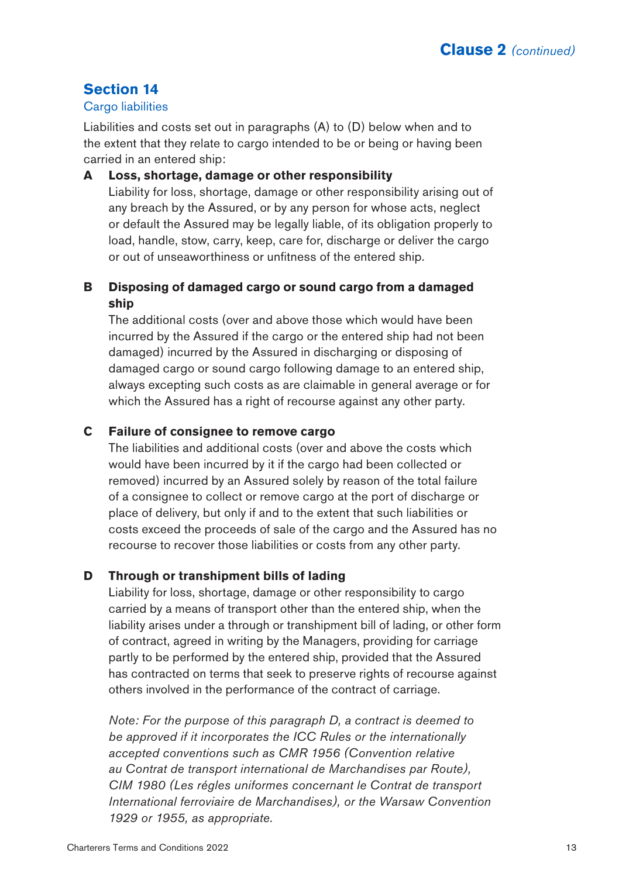## Section 14

### Cargo liabilities

Liabilities and costs set out in paragraphs (A) to (D) below when and to the extent that they relate to cargo intended to be or being or having been carried in an entered ship:

**A Loss, shortage, damage or other responsibility**

Liability for loss, shortage, damage or other responsibility arising out of any breach by the Assured, or by any person for whose acts, neglect or default the Assured may be legally liable, of its obligation properly to load, handle, stow, carry, keep, care for, discharge or deliver the cargo or out of unseaworthiness or unfitness of the entered ship.

**B Disposing of damaged cargo or sound cargo from a damaged ship**

The additional costs (over and above those which would have been incurred by the Assured if the cargo or the entered ship had not been damaged) incurred by the Assured in discharging or disposing of damaged cargo or sound cargo following damage to an entered ship, always excepting such costs as are claimable in general average or for which the Assured has a right of recourse against any other party.

**C Failure of consignee to remove cargo**

The liabilities and additional costs (over and above the costs which would have been incurred by it if the cargo had been collected or removed) incurred by an Assured solely by reason of the total failure of a consignee to collect or remove cargo at the port of discharge or place of delivery, but only if and to the extent that such liabilities or costs exceed the proceeds of sale of the cargo and the Assured has no recourse to recover those liabilities or costs from any other party.

**D Through or transhipment bills of lading**

Liability for loss, shortage, damage or other responsibility to cargo carried by a means of transport other than the entered ship, when the liability arises under a through or transhipment bill of lading, or other form of contract, agreed in writing by the Managers, providing for carriage partly to be performed by the entered ship, provided that the Assured has contracted on terms that seek to preserve rights of recourse against others involved in the performance of the contract of carriage.

*Note: For the purpose of this paragraph D, a contract is deemed to be approved if it incorporates the ICC Rules or the internationally accepted conventions such as CMR 1956 (Convention relative au Contrat de transport international de Marchandises par Route), CIM 1980 (Les régles uniformes concernant le Contrat de transport International ferroviaire de Marchandises), or the Warsaw Convention 1929 or 1955, as appropriate.*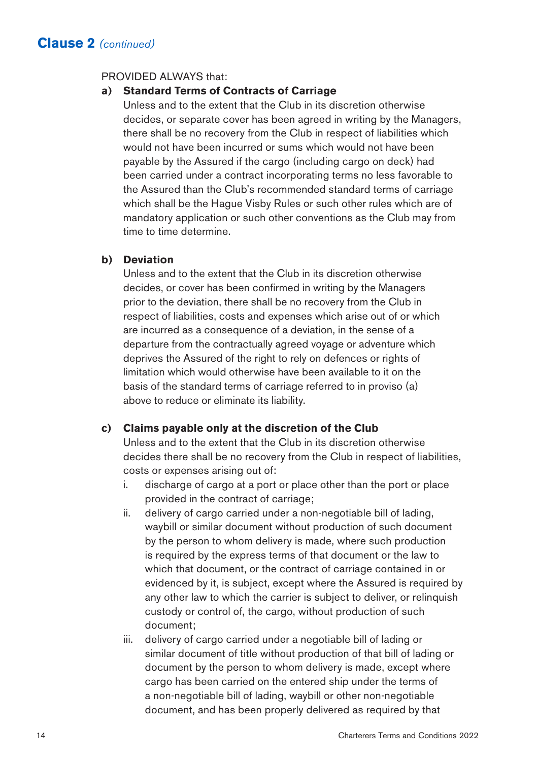## Clause 2 *(continued)*

PROVIDED ALWAYS that:

**a) Standard Terms of Contracts of Carriage**

Unless and to the extent that the Club in its discretion otherwise decides, or separate cover has been agreed in writing by the Managers, there shall be no recovery from the Club in respect of liabilities which would not have been incurred or sums which would not have been payable by the Assured if the cargo (including cargo on deck) had been carried under a contract incorporating terms no less favorable to the Assured than the Club's recommended standard terms of carriage which shall be the Hague Visby Rules or such other rules which are of mandatory application or such other conventions as the Club may from time to time determine.

**b) Deviation**

Unless and to the extent that the Club in its discretion otherwise decides, or cover has been confirmed in writing by the Managers prior to the deviation, there shall be no recovery from the Club in respect of liabilities, costs and expenses which arise out of or which are incurred as a consequence of a deviation, in the sense of a departure from the contractually agreed voyage or adventure which deprives the Assured of the right to rely on defences or rights of limitation which would otherwise have been available to it on the basis of the standard terms of carriage referred to in proviso (a) above to reduce or eliminate its liability.

**c) Claims payable only at the discretion of the Club**

Unless and to the extent that the Club in its discretion otherwise decides there shall be no recovery from the Club in respect of liabilities, costs or expenses arising out of:

i. discharge of cargo at a port or place other than the port or place provided in the contract of carriage;

ii. delivery of cargo carried under a non-negotiable bill of lading, waybill or similar document without production of such document by the person to whom delivery is made, where such production is required by the express terms of that document or the law to which that document, or the contract of carriage contained in or evidenced by it, is subject, except where the Assured is required by any other law to which the carrier is subject to deliver, or relinquish custody or control of, the cargo, without production of such document;

iii. delivery of cargo carried under a negotiable bill of lading or similar document of title without production of that bill of lading or document by the person to whom delivery is made, except where cargo has been carried on the entered ship under the terms of a non-negotiable bill of lading, waybill or other non-negotiable document, and has been properly delivered as required by that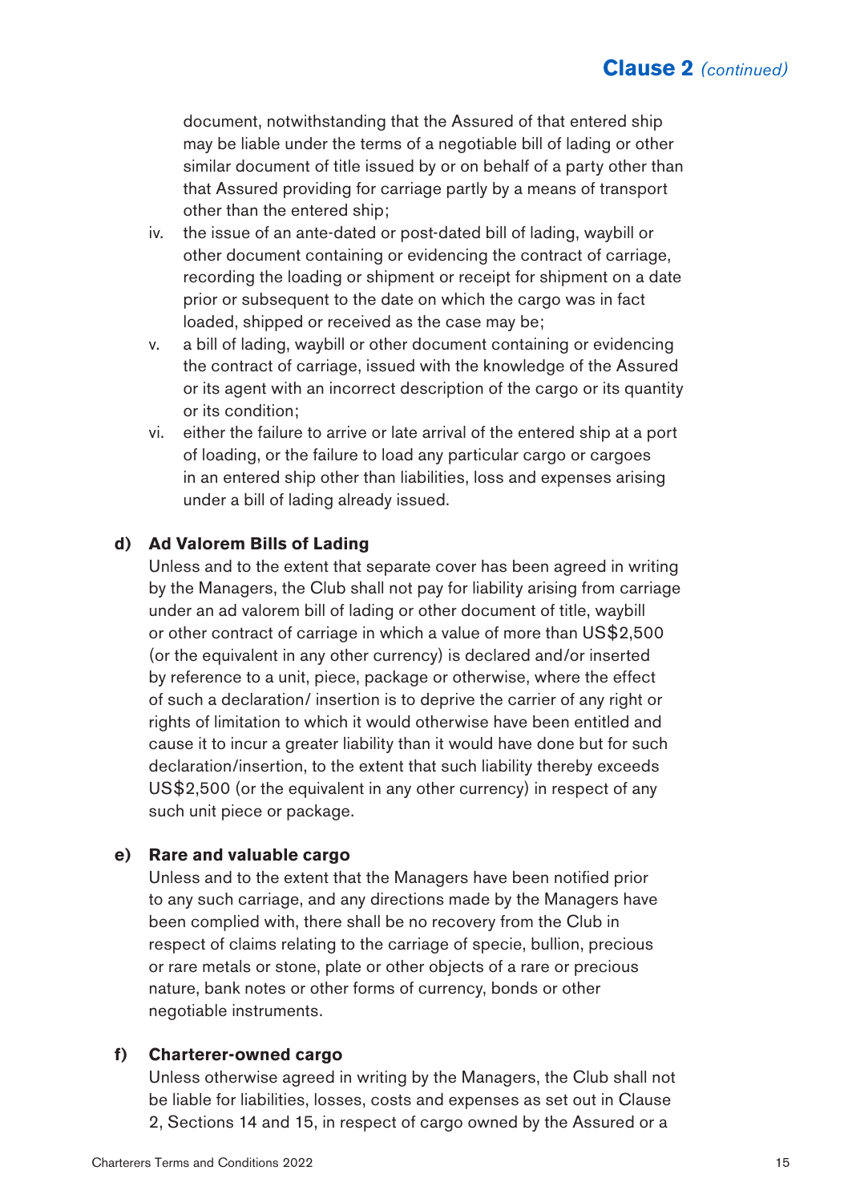document, notwithstanding that the Assured of that entered ship may be liable under the terms of a negotiable bill of lading or other similar document of title issued by or on behalf of a party other than that Assured providing for carriage partly by a means of transport other than the entered ship;

iv. the issue of an ante-dated or post-dated bill of lading, waybill or other document containing or evidencing the contract of carriage, recording the loading or shipment or receipt for shipment on a date prior or subsequent to the date on which the cargo was in fact loaded, shipped or received as the case may be;

v. a bill of lading, waybill or other document containing or evidencing the contract of carriage, issued with the knowledge of the Assured or its agent with an incorrect description of the cargo or its quantity or its condition;

vi. either the failure to arrive or late arrival of the entered ship at a port of loading, or the failure to load any particular cargo or cargoes in an entered ship other than liabilities, loss and expenses arising under a bill of lading already issued.

**d) Ad Valorem Bills of Lading**

Unless and to the extent that separate cover has been agreed in writing by the Managers, the Club shall not pay for liability arising from carriage under an ad valorem bill of lading or other document of title, waybill or other contract of carriage in which a value of more than US$2,500 (or the equivalent in any other currency) is declared and/or inserted by reference to a unit, piece, package or otherwise, where the effect of such a declaration/ insertion is to deprive the carrier of any right or rights of limitation to which it would otherwise have been entitled and cause it to incur a greater liability than it would have done but for such declaration/insertion, to the extent that such liability thereby exceeds US$2,500 (or the equivalent in any other currency) in respect of any such unit piece or package.

**e) Rare and valuable cargo**

Unless and to the extent that the Managers have been notified prior to any such carriage, and any directions made by the Managers have been complied with, there shall be no recovery from the Club in respect of claims relating to the carriage of specie, bullion, precious or rare metals or stone, plate or other objects of a rare or precious nature, bank notes or other forms of currency, bonds or other negotiable instruments.

**f) Charterer-owned cargo**

Unless otherwise agreed in writing by the Managers, the Club shall not be liable for liabilities, losses, costs and expenses as set out in Clause 2, Sections 14 and 15, in respect of cargo owned by the Assured or a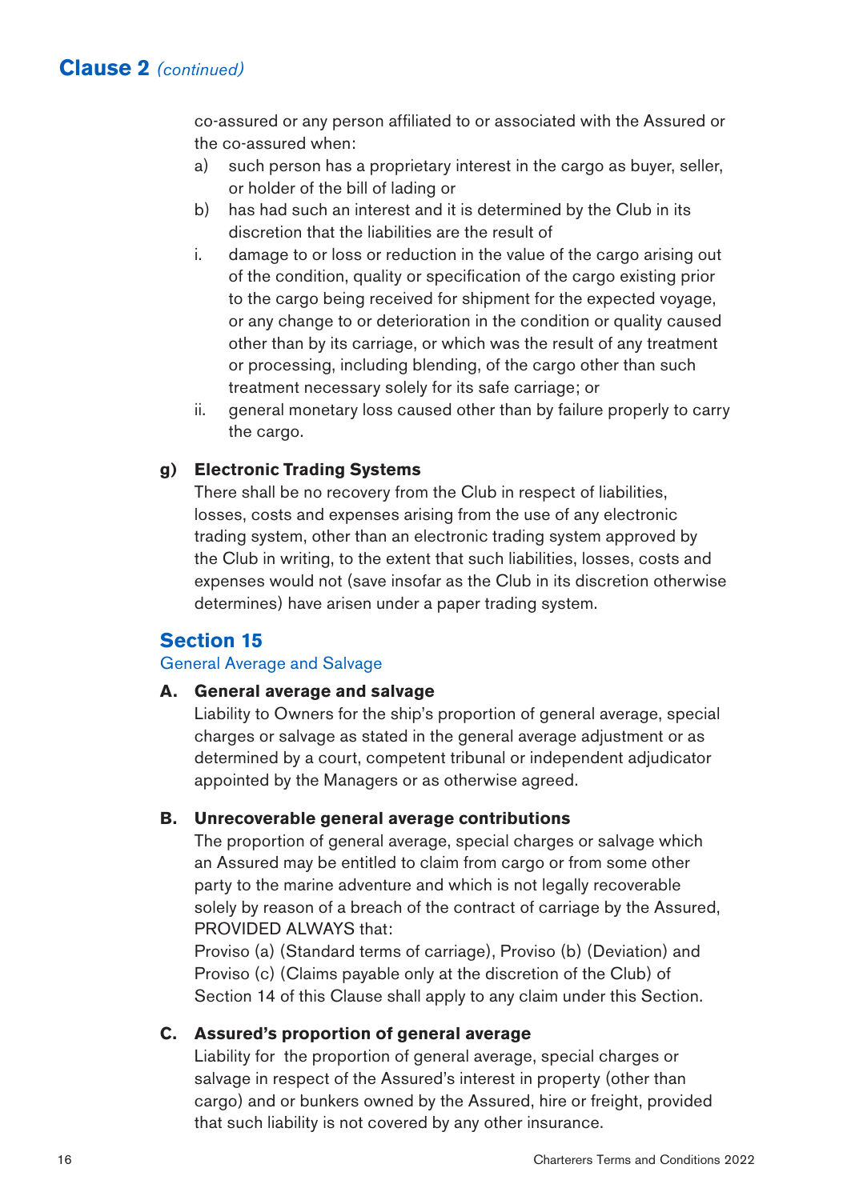## Clause 2 *(continued)*

co-assured or any person affiliated to or associated with the Assured or the co-assured when:

a) such person has a proprietary interest in the cargo as buyer, seller, or holder of the bill of lading or

b) has had such an interest and it is determined by the Club in its discretion that the liabilities are the result of

i. damage to or loss or reduction in the value of the cargo arising out of the condition, quality or specification of the cargo existing prior to the cargo being received for shipment for the expected voyage, or any change to or deterioration in the condition or quality caused other than by its carriage, or which was the result of any treatment or processing, including blending, of the cargo other than such treatment necessary solely for its safe carriage; or

ii. general monetary loss caused other than by failure properly to carry the cargo.

**g) Electronic Trading Systems**

There shall be no recovery from the Club in respect of liabilities, losses, costs and expenses arising from the use of any electronic trading system, other than an electronic trading system approved by the Club in writing, to the extent that such liabilities, losses, costs and expenses would not (save insofar as the Club in its discretion otherwise determines) have arisen under a paper trading system.

## Section 15

General Average and Salvage

**A. General average and salvage**

Liability to Owners for the ship's proportion of general average, special charges or salvage as stated in the general average adjustment or as determined by a court, competent tribunal or independent adjudicator appointed by the Managers or as otherwise agreed.

**B. Unrecoverable general average contributions**

The proportion of general average, special charges or salvage which an Assured may be entitled to claim from cargo or from some other party to the marine adventure and which is not legally recoverable solely by reason of a breach of the contract of carriage by the Assured, PROVIDED ALWAYS that:

Proviso (a) (Standard terms of carriage), Proviso (b) (Deviation) and Proviso (c) (Claims payable only at the discretion of the Club) of Section 14 of this Clause shall apply to any claim under this Section.

**C. Assured's proportion of general average**

Liability for the proportion of general average, special charges or salvage in respect of the Assured's interest in property (other than cargo) and or bunkers owned by the Assured, hire or freight, provided that such liability is not covered by any other insurance.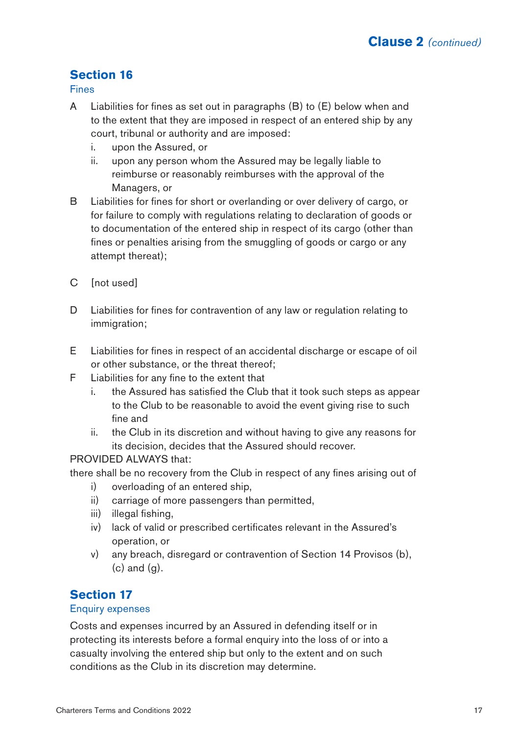## Section 16

### Fines

A Liabilities for fines as set out in paragraphs (B) to (E) below when and to the extent that they are imposed in respect of an entered ship by any court, tribunal or authority and are imposed:

i. upon the Assured, or

ii. upon any person whom the Assured may be legally liable to reimburse or reasonably reimburses with the approval of the Managers, or

B Liabilities for fines for short or overlanding or over delivery of cargo, or for failure to comply with regulations relating to declaration of goods or to documentation of the entered ship in respect of its cargo (other than fines or penalties arising from the smuggling of goods or cargo or any attempt thereat);

C [not used]

D Liabilities for fines for contravention of any law or regulation relating to immigration;

E Liabilities for fines in respect of an accidental discharge or escape of oil or other substance, or the threat thereof;

F Liabilities for any fine to the extent that

i. the Assured has satisfied the Club that it took such steps as appear to the Club to be reasonable to avoid the event giving rise to such fine and

ii. the Club in its discretion and without having to give any reasons for its decision, decides that the Assured should recover.

PROVIDED ALWAYS that:

there shall be no recovery from the Club in respect of any fines arising out of

i) overloading of an entered ship,

ii) carriage of more passengers than permitted,

iii) illegal fishing,

iv) lack of valid or prescribed certificates relevant in the Assured's operation, or

v) any breach, disregard or contravention of Section 14 Provisos (b), (c) and (g).

## Section 17

### Enquiry expenses

Costs and expenses incurred by an Assured in defending itself or in protecting its interests before a formal enquiry into the loss of or into a casualty involving the entered ship but only to the extent and on such conditions as the Club in its discretion may determine.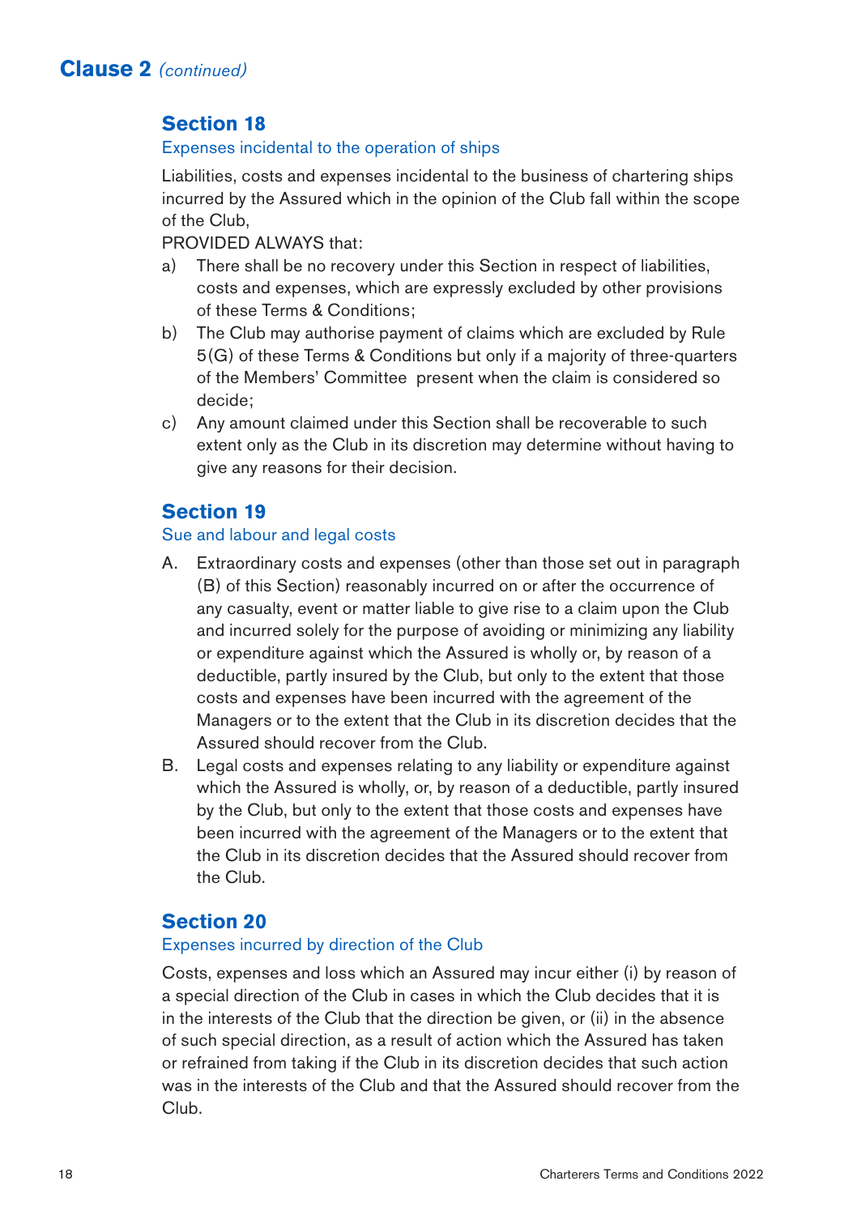## Clause 2 *(continued)*

### Section 18

Expenses incidental to the operation of ships

Liabilities, costs and expenses incidental to the business of chartering ships incurred by the Assured which in the opinion of the Club fall within the scope of the Club,

PROVIDED ALWAYS that:

a) There shall be no recovery under this Section in respect of liabilities, costs and expenses, which are expressly excluded by other provisions of these Terms & Conditions;
b) The Club may authorise payment of claims which are excluded by Rule 5(G) of these Terms & Conditions but only if a majority of three-quarters of the Members' Committee present when the claim is considered so decide;
c) Any amount claimed under this Section shall be recoverable to such extent only as the Club in its discretion may determine without having to give any reasons for their decision.

### Section 19

Sue and labour and legal costs

A. Extraordinary costs and expenses (other than those set out in paragraph (B) of this Section) reasonably incurred on or after the occurrence of any casualty, event or matter liable to give rise to a claim upon the Club and incurred solely for the purpose of avoiding or minimizing any liability or expenditure against which the Assured is wholly or, by reason of a deductible, partly insured by the Club, but only to the extent that those costs and expenses have been incurred with the agreement of the Managers or to the extent that the Club in its discretion decides that the Assured should recover from the Club.
B. Legal costs and expenses relating to any liability or expenditure against which the Assured is wholly, or, by reason of a deductible, partly insured by the Club, but only to the extent that those costs and expenses have been incurred with the agreement of the Managers or to the extent that the Club in its discretion decides that the Assured should recover from the Club.

### Section 20

Expenses incurred by direction of the Club

Costs, expenses and loss which an Assured may incur either (i) by reason of a special direction of the Club in cases in which the Club decides that it is in the interests of the Club that the direction be given, or (ii) in the absence of such special direction, as a result of action which the Assured has taken or refrained from taking if the Club in its discretion decides that such action was in the interests of the Club and that the Assured should recover from the Club.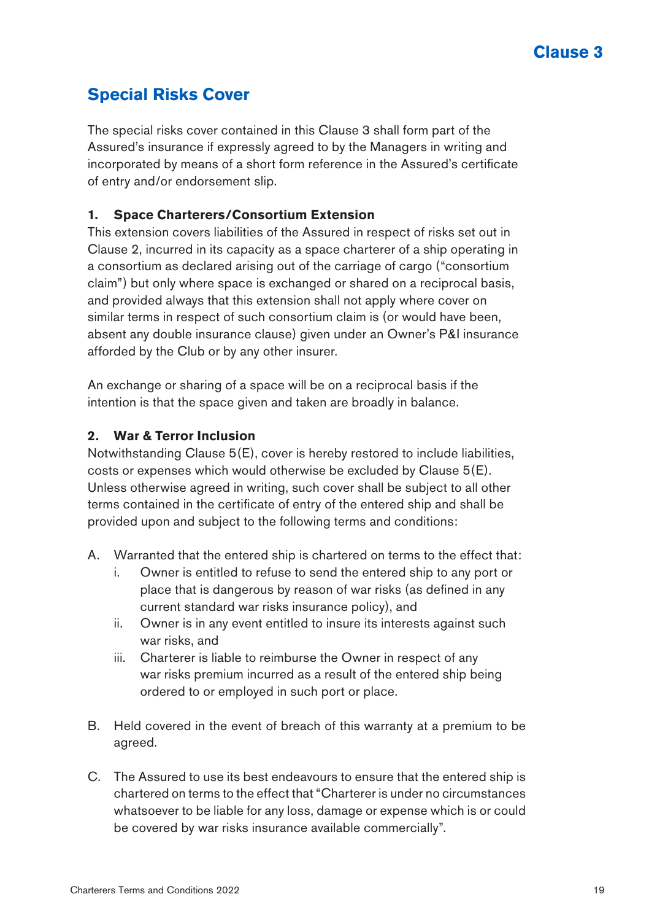# Clause 3

## Special Risks Cover

The special risks cover contained in this Clause 3 shall form part of the Assured's insurance if expressly agreed to by the Managers in writing and incorporated by means of a short form reference in the Assured's certificate of entry and/or endorsement slip.

### 1. Space Charterers/Consortium Extension

This extension covers liabilities of the Assured in respect of risks set out in Clause 2, incurred in its capacity as a space charterer of a ship operating in a consortium as declared arising out of the carriage of cargo ("consortium claim") but only where space is exchanged or shared on a reciprocal basis, and provided always that this extension shall not apply where cover on similar terms in respect of such consortium claim is (or would have been, absent any double insurance clause) given under an Owner's P&I insurance afforded by the Club or by any other insurer.

An exchange or sharing of a space will be on a reciprocal basis if the intention is that the space given and taken are broadly in balance.

### 2. War & Terror Inclusion

Notwithstanding Clause 5(E), cover is hereby restored to include liabilities, costs or expenses which would otherwise be excluded by Clause 5(E). Unless otherwise agreed in writing, such cover shall be subject to all other terms contained in the certificate of entry of the entered ship and shall be provided upon and subject to the following terms and conditions:

A. Warranted that the entered ship is chartered on terms to the effect that:
   i. Owner is entitled to refuse to send the entered ship to any port or place that is dangerous by reason of war risks (as defined in any current standard war risks insurance policy), and
   ii. Owner is in any event entitled to insure its interests against such war risks, and
   iii. Charterer is liable to reimburse the Owner in respect of any war risks premium incurred as a result of the entered ship being ordered to or employed in such port or place.

B. Held covered in the event of breach of this warranty at a premium to be agreed.

C. The Assured to use its best endeavours to ensure that the entered ship is chartered on terms to the effect that "Charterer is under no circumstances whatsoever to be liable for any loss, damage or expense which is or could be covered by war risks insurance available commercially".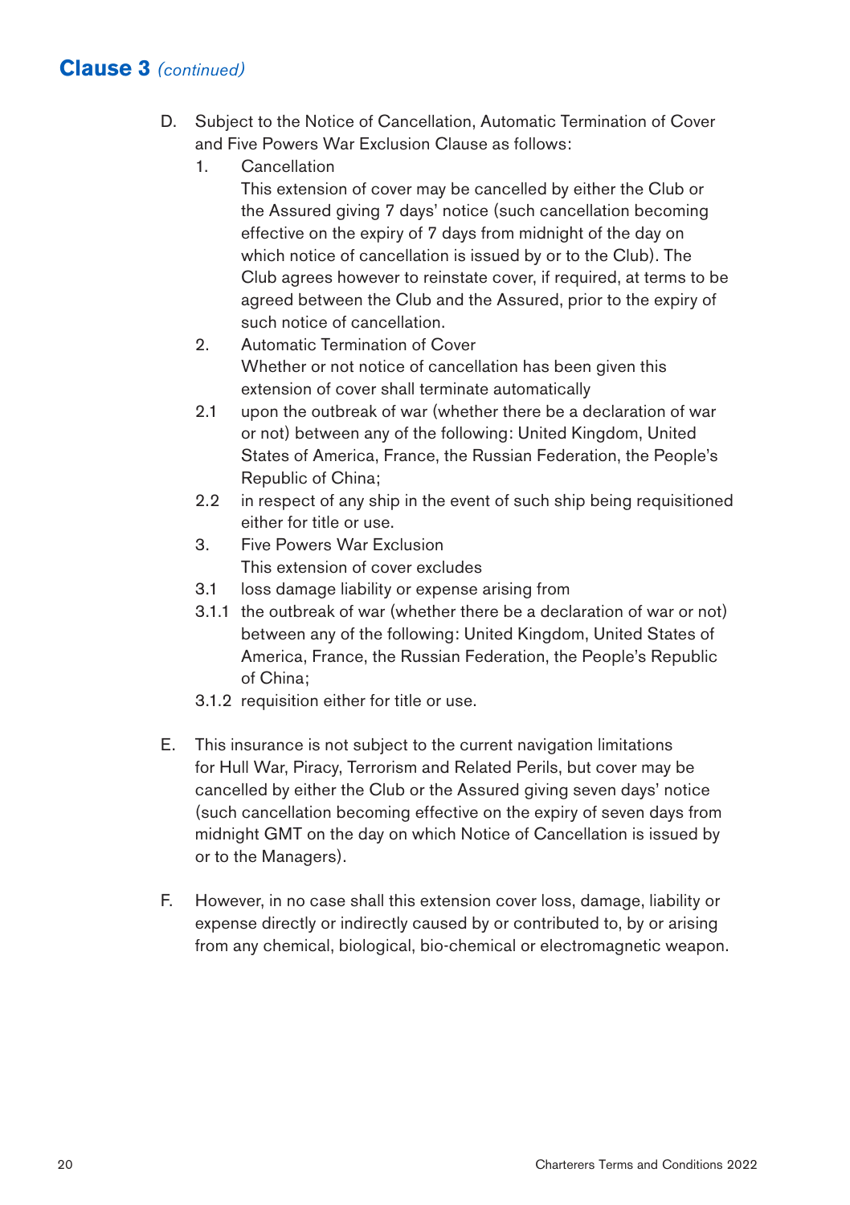## Clause 3 *(continued)*

D. Subject to the Notice of Cancellation, Automatic Termination of Cover and Five Powers War Exclusion Clause as follows:

1. Cancellation

   This extension of cover may be cancelled by either the Club or the Assured giving 7 days' notice (such cancellation becoming effective on the expiry of 7 days from midnight of the day on which notice of cancellation is issued by or to the Club). The Club agrees however to reinstate cover, if required, at terms to be agreed between the Club and the Assured, prior to the expiry of such notice of cancellation.

2. Automatic Termination of Cover

   Whether or not notice of cancellation has been given this extension of cover shall terminate automatically

2.1 upon the outbreak of war (whether there be a declaration of war or not) between any of the following: United Kingdom, United States of America, France, the Russian Federation, the People's Republic of China;

2.2 in respect of any ship in the event of such ship being requisitioned either for title or use.

3. Five Powers War Exclusion

   This extension of cover excludes

3.1 loss damage liability or expense arising from

3.1.1 the outbreak of war (whether there be a declaration of war or not) between any of the following: United Kingdom, United States of America, France, the Russian Federation, the People's Republic of China;

3.1.2 requisition either for title or use.

E. This insurance is not subject to the current navigation limitations for Hull War, Piracy, Terrorism and Related Perils, but cover may be cancelled by either the Club or the Assured giving seven days' notice (such cancellation becoming effective on the expiry of seven days from midnight GMT on the day on which Notice of Cancellation is issued by or to the Managers).

F. However, in no case shall this extension cover loss, damage, liability or expense directly or indirectly caused by or contributed to, by or arising from any chemical, biological, bio-chemical or electromagnetic weapon.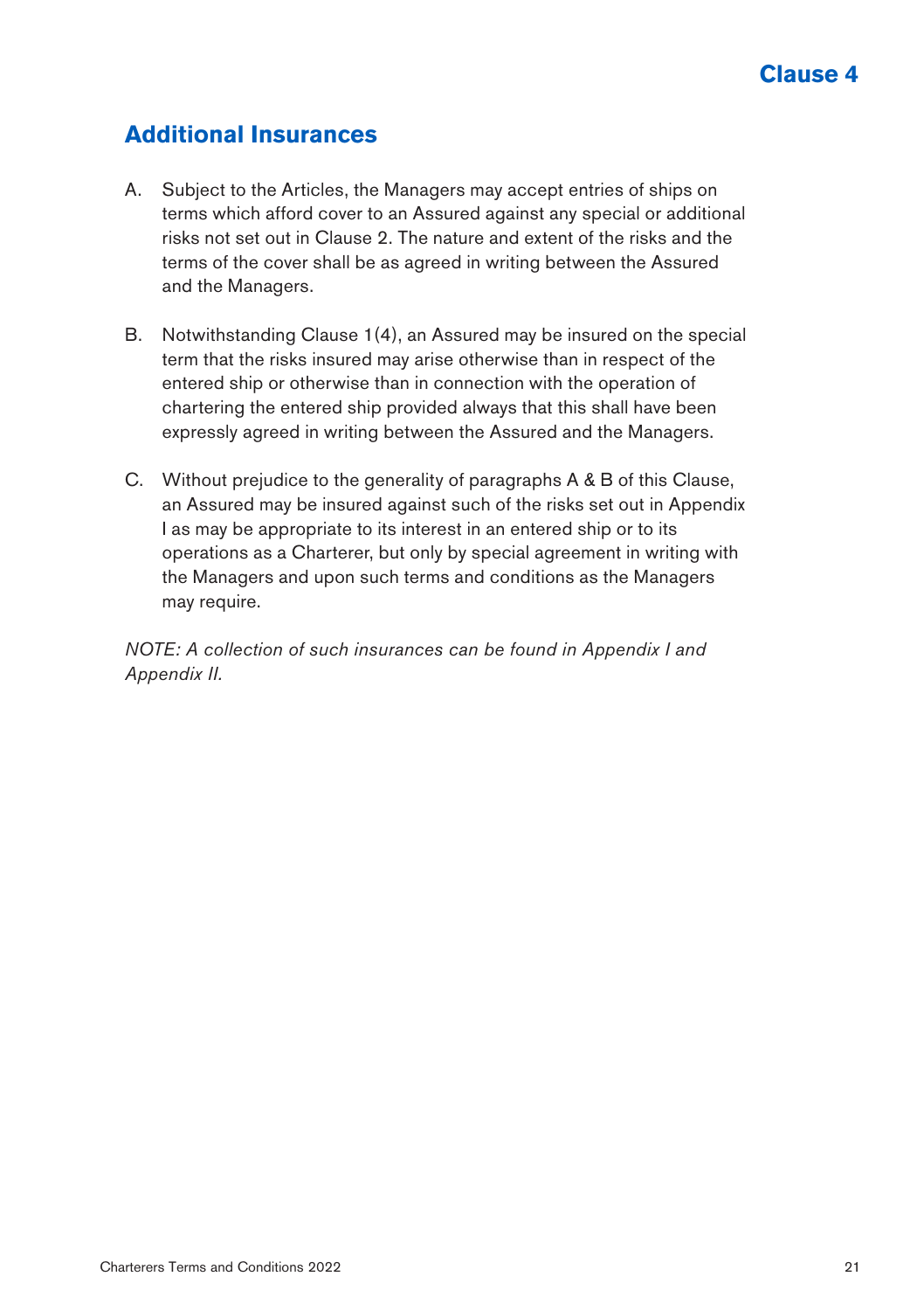# Clause 4

## Additional Insurances

A. Subject to the Articles, the Managers may accept entries of ships on terms which afford cover to an Assured against any special or additional risks not set out in Clause 2. The nature and extent of the risks and the terms of the cover shall be as agreed in writing between the Assured and the Managers.

B. Notwithstanding Clause 1(4), an Assured may be insured on the special term that the risks insured may arise otherwise than in respect of the entered ship or otherwise than in connection with the operation of chartering the entered ship provided always that this shall have been expressly agreed in writing between the Assured and the Managers.

C. Without prejudice to the generality of paragraphs A & B of this Clause, an Assured may be insured against such of the risks set out in Appendix I as may be appropriate to its interest in an entered ship or to its operations as a Charterer, but only by special agreement in writing with the Managers and upon such terms and conditions as the Managers may require.

*NOTE: A collection of such insurances can be found in Appendix I and Appendix II.*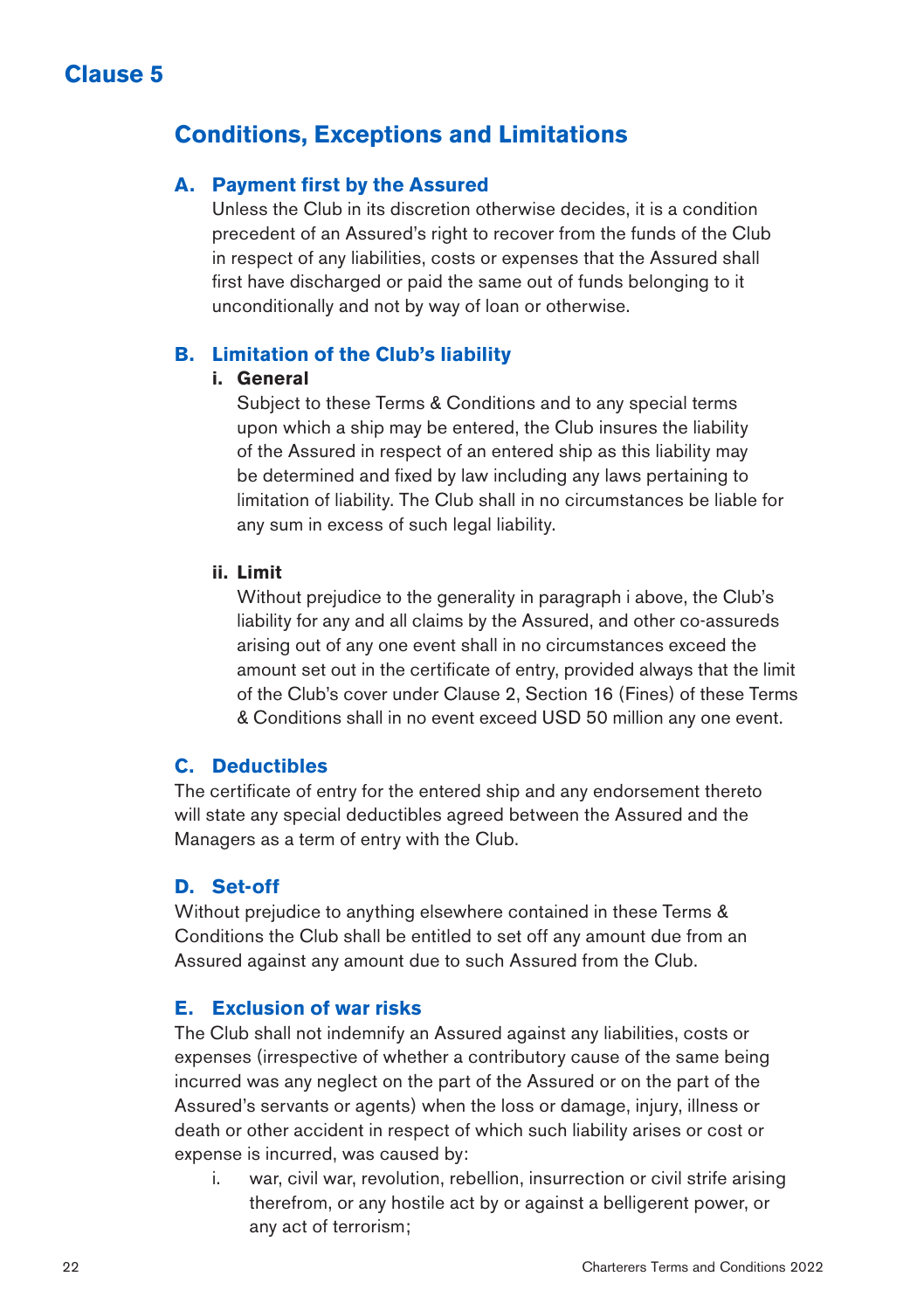# Clause 5

## Conditions, Exceptions and Limitations

### A. Payment first by the Assured

Unless the Club in its discretion otherwise decides, it is a condition precedent of an Assured's right to recover from the funds of the Club in respect of any liabilities, costs or expenses that the Assured shall first have discharged or paid the same out of funds belonging to it unconditionally and not by way of loan or otherwise.

### B. Limitation of the Club's liability

**i. General**

Subject to these Terms & Conditions and to any special terms upon which a ship may be entered, the Club insures the liability of the Assured in respect of an entered ship as this liability may be determined and fixed by law including any laws pertaining to limitation of liability. The Club shall in no circumstances be liable for any sum in excess of such legal liability.

**ii. Limit**

Without prejudice to the generality in paragraph i above, the Club's liability for any and all claims by the Assured, and other co-assureds arising out of any one event shall in no circumstances exceed the amount set out in the certificate of entry, provided always that the limit of the Club's cover under Clause 2, Section 16 (Fines) of these Terms & Conditions shall in no event exceed USD 50 million any one event.

### C. Deductibles

The certificate of entry for the entered ship and any endorsement thereto will state any special deductibles agreed between the Assured and the Managers as a term of entry with the Club.

### D. Set-off

Without prejudice to anything elsewhere contained in these Terms & Conditions the Club shall be entitled to set off any amount due from an Assured against any amount due to such Assured from the Club.

### E. Exclusion of war risks

The Club shall not indemnify an Assured against any liabilities, costs or expenses (irrespective of whether a contributory cause of the same being incurred was any neglect on the part of the Assured or on the part of the Assured's servants or agents) when the loss or damage, injury, illness or death or other accident in respect of which such liability arises or cost or expense is incurred, was caused by:

i. war, civil war, revolution, rebellion, insurrection or civil strife arising therefrom, or any hostile act by or against a belligerent power, or any act of terrorism;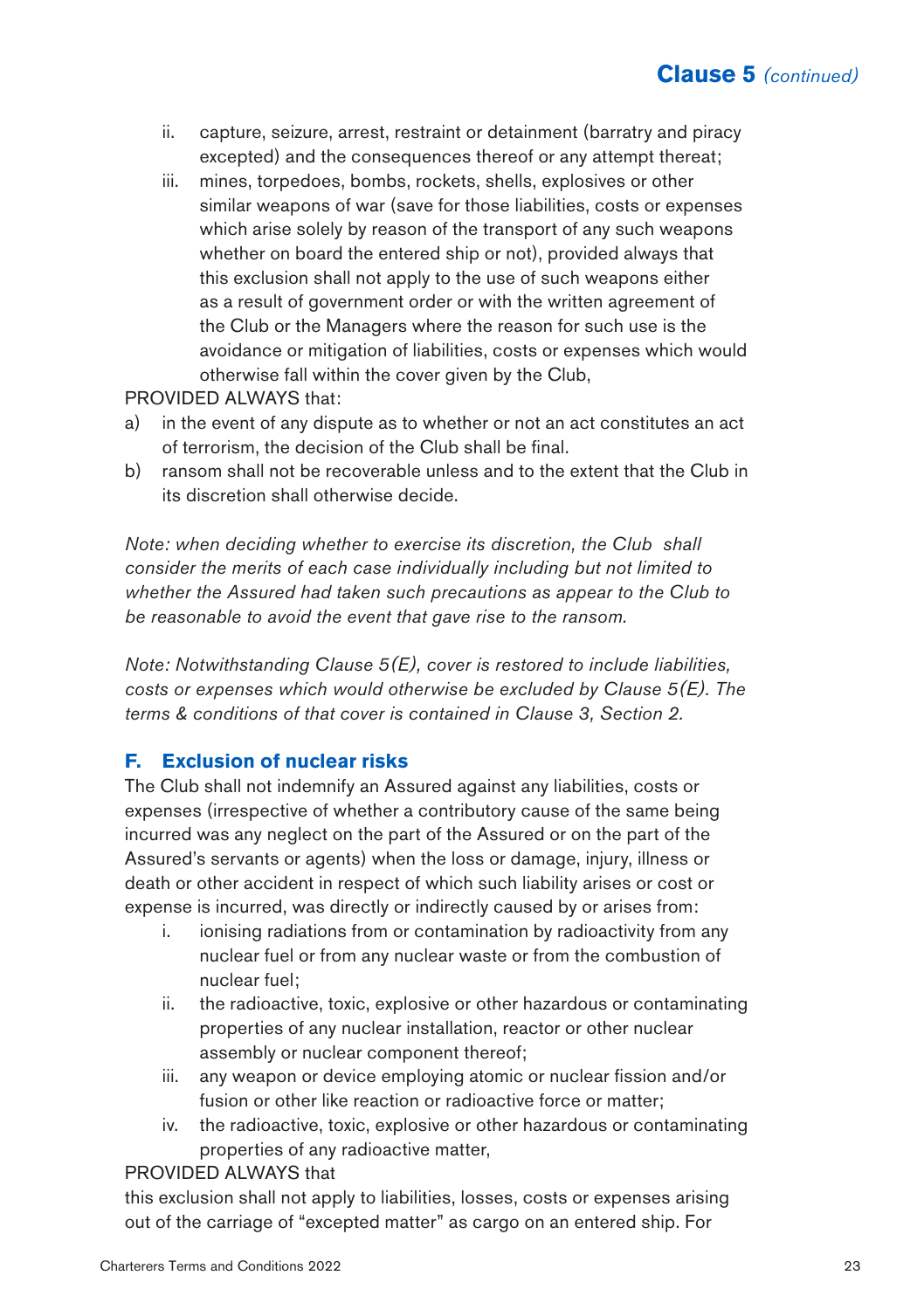ii. capture, seizure, arrest, restraint or detainment (barratry and piracy excepted) and the consequences thereof or any attempt thereat;

iii. mines, torpedoes, bombs, rockets, shells, explosives or other similar weapons of war (save for those liabilities, costs or expenses which arise solely by reason of the transport of any such weapons whether on board the entered ship or not), provided always that this exclusion shall not apply to the use of such weapons either as a result of government order or with the written agreement of the Club or the Managers where the reason for such use is the avoidance or mitigation of liabilities, costs or expenses which would otherwise fall within the cover given by the Club,

PROVIDED ALWAYS that:

a) in the event of any dispute as to whether or not an act constitutes an act of terrorism, the decision of the Club shall be final.

b) ransom shall not be recoverable unless and to the extent that the Club in its discretion shall otherwise decide.

*Note: when deciding whether to exercise its discretion, the Club shall consider the merits of each case individually including but not limited to whether the Assured had taken such precautions as appear to the Club to be reasonable to avoid the event that gave rise to the ransom.*

*Note: Notwithstanding Clause 5(E), cover is restored to include liabilities, costs or expenses which would otherwise be excluded by Clause 5(E). The terms & conditions of that cover is contained in Clause 3, Section 2.*

## F. Exclusion of nuclear risks

The Club shall not indemnify an Assured against any liabilities, costs or expenses (irrespective of whether a contributory cause of the same being incurred was any neglect on the part of the Assured or on the part of the Assured's servants or agents) when the loss or damage, injury, illness or death or other accident in respect of which such liability arises or cost or expense is incurred, was directly or indirectly caused by or arises from:

i. ionising radiations from or contamination by radioactivity from any nuclear fuel or from any nuclear waste or from the combustion of nuclear fuel;

ii. the radioactive, toxic, explosive or other hazardous or contaminating properties of any nuclear installation, reactor or other nuclear assembly or nuclear component thereof;

iii. any weapon or device employing atomic or nuclear fission and/or fusion or other like reaction or radioactive force or matter;

iv. the radioactive, toxic, explosive or other hazardous or contaminating properties of any radioactive matter,

PROVIDED ALWAYS that

this exclusion shall not apply to liabilities, losses, costs or expenses arising out of the carriage of "excepted matter" as cargo on an entered ship. For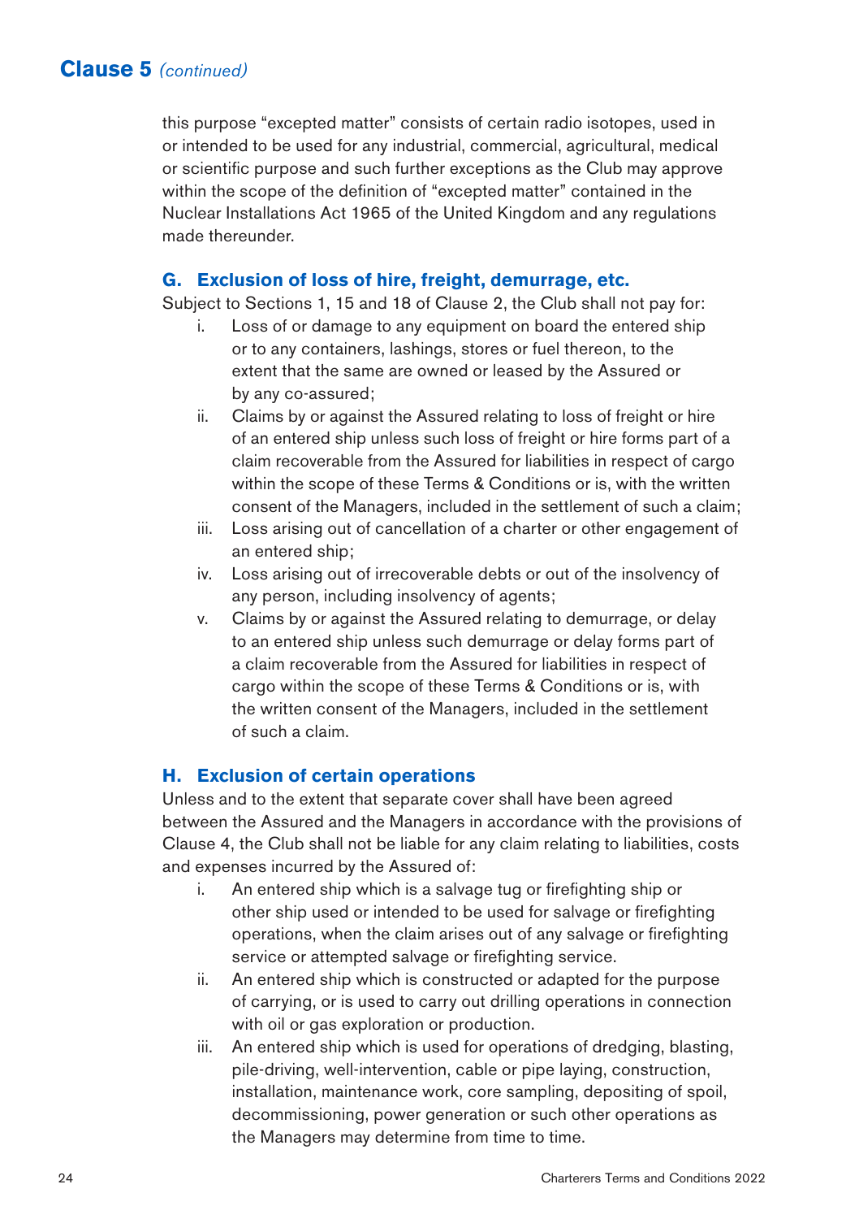## Clause 5 *(continued)*

this purpose "excepted matter" consists of certain radio isotopes, used in or intended to be used for any industrial, commercial, agricultural, medical or scientific purpose and such further exceptions as the Club may approve within the scope of the definition of "excepted matter" contained in the Nuclear Installations Act 1965 of the United Kingdom and any regulations made thereunder.

### G. Exclusion of loss of hire, freight, demurrage, etc.

Subject to Sections 1, 15 and 18 of Clause 2, the Club shall not pay for:

i. Loss of or damage to any equipment on board the entered ship or to any containers, lashings, stores or fuel thereon, to the extent that the same are owned or leased by the Assured or by any co-assured;

ii. Claims by or against the Assured relating to loss of freight or hire of an entered ship unless such loss of freight or hire forms part of a claim recoverable from the Assured for liabilities in respect of cargo within the scope of these Terms & Conditions or is, with the written consent of the Managers, included in the settlement of such a claim;

iii. Loss arising out of cancellation of a charter or other engagement of an entered ship;

iv. Loss arising out of irrecoverable debts or out of the insolvency of any person, including insolvency of agents;

v. Claims by or against the Assured relating to demurrage, or delay to an entered ship unless such demurrage or delay forms part of a claim recoverable from the Assured for liabilities in respect of cargo within the scope of these Terms & Conditions or is, with the written consent of the Managers, included in the settlement of such a claim.

### H. Exclusion of certain operations

Unless and to the extent that separate cover shall have been agreed between the Assured and the Managers in accordance with the provisions of Clause 4, the Club shall not be liable for any claim relating to liabilities, costs and expenses incurred by the Assured of:

i. An entered ship which is a salvage tug or firefighting ship or other ship used or intended to be used for salvage or firefighting operations, when the claim arises out of any salvage or firefighting service or attempted salvage or firefighting service.

ii. An entered ship which is constructed or adapted for the purpose of carrying, or is used to carry out drilling operations in connection with oil or gas exploration or production.

iii. An entered ship which is used for operations of dredging, blasting, pile-driving, well-intervention, cable or pipe laying, construction, installation, maintenance work, core sampling, depositing of spoil, decommissioning, power generation or such other operations as the Managers may determine from time to time.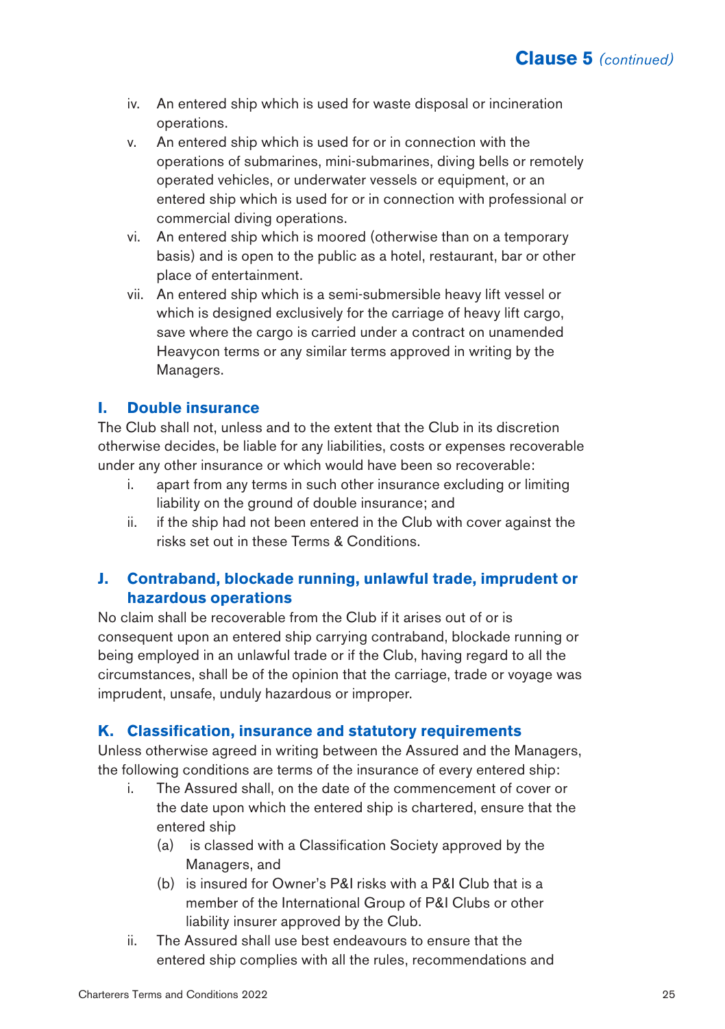iv. An entered ship which is used for waste disposal or incineration operations.
v. An entered ship which is used for or in connection with the operations of submarines, mini-submarines, diving bells or remotely operated vehicles, or underwater vessels or equipment, or an entered ship which is used for or in connection with professional or commercial diving operations.
vi. An entered ship which is moored (otherwise than on a temporary basis) and is open to the public as a hotel, restaurant, bar or other place of entertainment.
vii. An entered ship which is a semi-submersible heavy lift vessel or which is designed exclusively for the carriage of heavy lift cargo, save where the cargo is carried under a contract on unamended Heavycon terms or any similar terms approved in writing by the Managers.

## I. Double insurance

The Club shall not, unless and to the extent that the Club in its discretion otherwise decides, be liable for any liabilities, costs or expenses recoverable under any other insurance or which would have been so recoverable:

i. apart from any terms in such other insurance excluding or limiting liability on the ground of double insurance; and
ii. if the ship had not been entered in the Club with cover against the risks set out in these Terms & Conditions.

## J. Contraband, blockade running, unlawful trade, imprudent or hazardous operations

No claim shall be recoverable from the Club if it arises out of or is consequent upon an entered ship carrying contraband, blockade running or being employed in an unlawful trade or if the Club, having regard to all the circumstances, shall be of the opinion that the carriage, trade or voyage was imprudent, unsafe, unduly hazardous or improper.

## K. Classification, insurance and statutory requirements

Unless otherwise agreed in writing between the Assured and the Managers, the following conditions are terms of the insurance of every entered ship:

i. The Assured shall, on the date of the commencement of cover or the date upon which the entered ship is chartered, ensure that the entered ship
   (a) is classed with a Classification Society approved by the Managers, and
   (b) is insured for Owner's P&I risks with a P&I Club that is a member of the International Group of P&I Clubs or other liability insurer approved by the Club.
ii. The Assured shall use best endeavours to ensure that the entered ship complies with all the rules, recommendations and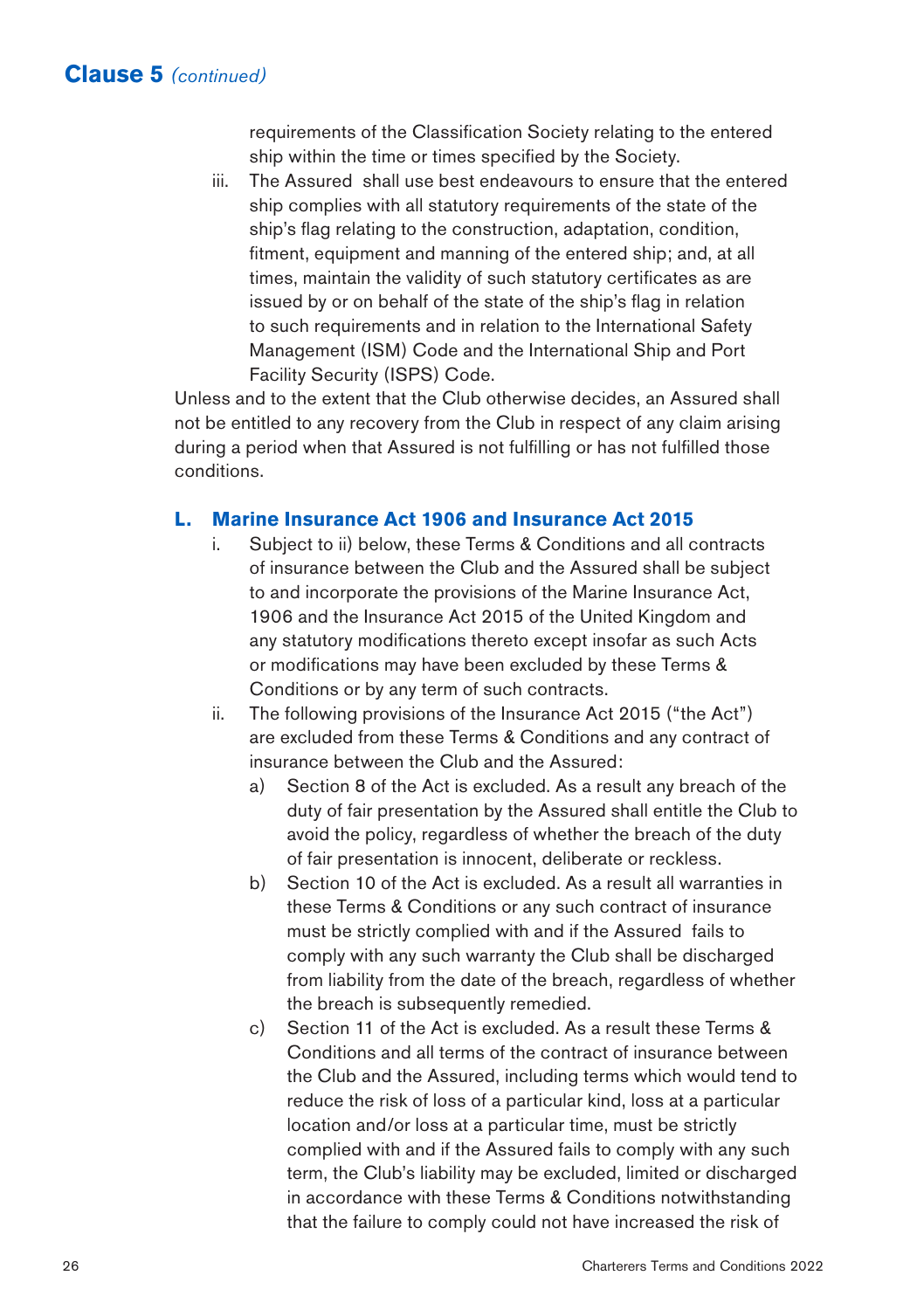## Clause 5 *(continued)*

requirements of the Classification Society relating to the entered ship within the time or times specified by the Society.

iii. The Assured shall use best endeavours to ensure that the entered ship complies with all statutory requirements of the state of the ship's flag relating to the construction, adaptation, condition, fitment, equipment and manning of the entered ship; and, at all times, maintain the validity of such statutory certificates as are issued by or on behalf of the state of the ship's flag in relation to such requirements and in relation to the International Safety Management (ISM) Code and the International Ship and Port Facility Security (ISPS) Code.

Unless and to the extent that the Club otherwise decides, an Assured shall not be entitled to any recovery from the Club in respect of any claim arising during a period when that Assured is not fulfilling or has not fulfilled those conditions.

### L. Marine Insurance Act 1906 and Insurance Act 2015

i. Subject to ii) below, these Terms & Conditions and all contracts of insurance between the Club and the Assured shall be subject to and incorporate the provisions of the Marine Insurance Act, 1906 and the Insurance Act 2015 of the United Kingdom and any statutory modifications thereto except insofar as such Acts or modifications may have been excluded by these Terms & Conditions or by any term of such contracts.

ii. The following provisions of the Insurance Act 2015 ("the Act") are excluded from these Terms & Conditions and any contract of insurance between the Club and the Assured:

   a) Section 8 of the Act is excluded. As a result any breach of the duty of fair presentation by the Assured shall entitle the Club to avoid the policy, regardless of whether the breach of the duty of fair presentation is innocent, deliberate or reckless.

   b) Section 10 of the Act is excluded. As a result all warranties in these Terms & Conditions or any such contract of insurance must be strictly complied with and if the Assured fails to comply with any such warranty the Club shall be discharged from liability from the date of the breach, regardless of whether the breach is subsequently remedied.

   c) Section 11 of the Act is excluded. As a result these Terms & Conditions and all terms of the contract of insurance between the Club and the Assured, including terms which would tend to reduce the risk of loss of a particular kind, loss at a particular location and/or loss at a particular time, must be strictly complied with and if the Assured fails to comply with any such term, the Club's liability may be excluded, limited or discharged in accordance with these Terms & Conditions notwithstanding that the failure to comply could not have increased the risk of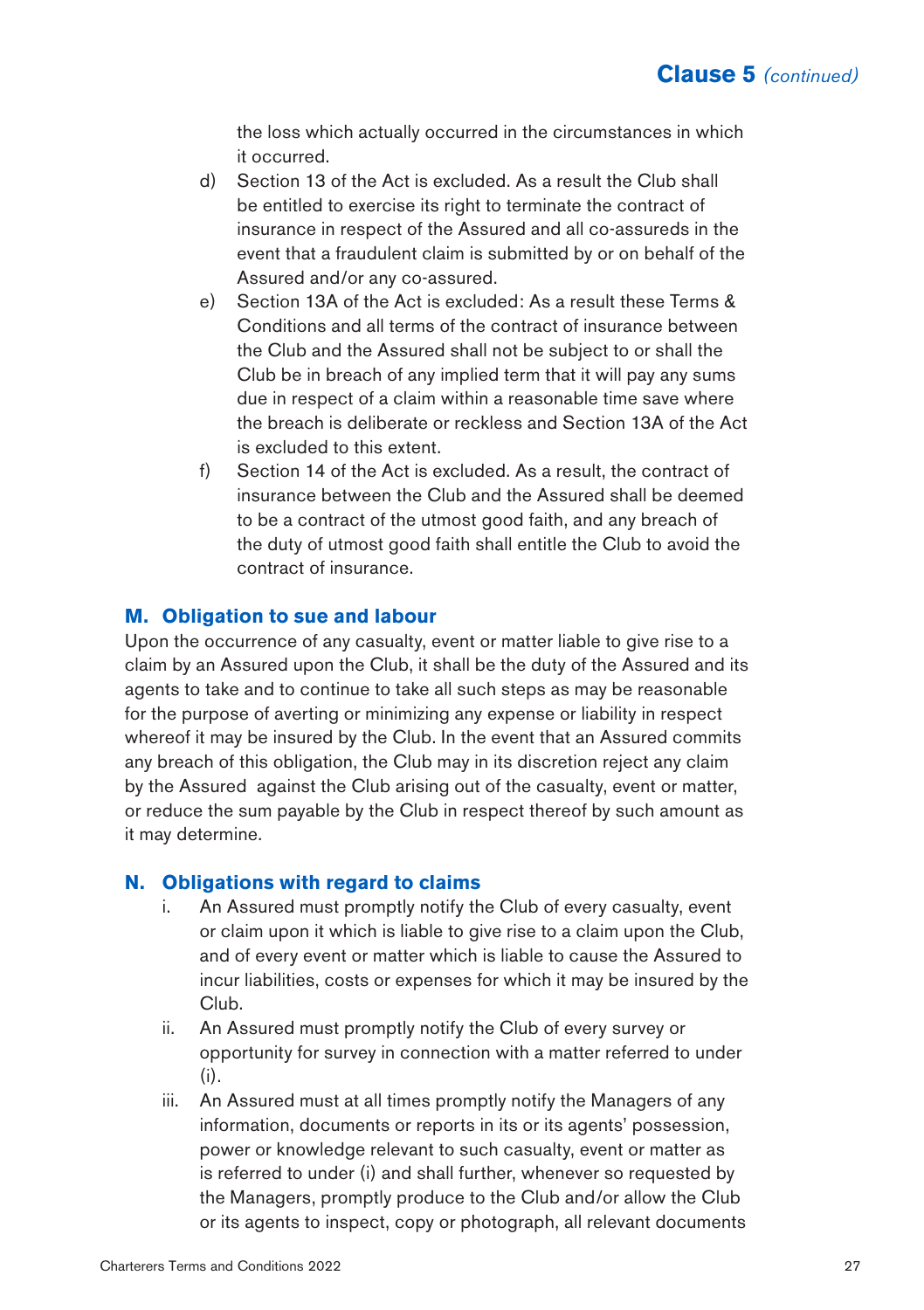the loss which actually occurred in the circumstances in which it occurred.

d) Section 13 of the Act is excluded. As a result the Club shall be entitled to exercise its right to terminate the contract of insurance in respect of the Assured and all co-assureds in the event that a fraudulent claim is submitted by or on behalf of the Assured and/or any co-assured.

e) Section 13A of the Act is excluded: As a result these Terms & Conditions and all terms of the contract of insurance between the Club and the Assured shall not be subject to or shall the Club be in breach of any implied term that it will pay any sums due in respect of a claim within a reasonable time save where the breach is deliberate or reckless and Section 13A of the Act is excluded to this extent.

f) Section 14 of the Act is excluded. As a result, the contract of insurance between the Club and the Assured shall be deemed to be a contract of the utmost good faith, and any breach of the duty of utmost good faith shall entitle the Club to avoid the contract of insurance.

## M. Obligation to sue and labour

Upon the occurrence of any casualty, event or matter liable to give rise to a claim by an Assured upon the Club, it shall be the duty of the Assured and its agents to take and to continue to take all such steps as may be reasonable for the purpose of averting or minimizing any expense or liability in respect whereof it may be insured by the Club. In the event that an Assured commits any breach of this obligation, the Club may in its discretion reject any claim by the Assured against the Club arising out of the casualty, event or matter, or reduce the sum payable by the Club in respect thereof by such amount as it may determine.

## N. Obligations with regard to claims

i. An Assured must promptly notify the Club of every casualty, event or claim upon it which is liable to give rise to a claim upon the Club, and of every event or matter which is liable to cause the Assured to incur liabilities, costs or expenses for which it may be insured by the Club.

ii. An Assured must promptly notify the Club of every survey or opportunity for survey in connection with a matter referred to under (i).

iii. An Assured must at all times promptly notify the Managers of any information, documents or reports in its or its agents' possession, power or knowledge relevant to such casualty, event or matter as is referred to under (i) and shall further, whenever so requested by the Managers, promptly produce to the Club and/or allow the Club or its agents to inspect, copy or photograph, all relevant documents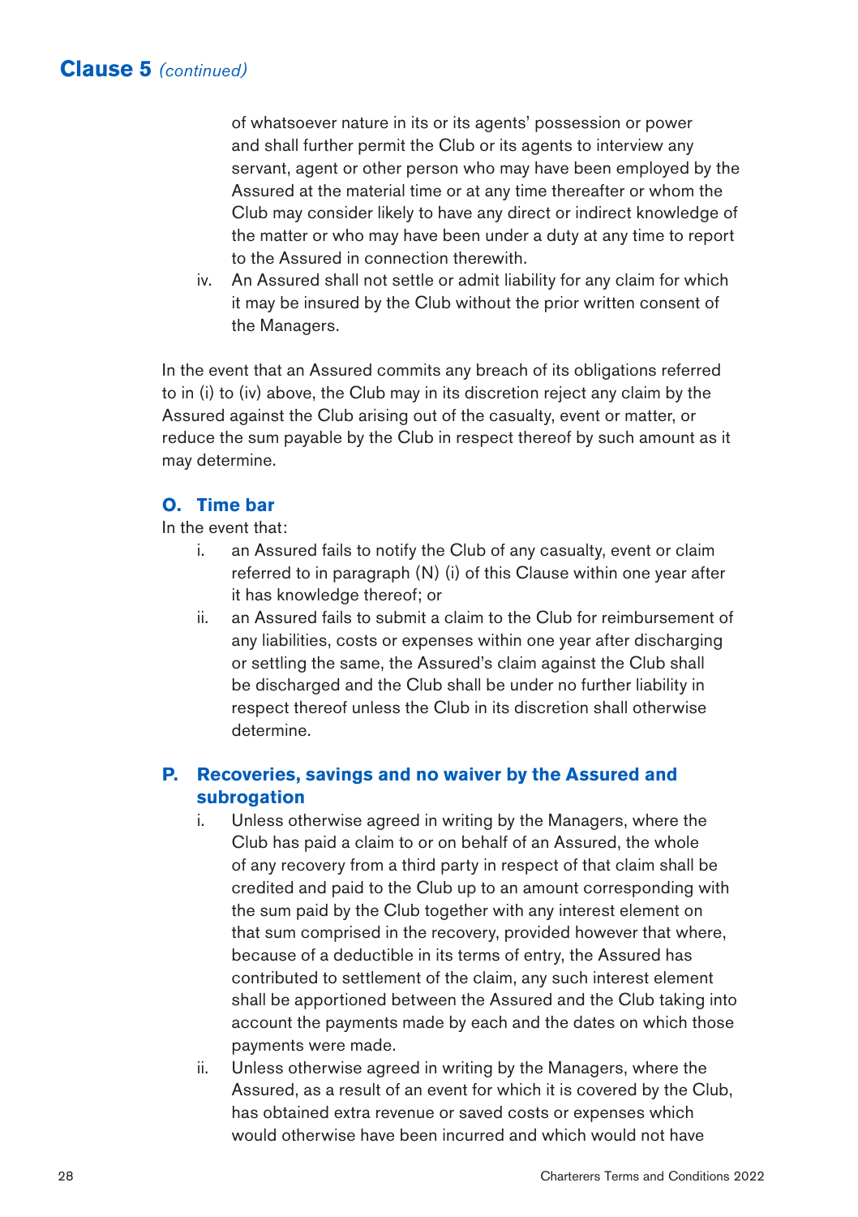## Clause 5 *(continued)*

of whatsoever nature in its or its agents' possession or power and shall further permit the Club or its agents to interview any servant, agent or other person who may have been employed by the Assured at the material time or at any time thereafter or whom the Club may consider likely to have any direct or indirect knowledge of the matter or who may have been under a duty at any time to report to the Assured in connection therewith.

iv. An Assured shall not settle or admit liability for any claim for which it may be insured by the Club without the prior written consent of the Managers.

In the event that an Assured commits any breach of its obligations referred to in (i) to (iv) above, the Club may in its discretion reject any claim by the Assured against the Club arising out of the casualty, event or matter, or reduce the sum payable by the Club in respect thereof by such amount as it may determine.

### O. Time bar

In the event that:

i. an Assured fails to notify the Club of any casualty, event or claim referred to in paragraph (N) (i) of this Clause within one year after it has knowledge thereof; or

ii. an Assured fails to submit a claim to the Club for reimbursement of any liabilities, costs or expenses within one year after discharging or settling the same, the Assured's claim against the Club shall be discharged and the Club shall be under no further liability in respect thereof unless the Club in its discretion shall otherwise determine.

### P. Recoveries, savings and no waiver by the Assured and subrogation

i. Unless otherwise agreed in writing by the Managers, where the Club has paid a claim to or on behalf of an Assured, the whole of any recovery from a third party in respect of that claim shall be credited and paid to the Club up to an amount corresponding with the sum paid by the Club together with any interest element on that sum comprised in the recovery, provided however that where, because of a deductible in its terms of entry, the Assured has contributed to settlement of the claim, any such interest element shall be apportioned between the Assured and the Club taking into account the payments made by each and the dates on which those payments were made.

ii. Unless otherwise agreed in writing by the Managers, where the Assured, as a result of an event for which it is covered by the Club, has obtained extra revenue or saved costs or expenses which would otherwise have been incurred and which would not have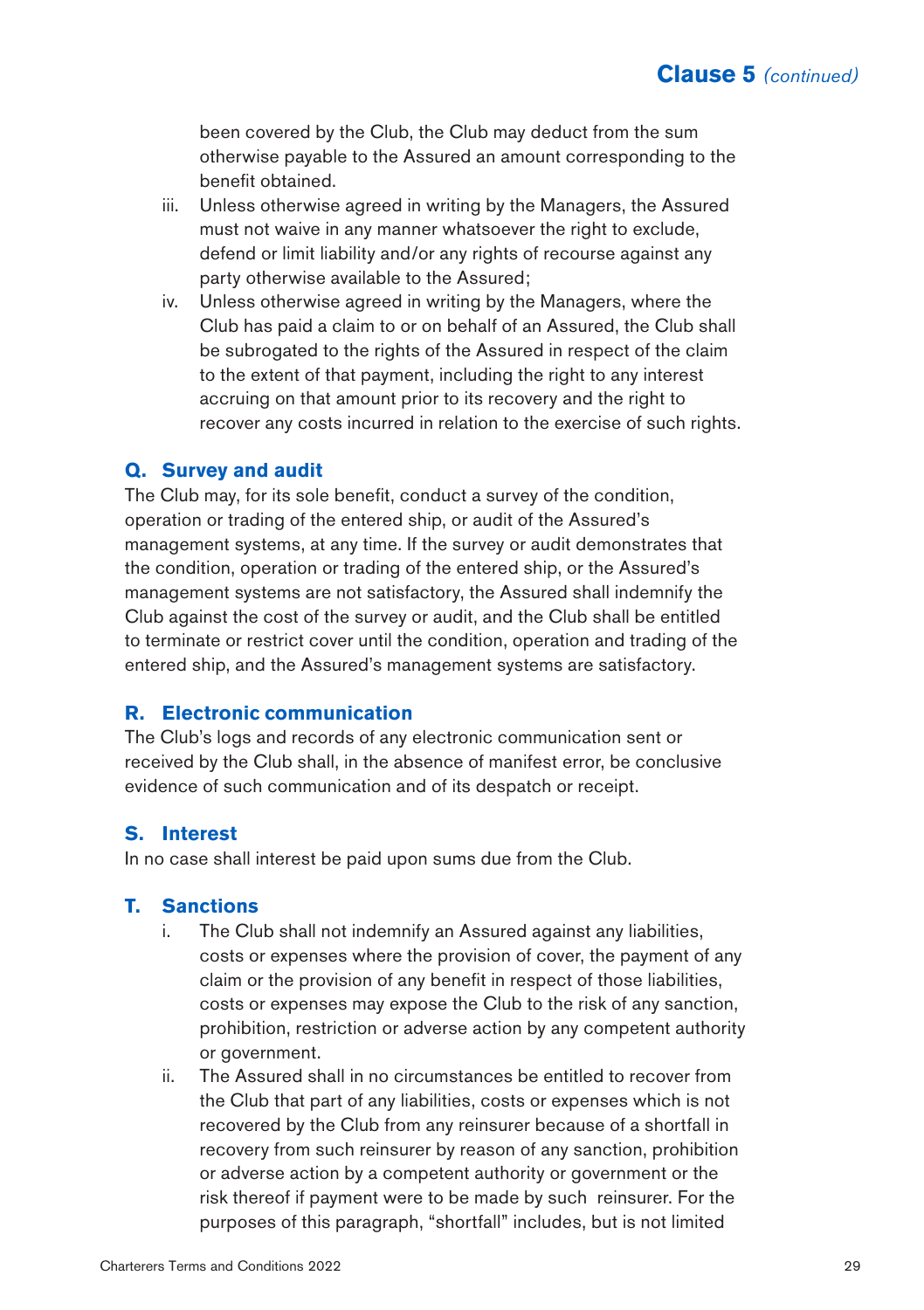been covered by the Club, the Club may deduct from the sum otherwise payable to the Assured an amount corresponding to the benefit obtained.

iii. Unless otherwise agreed in writing by the Managers, the Assured must not waive in any manner whatsoever the right to exclude, defend or limit liability and/or any rights of recourse against any party otherwise available to the Assured;

iv. Unless otherwise agreed in writing by the Managers, where the Club has paid a claim to or on behalf of an Assured, the Club shall be subrogated to the rights of the Assured in respect of the claim to the extent of that payment, including the right to any interest accruing on that amount prior to its recovery and the right to recover any costs incurred in relation to the exercise of such rights.

### Q. Survey and audit

The Club may, for its sole benefit, conduct a survey of the condition, operation or trading of the entered ship, or audit of the Assured's management systems, at any time. If the survey or audit demonstrates that the condition, operation or trading of the entered ship, or the Assured's management systems are not satisfactory, the Assured shall indemnify the Club against the cost of the survey or audit, and the Club shall be entitled to terminate or restrict cover until the condition, operation and trading of the entered ship, and the Assured's management systems are satisfactory.

### R. Electronic communication

The Club's logs and records of any electronic communication sent or received by the Club shall, in the absence of manifest error, be conclusive evidence of such communication and of its despatch or receipt.

### S. Interest

In no case shall interest be paid upon sums due from the Club.

### T. Sanctions

i. The Club shall not indemnify an Assured against any liabilities, costs or expenses where the provision of cover, the payment of any claim or the provision of any benefit in respect of those liabilities, costs or expenses may expose the Club to the risk of any sanction, prohibition, restriction or adverse action by any competent authority or government.

ii. The Assured shall in no circumstances be entitled to recover from the Club that part of any liabilities, costs or expenses which is not recovered by the Club from any reinsurer because of a shortfall in recovery from such reinsurer by reason of any sanction, prohibition or adverse action by a competent authority or government or the risk thereof if payment were to be made by such reinsurer. For the purposes of this paragraph, "shortfall" includes, but is not limited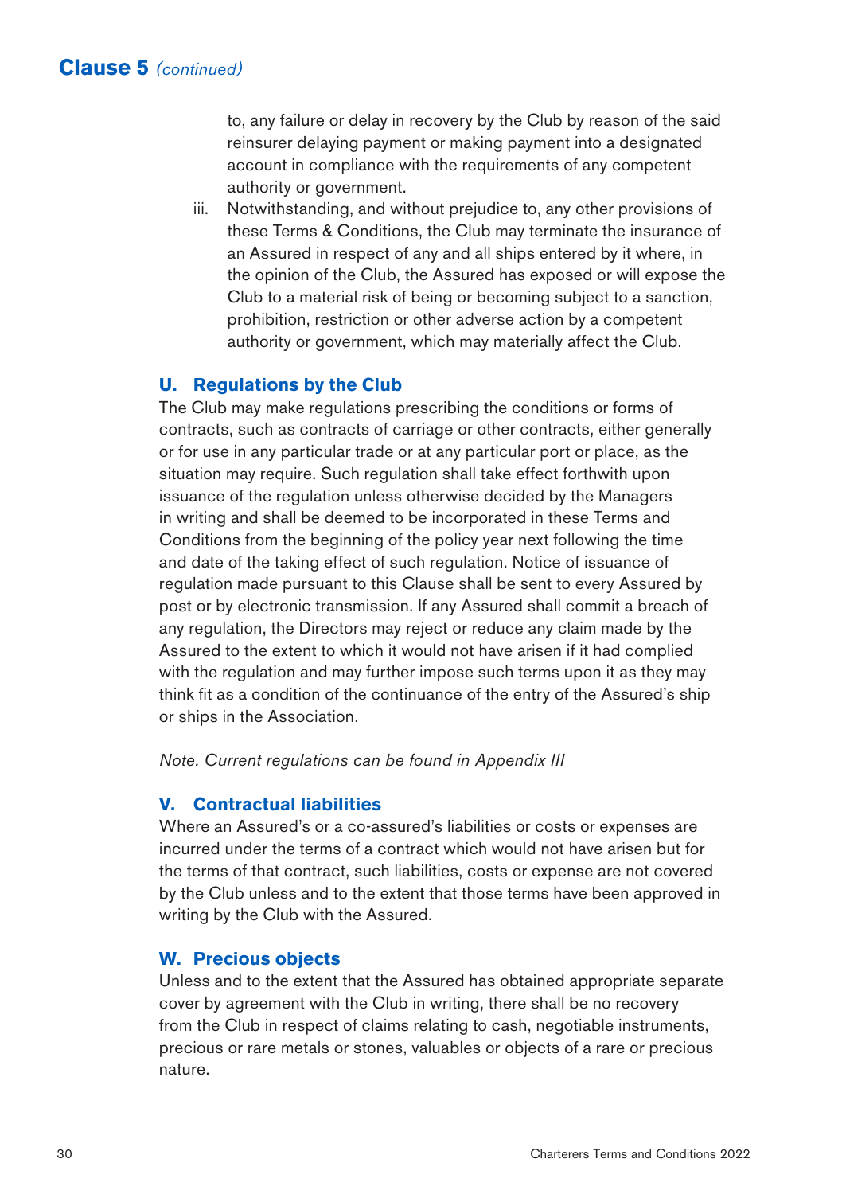## Clause 5 *(continued)*

to, any failure or delay in recovery by the Club by reason of the said reinsurer delaying payment or making payment into a designated account in compliance with the requirements of any competent authority or government.

iii. Notwithstanding, and without prejudice to, any other provisions of these Terms & Conditions, the Club may terminate the insurance of an Assured in respect of any and all ships entered by it where, in the opinion of the Club, the Assured has exposed or will expose the Club to a material risk of being or becoming subject to a sanction, prohibition, restriction or other adverse action by a competent authority or government, which may materially affect the Club.

### U. Regulations by the Club

The Club may make regulations prescribing the conditions or forms of contracts, such as contracts of carriage or other contracts, either generally or for use in any particular trade or at any particular port or place, as the situation may require. Such regulation shall take effect forthwith upon issuance of the regulation unless otherwise decided by the Managers in writing and shall be deemed to be incorporated in these Terms and Conditions from the beginning of the policy year next following the time and date of the taking effect of such regulation. Notice of issuance of regulation made pursuant to this Clause shall be sent to every Assured by post or by electronic transmission. If any Assured shall commit a breach of any regulation, the Directors may reject or reduce any claim made by the Assured to the extent to which it would not have arisen if it had complied with the regulation and may further impose such terms upon it as they may think fit as a condition of the continuance of the entry of the Assured's ship or ships in the Association.

*Note. Current regulations can be found in Appendix III*

### V. Contractual liabilities

Where an Assured's or a co-assured's liabilities or costs or expenses are incurred under the terms of a contract which would not have arisen but for the terms of that contract, such liabilities, costs or expense are not covered by the Club unless and to the extent that those terms have been approved in writing by the Club with the Assured.

### W. Precious objects

Unless and to the extent that the Assured has obtained appropriate separate cover by agreement with the Club in writing, there shall be no recovery from the Club in respect of claims relating to cash, negotiable instruments, precious or rare metals or stones, valuables or objects of a rare or precious nature.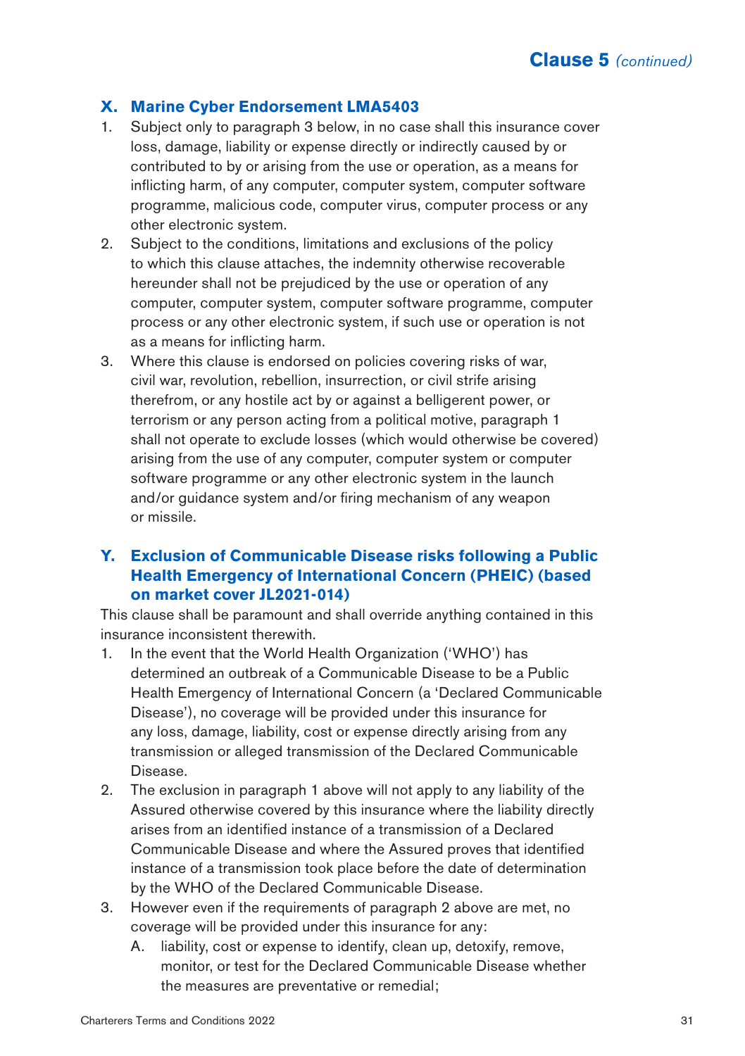## X. Marine Cyber Endorsement LMA5403

1. Subject only to paragraph 3 below, in no case shall this insurance cover loss, damage, liability or expense directly or indirectly caused by or contributed to by or arising from the use or operation, as a means for inflicting harm, of any computer, computer system, computer software programme, malicious code, computer virus, computer process or any other electronic system.
2. Subject to the conditions, limitations and exclusions of the policy to which this clause attaches, the indemnity otherwise recoverable hereunder shall not be prejudiced by the use or operation of any computer, computer system, computer software programme, computer process or any other electronic system, if such use or operation is not as a means for inflicting harm.
3. Where this clause is endorsed on policies covering risks of war, civil war, revolution, rebellion, insurrection, or civil strife arising therefrom, or any hostile act by or against a belligerent power, or terrorism or any person acting from a political motive, paragraph 1 shall not operate to exclude losses (which would otherwise be covered) arising from the use of any computer, computer system or computer software programme or any other electronic system in the launch and/or guidance system and/or firing mechanism of any weapon or missile.

## Y. Exclusion of Communicable Disease risks following a Public Health Emergency of International Concern (PHEIC) (based on market cover JL2021-014)

This clause shall be paramount and shall override anything contained in this insurance inconsistent therewith.

1. In the event that the World Health Organization ('WHO') has determined an outbreak of a Communicable Disease to be a Public Health Emergency of International Concern (a 'Declared Communicable Disease'), no coverage will be provided under this insurance for any loss, damage, liability, cost or expense directly arising from any transmission or alleged transmission of the Declared Communicable Disease.
2. The exclusion in paragraph 1 above will not apply to any liability of the Assured otherwise covered by this insurance where the liability directly arises from an identified instance of a transmission of a Declared Communicable Disease and where the Assured proves that identified instance of a transmission took place before the date of determination by the WHO of the Declared Communicable Disease.
3. However even if the requirements of paragraph 2 above are met, no coverage will be provided under this insurance for any:
   A. liability, cost or expense to identify, clean up, detoxify, remove, monitor, or test for the Declared Communicable Disease whether the measures are preventative or remedial;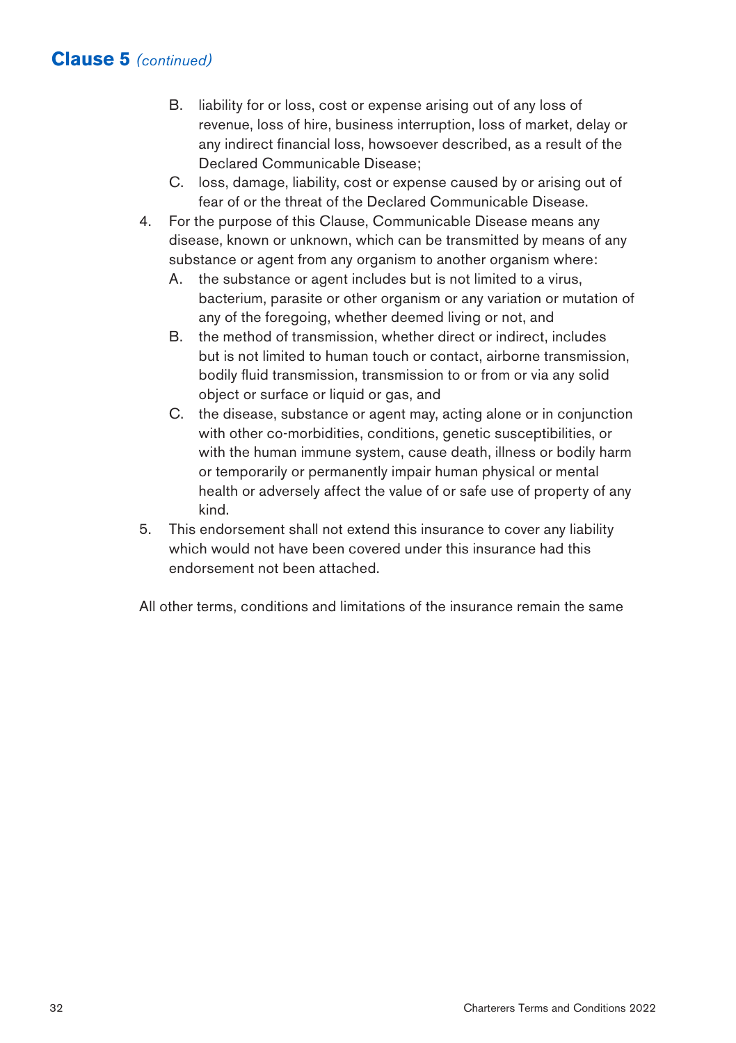## Clause 5 *(continued)*

  B. liability for or loss, cost or expense arising out of any loss of revenue, loss of hire, business interruption, loss of market, delay or any indirect financial loss, howsoever described, as a result of the Declared Communicable Disease;

  C. loss, damage, liability, cost or expense caused by or arising out of fear of or the threat of the Declared Communicable Disease.

4. For the purpose of this Clause, Communicable Disease means any disease, known or unknown, which can be transmitted by means of any substance or agent from any organism to another organism where:

   A. the substance or agent includes but is not limited to a virus, bacterium, parasite or other organism or any variation or mutation of any of the foregoing, whether deemed living or not, and

   B. the method of transmission, whether direct or indirect, includes but is not limited to human touch or contact, airborne transmission, bodily fluid transmission, transmission to or from or via any solid object or surface or liquid or gas, and

   C. the disease, substance or agent may, acting alone or in conjunction with other co-morbidities, conditions, genetic susceptibilities, or with the human immune system, cause death, illness or bodily harm or temporarily or permanently impair human physical or mental health or adversely affect the value of or safe use of property of any kind.

5. This endorsement shall not extend this insurance to cover any liability which would not have been covered under this insurance had this endorsement not been attached.

All other terms, conditions and limitations of the insurance remain the same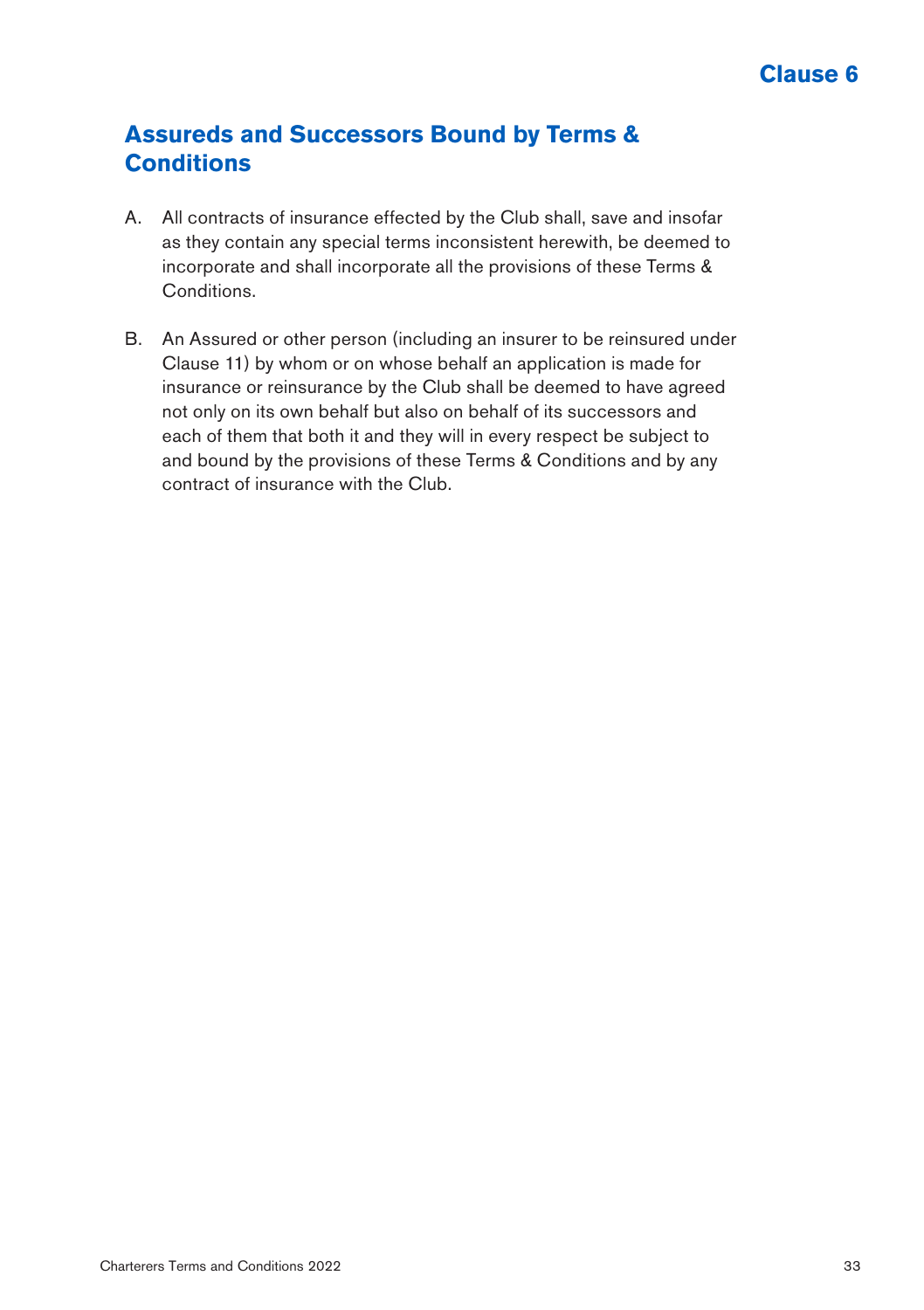# Clause 6

## Assureds and Successors Bound by Terms & Conditions

A. All contracts of insurance effected by the Club shall, save and insofar as they contain any special terms inconsistent herewith, be deemed to incorporate and shall incorporate all the provisions of these Terms & Conditions.

B. An Assured or other person (including an insurer to be reinsured under Clause 11) by whom or on whose behalf an application is made for insurance or reinsurance by the Club shall be deemed to have agreed not only on its own behalf but also on behalf of its successors and each of them that both it and they will in every respect be subject to and bound by the provisions of these Terms & Conditions and by any contract of insurance with the Club.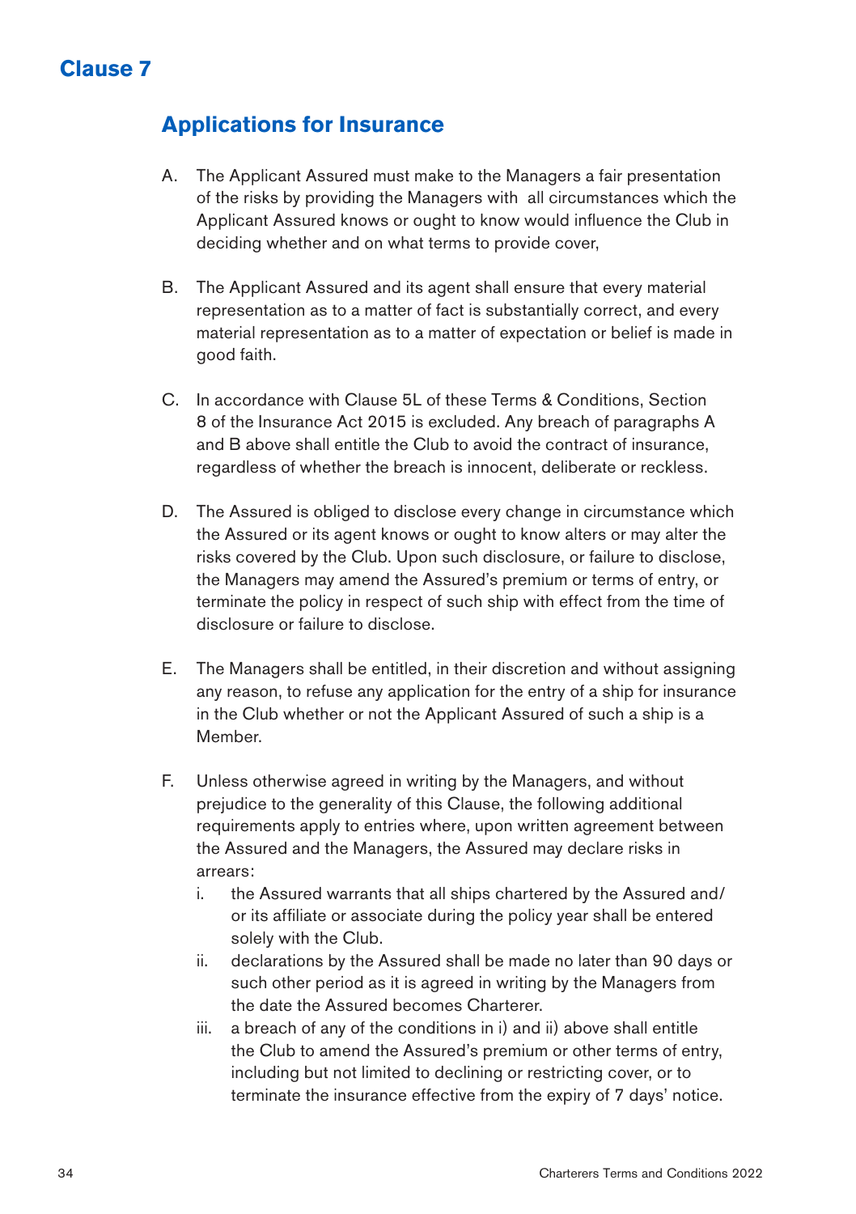# Clause 7

## Applications for Insurance

A. The Applicant Assured must make to the Managers a fair presentation of the risks by providing the Managers with all circumstances which the Applicant Assured knows or ought to know would influence the Club in deciding whether and on what terms to provide cover,

B. The Applicant Assured and its agent shall ensure that every material representation as to a matter of fact is substantially correct, and every material representation as to a matter of expectation or belief is made in good faith.

C. In accordance with Clause 5L of these Terms & Conditions, Section 8 of the Insurance Act 2015 is excluded. Any breach of paragraphs A and B above shall entitle the Club to avoid the contract of insurance, regardless of whether the breach is innocent, deliberate or reckless.

D. The Assured is obliged to disclose every change in circumstance which the Assured or its agent knows or ought to know alters or may alter the risks covered by the Club. Upon such disclosure, or failure to disclose, the Managers may amend the Assured's premium or terms of entry, or terminate the policy in respect of such ship with effect from the time of disclosure or failure to disclose.

E. The Managers shall be entitled, in their discretion and without assigning any reason, to refuse any application for the entry of a ship for insurance in the Club whether or not the Applicant Assured of such a ship is a Member.

F. Unless otherwise agreed in writing by the Managers, and without prejudice to the generality of this Clause, the following additional requirements apply to entries where, upon written agreement between the Assured and the Managers, the Assured may declare risks in arrears:
   i. the Assured warrants that all ships chartered by the Assured and/or its affiliate or associate during the policy year shall be entered solely with the Club.
   ii. declarations by the Assured shall be made no later than 90 days or such other period as it is agreed in writing by the Managers from the date the Assured becomes Charterer.
   iii. a breach of any of the conditions in i) and ii) above shall entitle the Club to amend the Assured's premium or other terms of entry, including but not limited to declining or restricting cover, or to terminate the insurance effective from the expiry of 7 days' notice.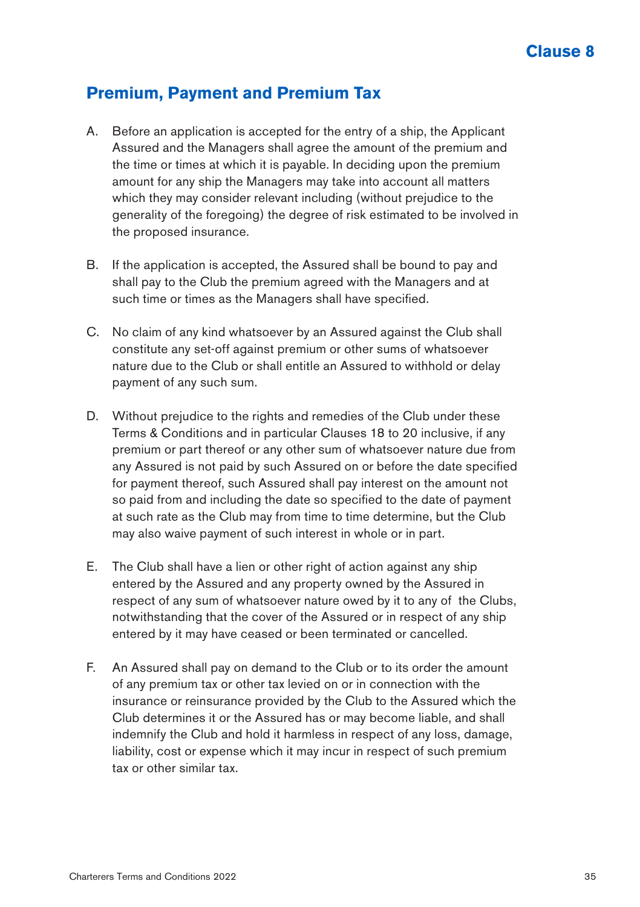## Clause 8

## Premium, Payment and Premium Tax

A. Before an application is accepted for the entry of a ship, the Applicant Assured and the Managers shall agree the amount of the premium and the time or times at which it is payable. In deciding upon the premium amount for any ship the Managers may take into account all matters which they may consider relevant including (without prejudice to the generality of the foregoing) the degree of risk estimated to be involved in the proposed insurance.

B. If the application is accepted, the Assured shall be bound to pay and shall pay to the Club the premium agreed with the Managers and at such time or times as the Managers shall have specified.

C. No claim of any kind whatsoever by an Assured against the Club shall constitute any set-off against premium or other sums of whatsoever nature due to the Club or shall entitle an Assured to withhold or delay payment of any such sum.

D. Without prejudice to the rights and remedies of the Club under these Terms & Conditions and in particular Clauses 18 to 20 inclusive, if any premium or part thereof or any other sum of whatsoever nature due from any Assured is not paid by such Assured on or before the date specified for payment thereof, such Assured shall pay interest on the amount not so paid from and including the date so specified to the date of payment at such rate as the Club may from time to time determine, but the Club may also waive payment of such interest in whole or in part.

E. The Club shall have a lien or other right of action against any ship entered by the Assured and any property owned by the Assured in respect of any sum of whatsoever nature owed by it to any of the Clubs, notwithstanding that the cover of the Assured or in respect of any ship entered by it may have ceased or been terminated or cancelled.

F. An Assured shall pay on demand to the Club or to its order the amount of any premium tax or other tax levied on or in connection with the insurance or reinsurance provided by the Club to the Assured which the Club determines it or the Assured has or may become liable, and shall indemnify the Club and hold it harmless in respect of any loss, damage, liability, cost or expense which it may incur in respect of such premium tax or other similar tax.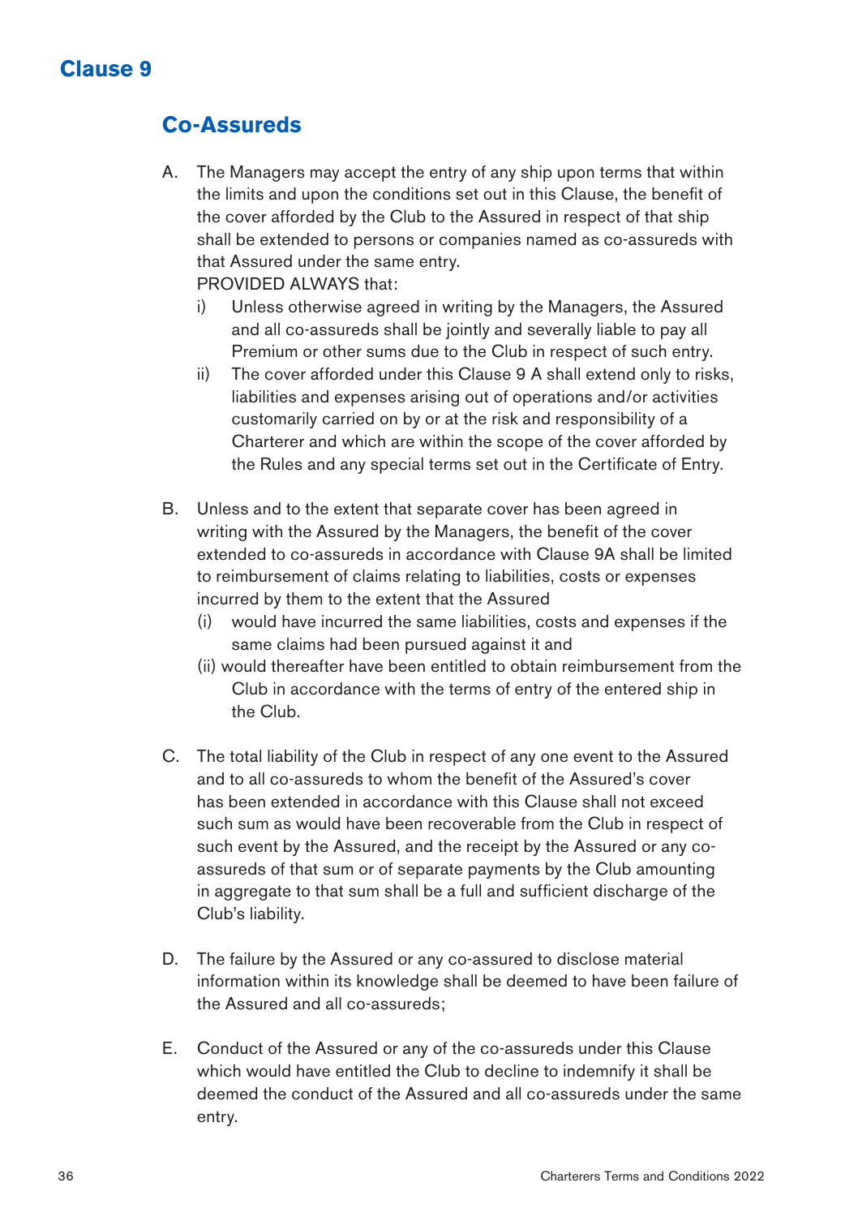# Clause 9

## Co-Assureds

A. The Managers may accept the entry of any ship upon terms that within the limits and upon the conditions set out in this Clause, the benefit of the cover afforded by the Club to the Assured in respect of that ship shall be extended to persons or companies named as co-assureds with that Assured under the same entry.
PROVIDED ALWAYS that:
   i) Unless otherwise agreed in writing by the Managers, the Assured and all co-assureds shall be jointly and severally liable to pay all Premium or other sums due to the Club in respect of such entry.
   ii) The cover afforded under this Clause 9 A shall extend only to risks, liabilities and expenses arising out of operations and/or activities customarily carried on by or at the risk and responsibility of a Charterer and which are within the scope of the cover afforded by the Rules and any special terms set out in the Certificate of Entry.

B. Unless and to the extent that separate cover has been agreed in writing with the Assured by the Managers, the benefit of the cover extended to co-assureds in accordance with Clause 9A shall be limited to reimbursement of claims relating to liabilities, costs or expenses incurred by them to the extent that the Assured
   (i) would have incurred the same liabilities, costs and expenses if the same claims had been pursued against it and
   (ii) would thereafter have been entitled to obtain reimbursement from the Club in accordance with the terms of entry of the entered ship in the Club.

C. The total liability of the Club in respect of any one event to the Assured and to all co-assureds to whom the benefit of the Assured's cover has been extended in accordance with this Clause shall not exceed such sum as would have been recoverable from the Club in respect of such event by the Assured, and the receipt by the Assured or any co-assureds of that sum or of separate payments by the Club amounting in aggregate to that sum shall be a full and sufficient discharge of the Club's liability.

D. The failure by the Assured or any co-assured to disclose material information within its knowledge shall be deemed to have been failure of the Assured and all co-assureds;

E. Conduct of the Assured or any of the co-assureds under this Clause which would have entitled the Club to decline to indemnify it shall be deemed the conduct of the Assured and all co-assureds under the same entry.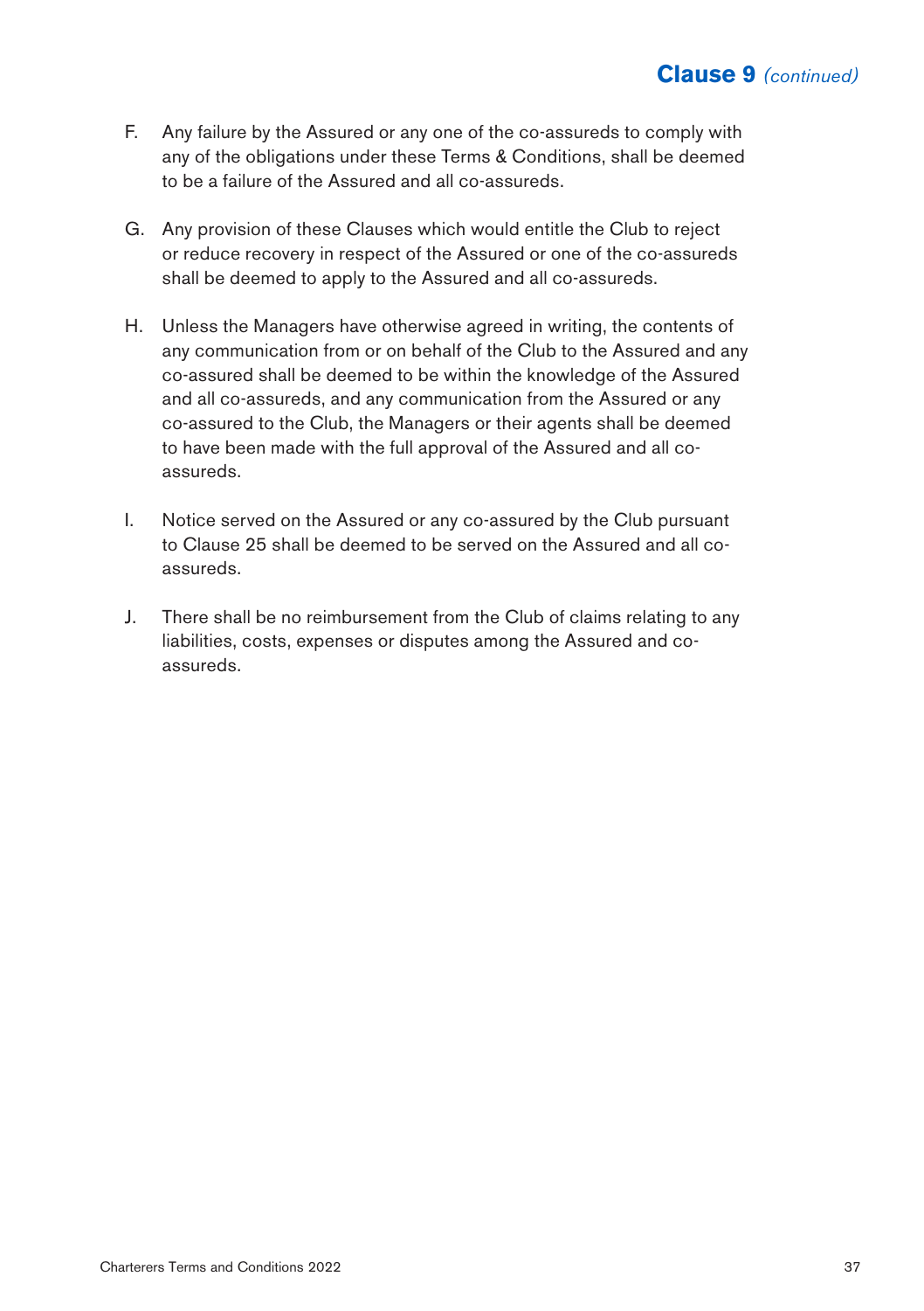## Clause 9 *(continued)*

F. Any failure by the Assured or any one of the co-assureds to comply with any of the obligations under these Terms & Conditions, shall be deemed to be a failure of the Assured and all co-assureds.

G. Any provision of these Clauses which would entitle the Club to reject or reduce recovery in respect of the Assured or one of the co-assureds shall be deemed to apply to the Assured and all co-assureds.

H. Unless the Managers have otherwise agreed in writing, the contents of any communication from or on behalf of the Club to the Assured and any co-assured shall be deemed to be within the knowledge of the Assured and all co-assureds, and any communication from the Assured or any co-assured to the Club, the Managers or their agents shall be deemed to have been made with the full approval of the Assured and all co-assureds.

I. Notice served on the Assured or any co-assured by the Club pursuant to Clause 25 shall be deemed to be served on the Assured and all co-assureds.

J. There shall be no reimbursement from the Club of claims relating to any liabilities, costs, expenses or disputes among the Assured and co-assureds.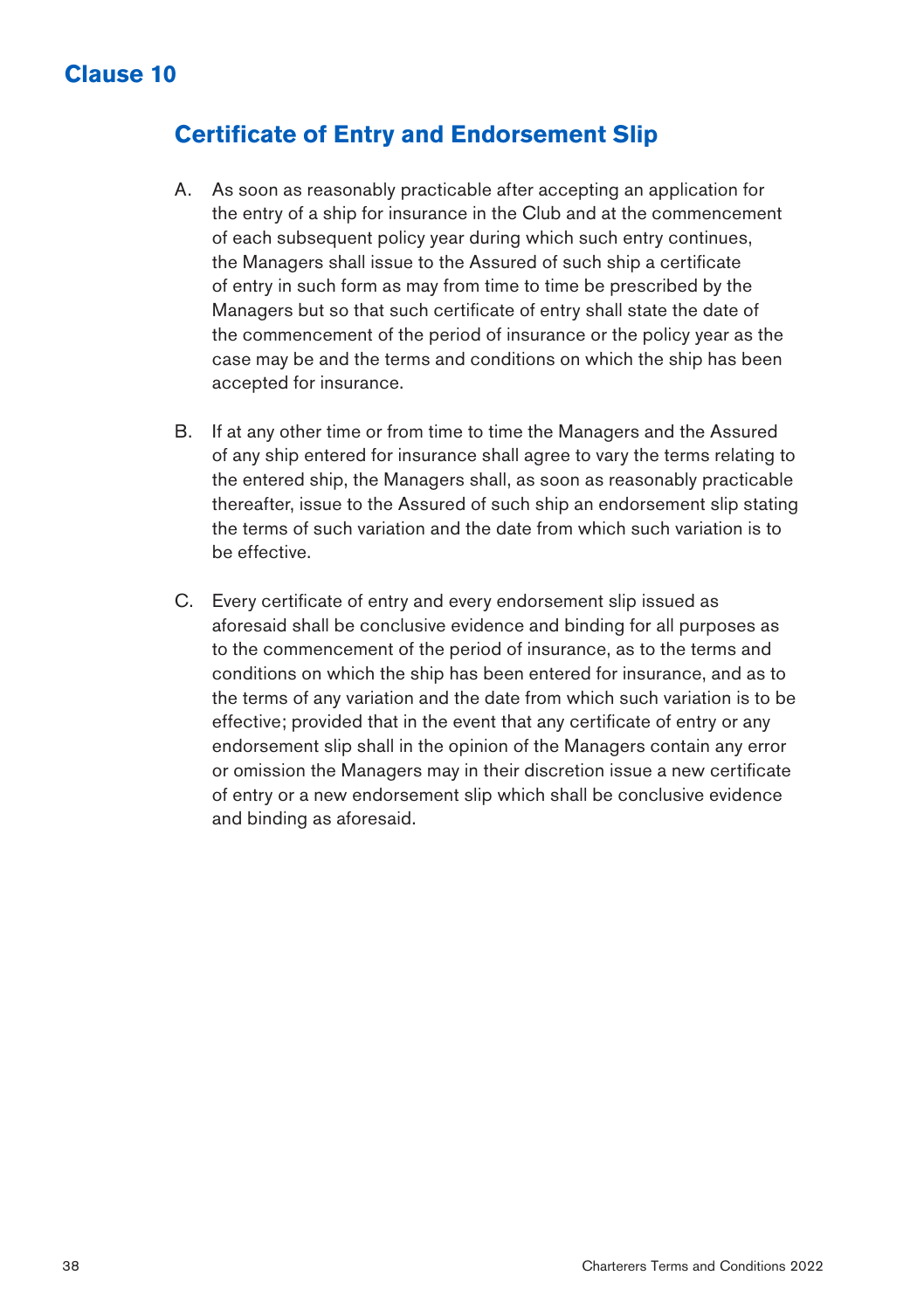# Clause 10

## Certificate of Entry and Endorsement Slip

A. As soon as reasonably practicable after accepting an application for the entry of a ship for insurance in the Club and at the commencement of each subsequent policy year during which such entry continues, the Managers shall issue to the Assured of such ship a certificate of entry in such form as may from time to time be prescribed by the Managers but so that such certificate of entry shall state the date of the commencement of the period of insurance or the policy year as the case may be and the terms and conditions on which the ship has been accepted for insurance.

B. If at any other time or from time to time the Managers and the Assured of any ship entered for insurance shall agree to vary the terms relating to the entered ship, the Managers shall, as soon as reasonably practicable thereafter, issue to the Assured of such ship an endorsement slip stating the terms of such variation and the date from which such variation is to be effective.

C. Every certificate of entry and every endorsement slip issued as aforesaid shall be conclusive evidence and binding for all purposes as to the commencement of the period of insurance, as to the terms and conditions on which the ship has been entered for insurance, and as to the terms of any variation and the date from which such variation is to be effective; provided that in the event that any certificate of entry or any endorsement slip shall in the opinion of the Managers contain any error or omission the Managers may in their discretion issue a new certificate of entry or a new endorsement slip which shall be conclusive evidence and binding as aforesaid.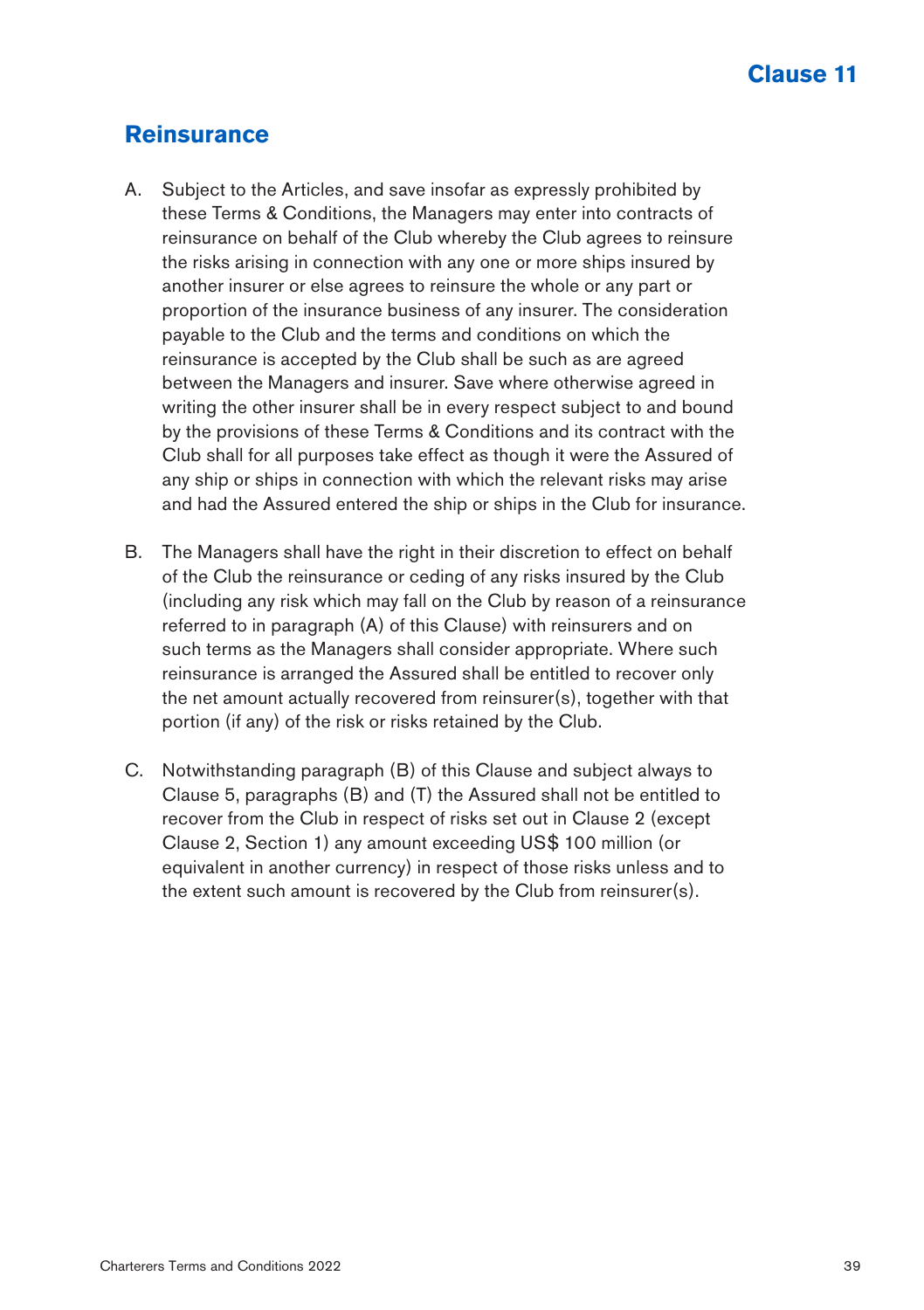# Clause 11

## Reinsurance

A. Subject to the Articles, and save insofar as expressly prohibited by these Terms & Conditions, the Managers may enter into contracts of reinsurance on behalf of the Club whereby the Club agrees to reinsure the risks arising in connection with any one or more ships insured by another insurer or else agrees to reinsure the whole or any part or proportion of the insurance business of any insurer. The consideration payable to the Club and the terms and conditions on which the reinsurance is accepted by the Club shall be such as are agreed between the Managers and insurer. Save where otherwise agreed in writing the other insurer shall be in every respect subject to and bound by the provisions of these Terms & Conditions and its contract with the Club shall for all purposes take effect as though it were the Assured of any ship or ships in connection with which the relevant risks may arise and had the Assured entered the ship or ships in the Club for insurance.

B. The Managers shall have the right in their discretion to effect on behalf of the Club the reinsurance or ceding of any risks insured by the Club (including any risk which may fall on the Club by reason of a reinsurance referred to in paragraph (A) of this Clause) with reinsurers and on such terms as the Managers shall consider appropriate. Where such reinsurance is arranged the Assured shall be entitled to recover only the net amount actually recovered from reinsurer(s), together with that portion (if any) of the risk or risks retained by the Club.

C. Notwithstanding paragraph (B) of this Clause and subject always to Clause 5, paragraphs (B) and (T) the Assured shall not be entitled to recover from the Club in respect of risks set out in Clause 2 (except Clause 2, Section 1) any amount exceeding US$ 100 million (or equivalent in another currency) in respect of those risks unless and to the extent such amount is recovered by the Club from reinsurer(s).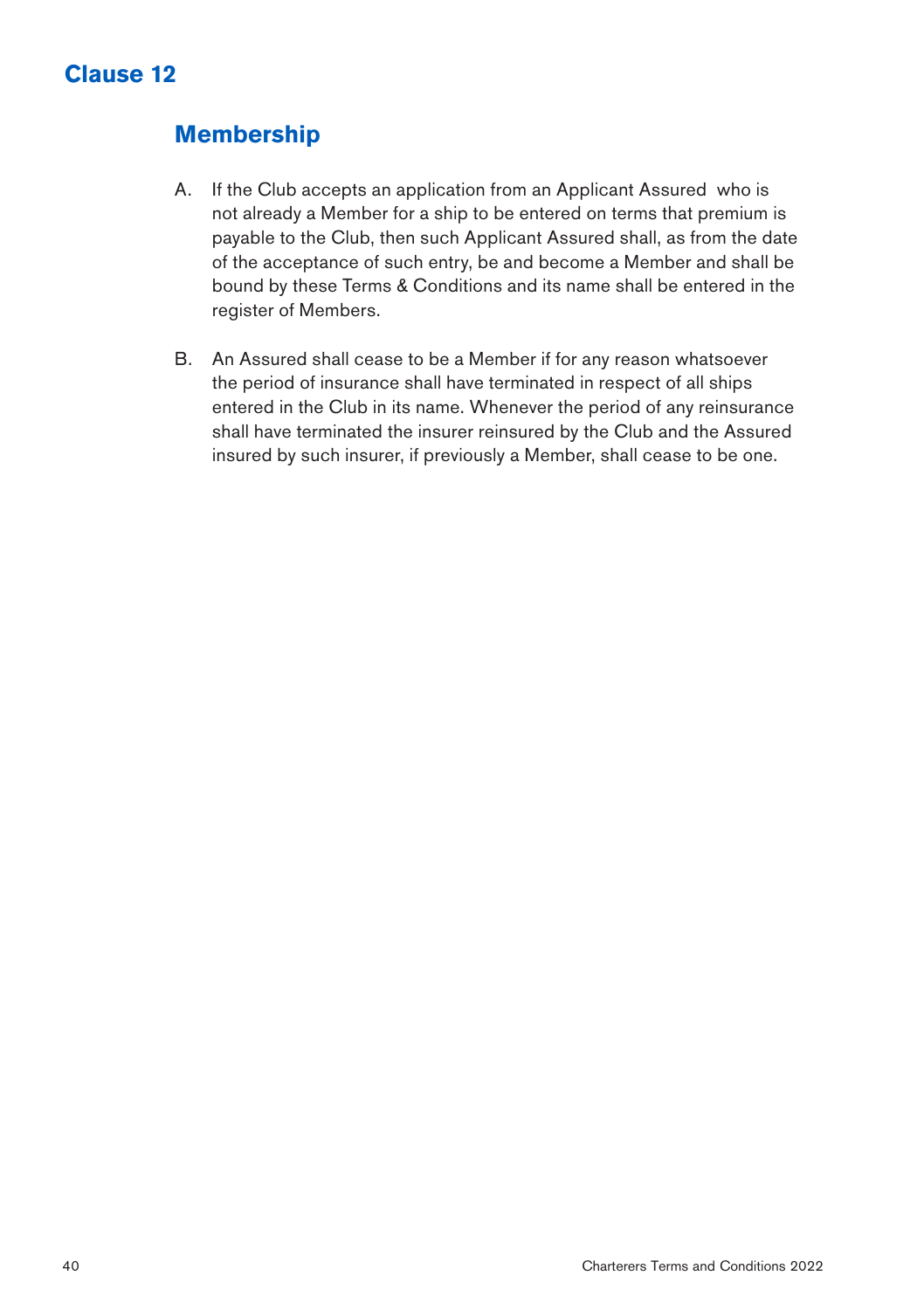# Clause 12

## Membership

A. If the Club accepts an application from an Applicant Assured who is not already a Member for a ship to be entered on terms that premium is payable to the Club, then such Applicant Assured shall, as from the date of the acceptance of such entry, be and become a Member and shall be bound by these Terms & Conditions and its name shall be entered in the register of Members.

B. An Assured shall cease to be a Member if for any reason whatsoever the period of insurance shall have terminated in respect of all ships entered in the Club in its name. Whenever the period of any reinsurance shall have terminated the insurer reinsured by the Club and the Assured insured by such insurer, if previously a Member, shall cease to be one.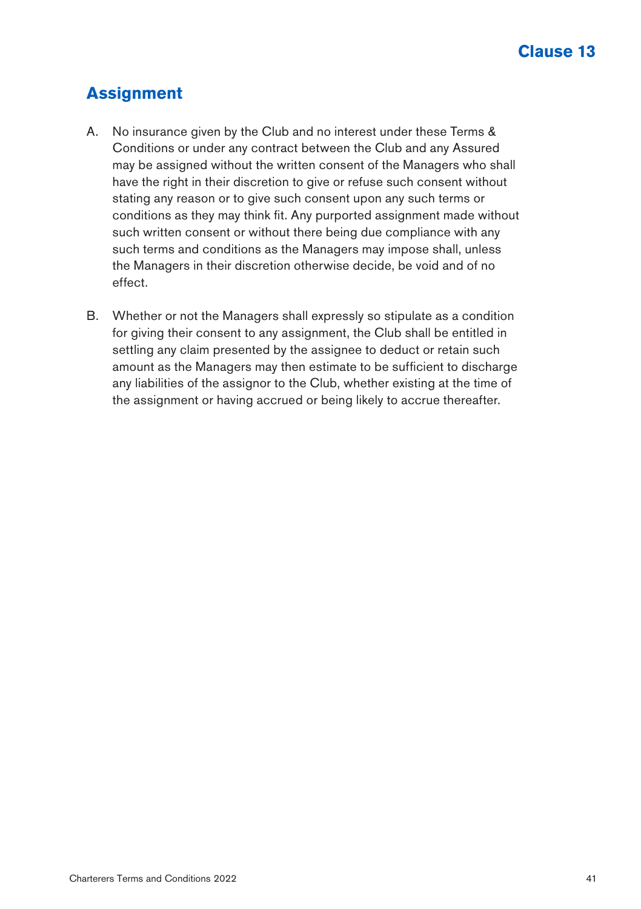# Clause 13

## Assignment

A. No insurance given by the Club and no interest under these Terms & Conditions or under any contract between the Club and any Assured may be assigned without the written consent of the Managers who shall have the right in their discretion to give or refuse such consent without stating any reason or to give such consent upon any such terms or conditions as they may think fit. Any purported assignment made without such written consent or without there being due compliance with any such terms and conditions as the Managers may impose shall, unless the Managers in their discretion otherwise decide, be void and of no effect.

B. Whether or not the Managers shall expressly so stipulate as a condition for giving their consent to any assignment, the Club shall be entitled in settling any claim presented by the assignee to deduct or retain such amount as the Managers may then estimate to be sufficient to discharge any liabilities of the assignor to the Club, whether existing at the time of the assignment or having accrued or being likely to accrue thereafter.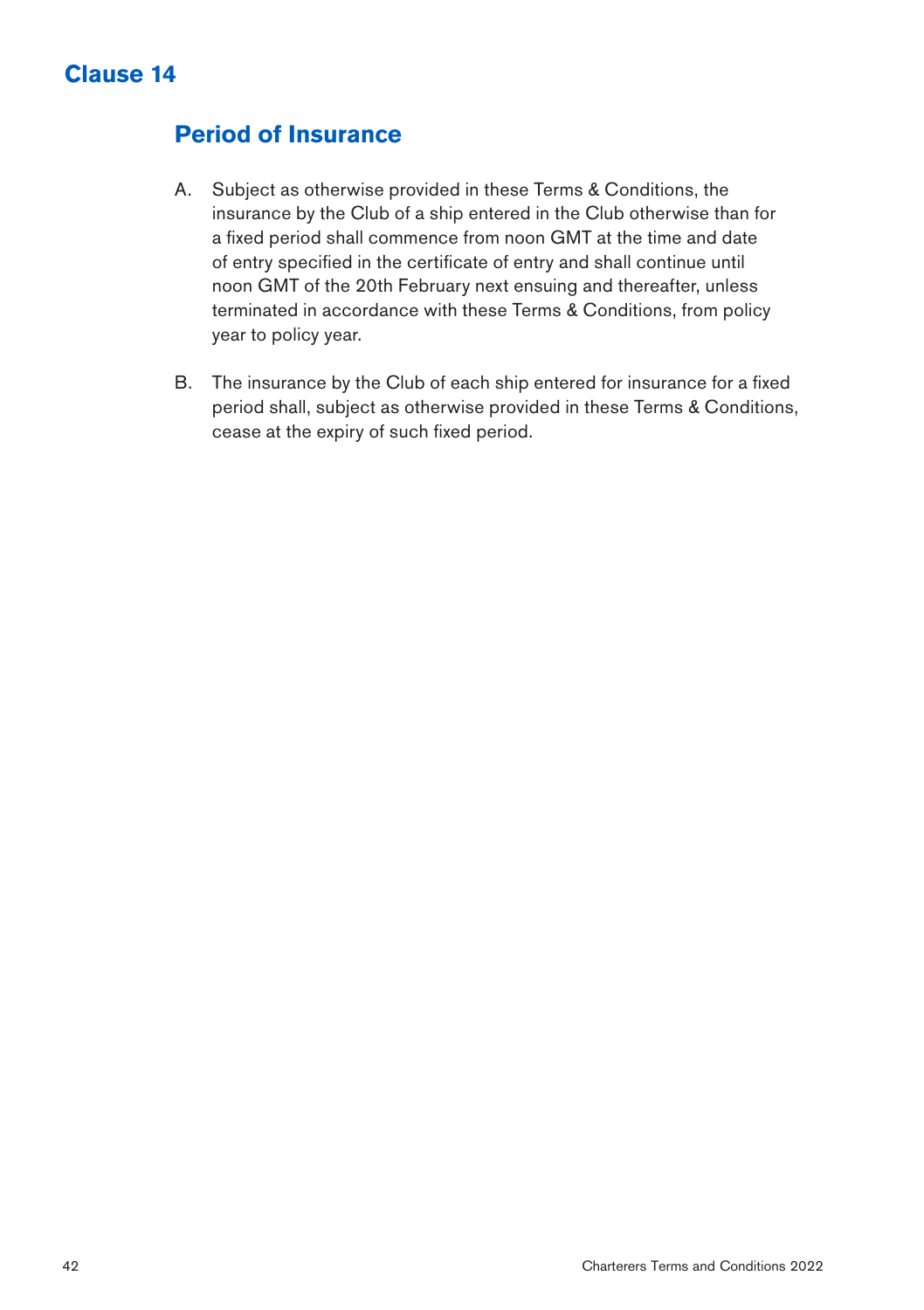# Clause 14

## Period of Insurance

A. Subject as otherwise provided in these Terms & Conditions, the insurance by the Club of a ship entered in the Club otherwise than for a fixed period shall commence from noon GMT at the time and date of entry specified in the certificate of entry and shall continue until noon GMT of the 20th February next ensuing and thereafter, unless terminated in accordance with these Terms & Conditions, from policy year to policy year.

B. The insurance by the Club of each ship entered for insurance for a fixed period shall, subject as otherwise provided in these Terms & Conditions, cease at the expiry of such fixed period.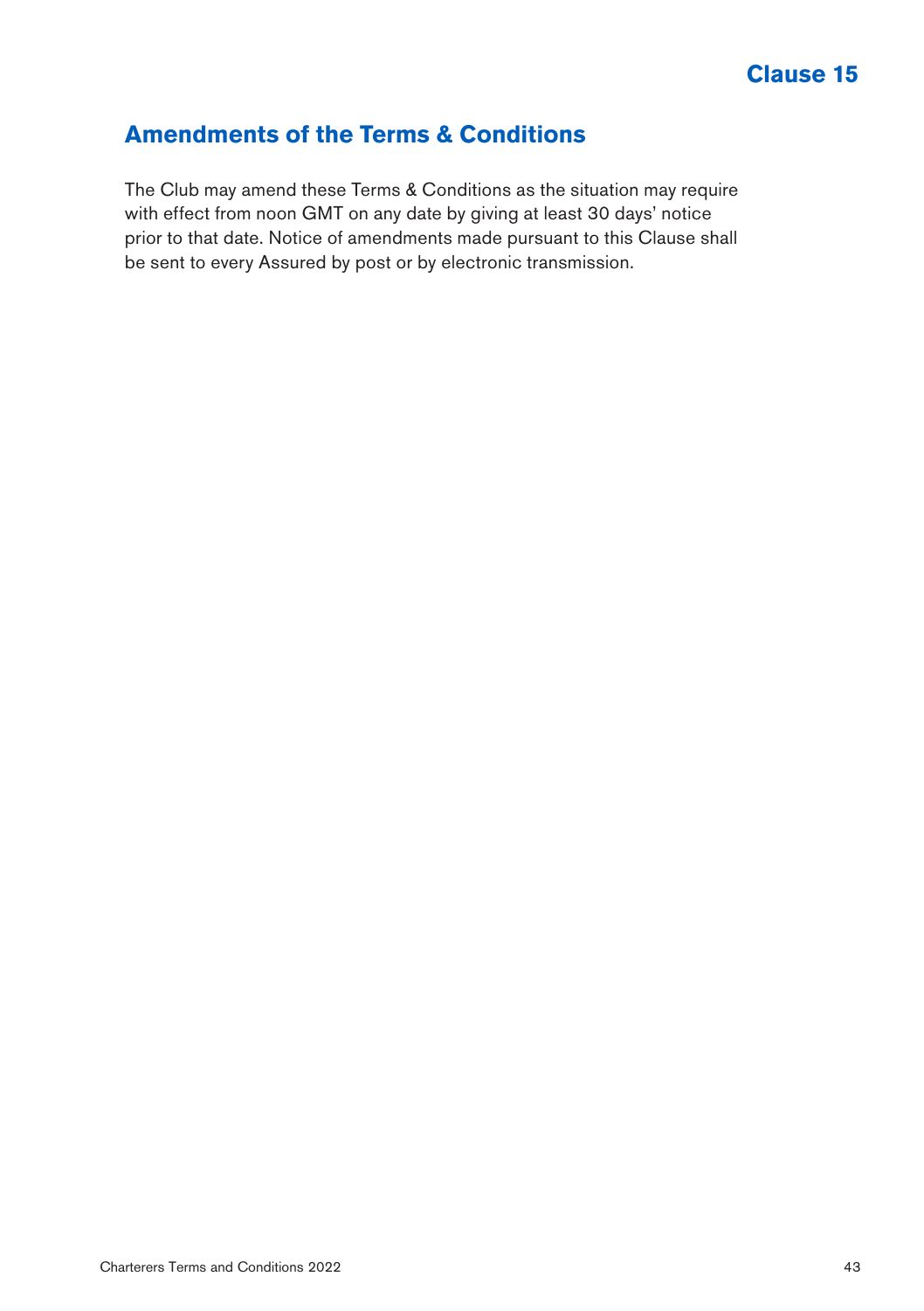# Clause 15

## Amendments of the Terms & Conditions

The Club may amend these Terms & Conditions as the situation may require with effect from noon GMT on any date by giving at least 30 days' notice prior to that date. Notice of amendments made pursuant to this Clause shall be sent to every Assured by post or by electronic transmission.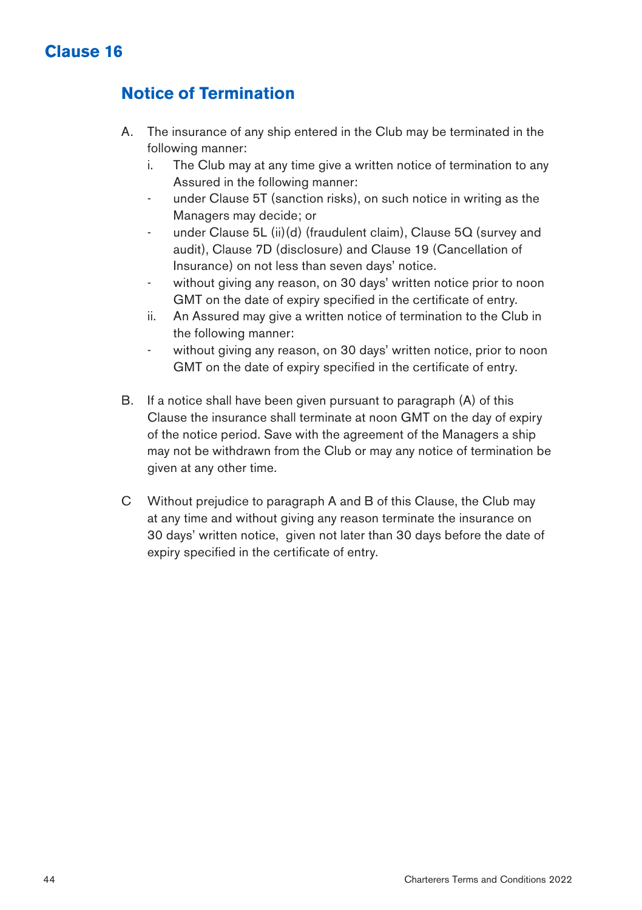# Clause 16

## Notice of Termination

A. The insurance of any ship entered in the Club may be terminated in the following manner:

   i. The Club may at any time give a written notice of termination to any Assured in the following manner:

   - under Clause 5T (sanction risks), on such notice in writing as the Managers may decide; or
   - under Clause 5L (ii)(d) (fraudulent claim), Clause 5Q (survey and audit), Clause 7D (disclosure) and Clause 19 (Cancellation of Insurance) on not less than seven days' notice.
   - without giving any reason, on 30 days' written notice prior to noon GMT on the date of expiry specified in the certificate of entry.

   ii. An Assured may give a written notice of termination to the Club in the following manner:

   - without giving any reason, on 30 days' written notice, prior to noon GMT on the date of expiry specified in the certificate of entry.

B. If a notice shall have been given pursuant to paragraph (A) of this Clause the insurance shall terminate at noon GMT on the day of expiry of the notice period. Save with the agreement of the Managers a ship may not be withdrawn from the Club or may any notice of termination be given at any other time.

C Without prejudice to paragraph A and B of this Clause, the Club may at any time and without giving any reason terminate the insurance on 30 days' written notice, given not later than 30 days before the date of expiry specified in the certificate of entry.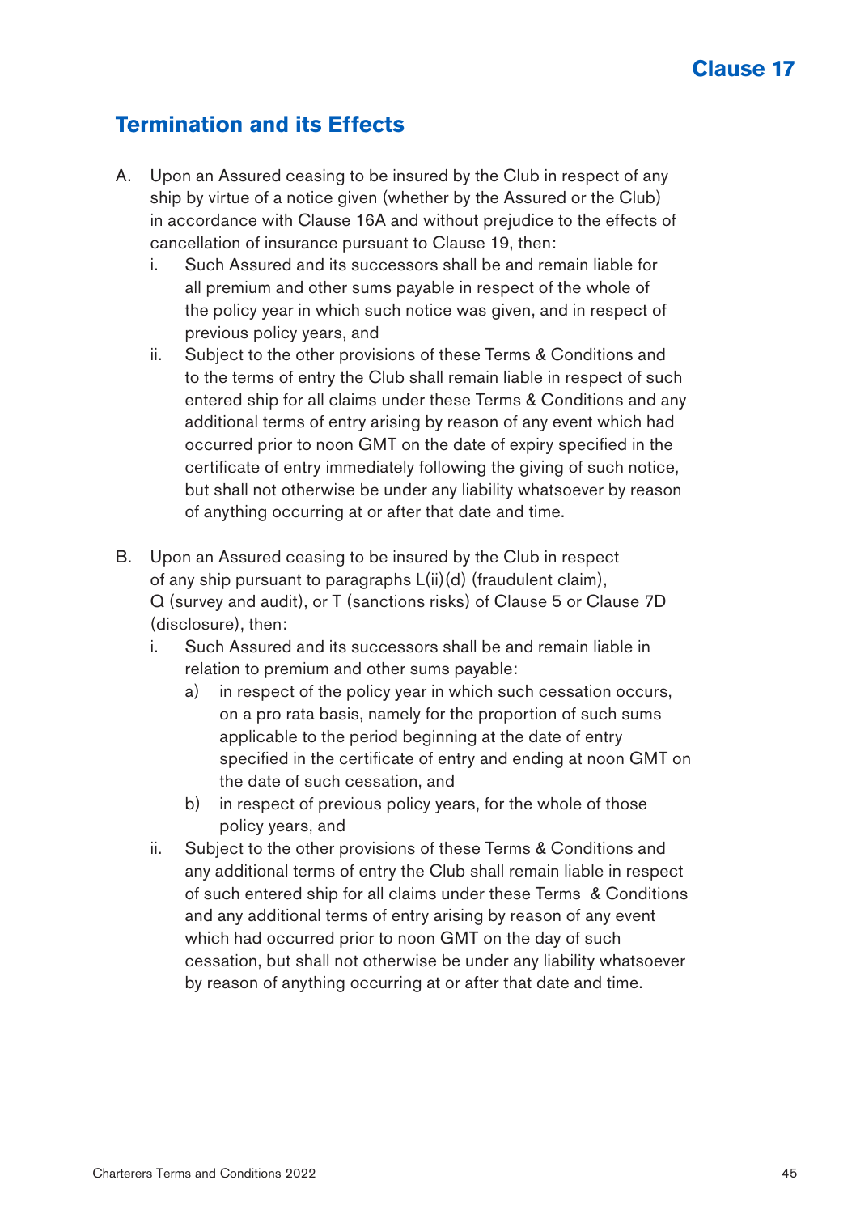# Clause 17

## Termination and its Effects

A. Upon an Assured ceasing to be insured by the Club in respect of any ship by virtue of a notice given (whether by the Assured or the Club) in accordance with Clause 16A and without prejudice to the effects of cancellation of insurance pursuant to Clause 19, then:

   i. Such Assured and its successors shall be and remain liable for all premium and other sums payable in respect of the whole of the policy year in which such notice was given, and in respect of previous policy years, and

   ii. Subject to the other provisions of these Terms & Conditions and to the terms of entry the Club shall remain liable in respect of such entered ship for all claims under these Terms & Conditions and any additional terms of entry arising by reason of any event which had occurred prior to noon GMT on the date of expiry specified in the certificate of entry immediately following the giving of such notice, but shall not otherwise be under any liability whatsoever by reason of anything occurring at or after that date and time.

B. Upon an Assured ceasing to be insured by the Club in respect of any ship pursuant to paragraphs L(ii)(d) (fraudulent claim), Q (survey and audit), or T (sanctions risks) of Clause 5 or Clause 7D (disclosure), then:

   i. Such Assured and its successors shall be and remain liable in relation to premium and other sums payable:

      a) in respect of the policy year in which such cessation occurs, on a pro rata basis, namely for the proportion of such sums applicable to the period beginning at the date of entry specified in the certificate of entry and ending at noon GMT on the date of such cessation, and

      b) in respect of previous policy years, for the whole of those policy years, and

   ii. Subject to the other provisions of these Terms & Conditions and any additional terms of entry the Club shall remain liable in respect of such entered ship for all claims under these Terms & Conditions and any additional terms of entry arising by reason of any event which had occurred prior to noon GMT on the day of such cessation, but shall not otherwise be under any liability whatsoever by reason of anything occurring at or after that date and time.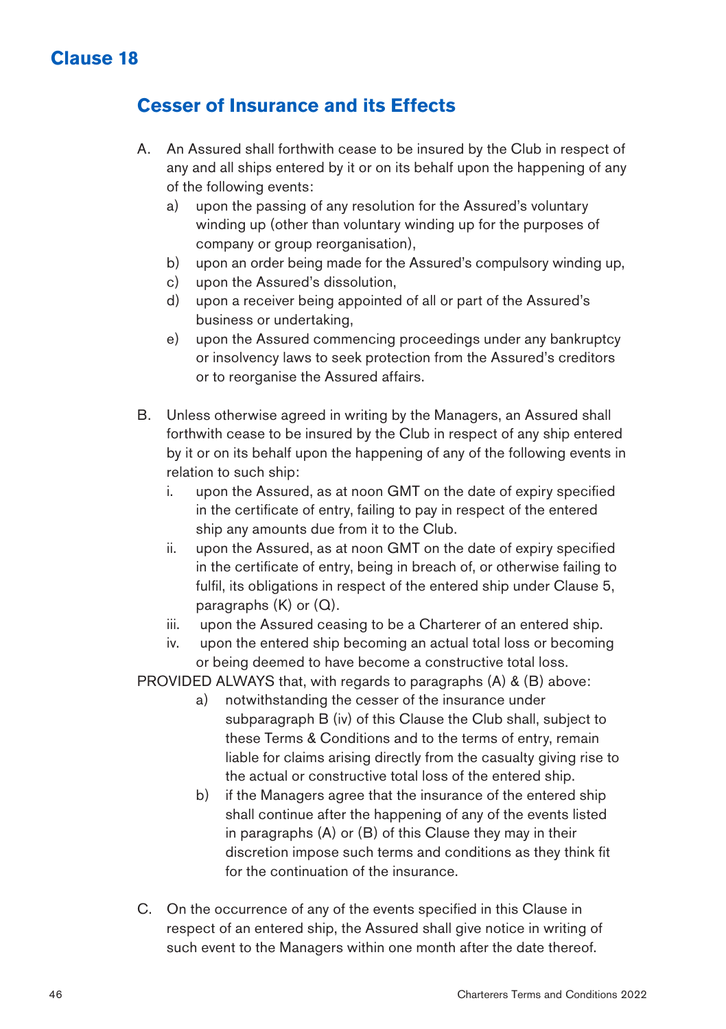# Clause 18

## Cesser of Insurance and its Effects

A. An Assured shall forthwith cease to be insured by the Club in respect of any and all ships entered by it or on its behalf upon the happening of any of the following events:

  a) upon the passing of any resolution for the Assured's voluntary winding up (other than voluntary winding up for the purposes of company or group reorganisation),

  b) upon an order being made for the Assured's compulsory winding up,

  c) upon the Assured's dissolution,

  d) upon a receiver being appointed of all or part of the Assured's business or undertaking,

  e) upon the Assured commencing proceedings under any bankruptcy or insolvency laws to seek protection from the Assured's creditors or to reorganise the Assured affairs.

B. Unless otherwise agreed in writing by the Managers, an Assured shall forthwith cease to be insured by the Club in respect of any ship entered by it or on its behalf upon the happening of any of the following events in relation to such ship:

  i. upon the Assured, as at noon GMT on the date of expiry specified in the certificate of entry, failing to pay in respect of the entered ship any amounts due from it to the Club.

  ii. upon the Assured, as at noon GMT on the date of expiry specified in the certificate of entry, being in breach of, or otherwise failing to fulfil, its obligations in respect of the entered ship under Clause 5, paragraphs (K) or (Q).

  iii. upon the Assured ceasing to be a Charterer of an entered ship.

  iv. upon the entered ship becoming an actual total loss or becoming or being deemed to have become a constructive total loss.

PROVIDED ALWAYS that, with regards to paragraphs (A) & (B) above:

  a) notwithstanding the cesser of the insurance under subparagraph B (iv) of this Clause the Club shall, subject to these Terms & Conditions and to the terms of entry, remain liable for claims arising directly from the casualty giving rise to the actual or constructive total loss of the entered ship.

  b) if the Managers agree that the insurance of the entered ship shall continue after the happening of any of the events listed in paragraphs (A) or (B) of this Clause they may in their discretion impose such terms and conditions as they think fit for the continuation of the insurance.

C. On the occurrence of any of the events specified in this Clause in respect of an entered ship, the Assured shall give notice in writing of such event to the Managers within one month after the date thereof.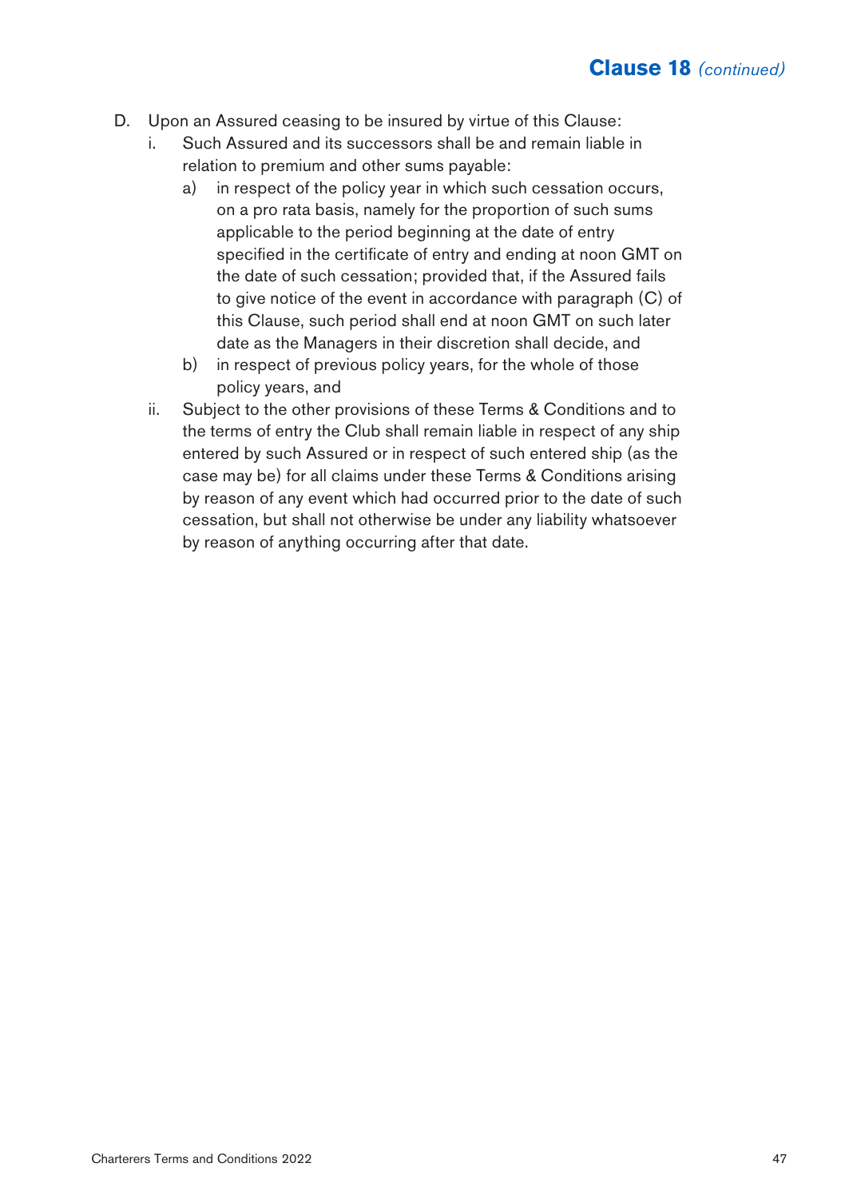## Clause 18 *(continued)*

D. Upon an Assured ceasing to be insured by virtue of this Clause:

   i. Such Assured and its successors shall be and remain liable in relation to premium and other sums payable:

      a) in respect of the policy year in which such cessation occurs, on a pro rata basis, namely for the proportion of such sums applicable to the period beginning at the date of entry specified in the certificate of entry and ending at noon GMT on the date of such cessation; provided that, if the Assured fails to give notice of the event in accordance with paragraph (C) of this Clause, such period shall end at noon GMT on such later date as the Managers in their discretion shall decide, and

      b) in respect of previous policy years, for the whole of those policy years, and

   ii. Subject to the other provisions of these Terms & Conditions and to the terms of entry the Club shall remain liable in respect of any ship entered by such Assured or in respect of such entered ship (as the case may be) for all claims under these Terms & Conditions arising by reason of any event which had occurred prior to the date of such cessation, but shall not otherwise be under any liability whatsoever by reason of anything occurring after that date.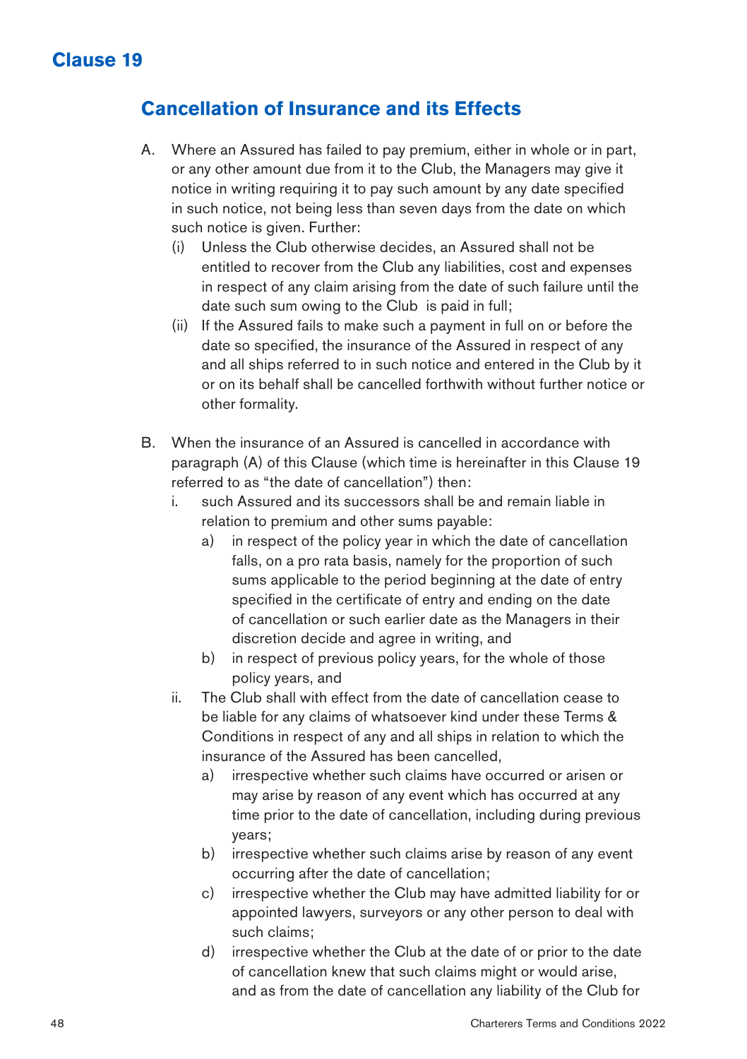# Clause 19

## Cancellation of Insurance and its Effects

A. Where an Assured has failed to pay premium, either in whole or in part, or any other amount due from it to the Club, the Managers may give it notice in writing requiring it to pay such amount by any date specified in such notice, not being less than seven days from the date on which such notice is given. Further:

   (i) Unless the Club otherwise decides, an Assured shall not be entitled to recover from the Club any liabilities, cost and expenses in respect of any claim arising from the date of such failure until the date such sum owing to the Club is paid in full;

   (ii) If the Assured fails to make such a payment in full on or before the date so specified, the insurance of the Assured in respect of any and all ships referred to in such notice and entered in the Club by it or on its behalf shall be cancelled forthwith without further notice or other formality.

B. When the insurance of an Assured is cancelled in accordance with paragraph (A) of this Clause (which time is hereinafter in this Clause 19 referred to as "the date of cancellation") then:

   i. such Assured and its successors shall be and remain liable in relation to premium and other sums payable:

      a) in respect of the policy year in which the date of cancellation falls, on a pro rata basis, namely for the proportion of such sums applicable to the period beginning at the date of entry specified in the certificate of entry and ending on the date of cancellation or such earlier date as the Managers in their discretion decide and agree in writing, and

      b) in respect of previous policy years, for the whole of those policy years, and

   ii. The Club shall with effect from the date of cancellation cease to be liable for any claims of whatsoever kind under these Terms & Conditions in respect of any and all ships in relation to which the insurance of the Assured has been cancelled,

      a) irrespective whether such claims have occurred or arisen or may arise by reason of any event which has occurred at any time prior to the date of cancellation, including during previous years;

      b) irrespective whether such claims arise by reason of any event occurring after the date of cancellation;

      c) irrespective whether the Club may have admitted liability for or appointed lawyers, surveyors or any other person to deal with such claims;

      d) irrespective whether the Club at the date of or prior to the date of cancellation knew that such claims might or would arise, and as from the date of cancellation any liability of the Club for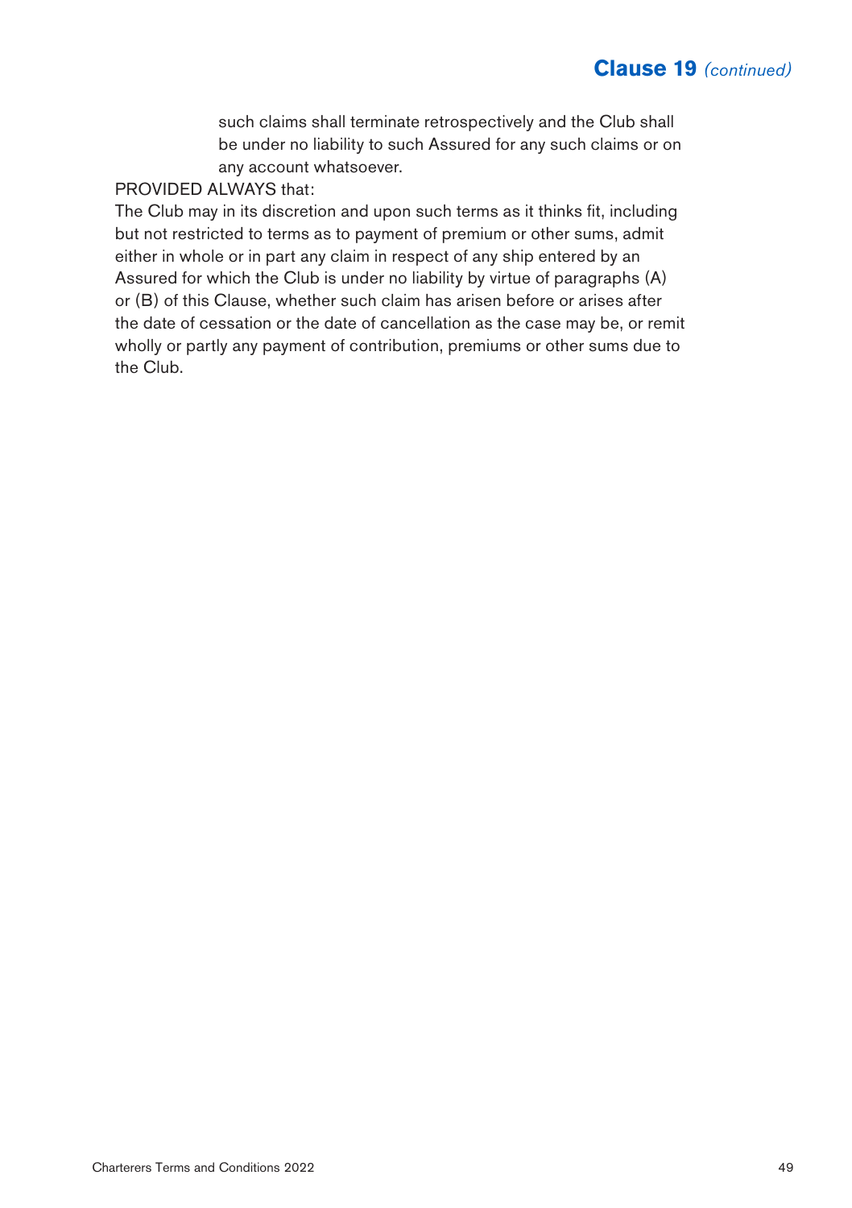## Clause 19 *(continued)*

such claims shall terminate retrospectively and the Club shall be under no liability to such Assured for any such claims or on any account whatsoever.

PROVIDED ALWAYS that:

The Club may in its discretion and upon such terms as it thinks fit, including but not restricted to terms as to payment of premium or other sums, admit either in whole or in part any claim in respect of any ship entered by an Assured for which the Club is under no liability by virtue of paragraphs (A) or (B) of this Clause, whether such claim has arisen before or arises after the date of cessation or the date of cancellation as the case may be, or remit wholly or partly any payment of contribution, premiums or other sums due to the Club.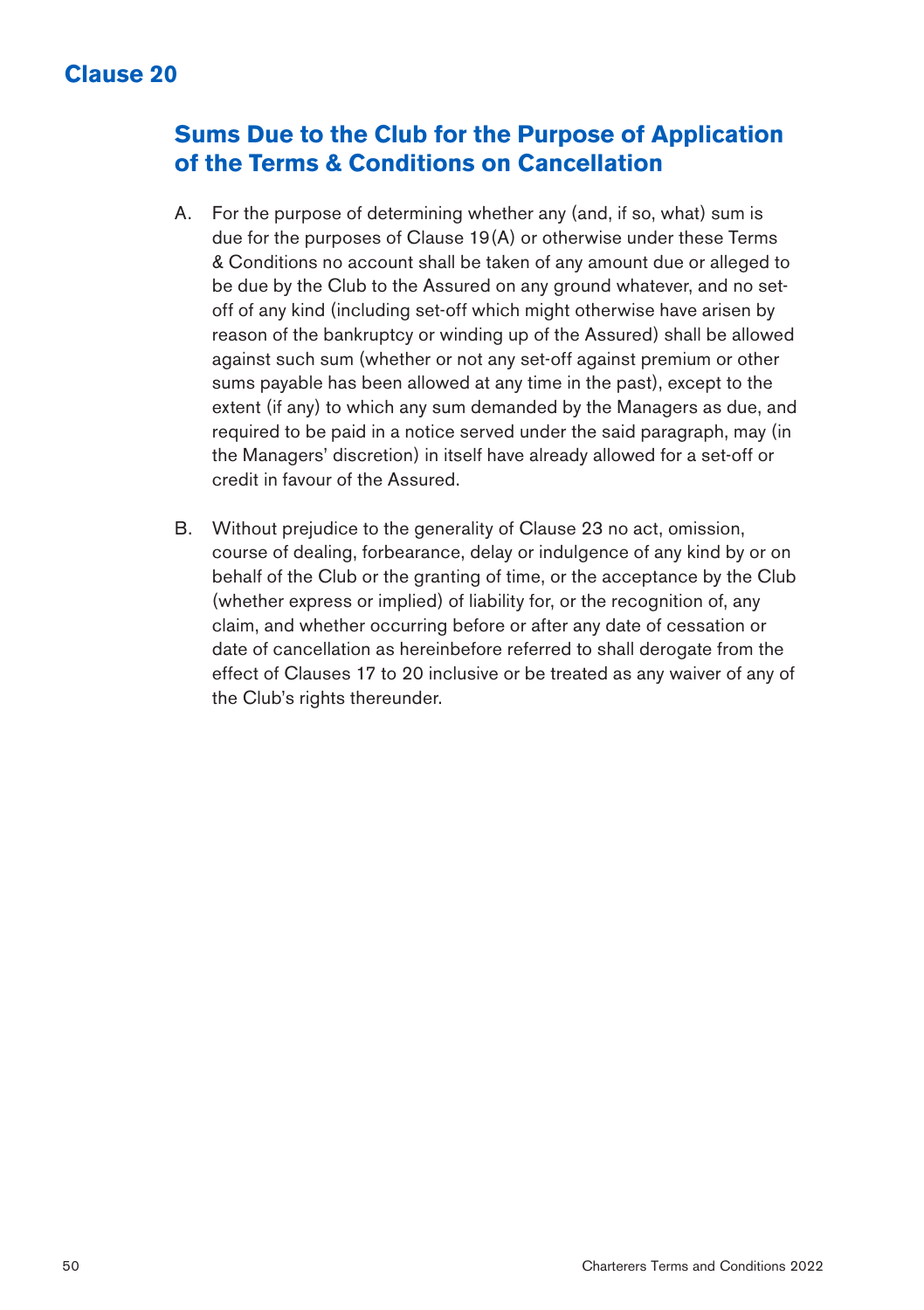# Clause 20

## Sums Due to the Club for the Purpose of Application of the Terms & Conditions on Cancellation

A. For the purpose of determining whether any (and, if so, what) sum is due for the purposes of Clause 19(A) or otherwise under these Terms & Conditions no account shall be taken of any amount due or alleged to be due by the Club to the Assured on any ground whatever, and no set-off of any kind (including set-off which might otherwise have arisen by reason of the bankruptcy or winding up of the Assured) shall be allowed against such sum (whether or not any set-off against premium or other sums payable has been allowed at any time in the past), except to the extent (if any) to which any sum demanded by the Managers as due, and required to be paid in a notice served under the said paragraph, may (in the Managers' discretion) in itself have already allowed for a set-off or credit in favour of the Assured.

B. Without prejudice to the generality of Clause 23 no act, omission, course of dealing, forbearance, delay or indulgence of any kind by or on behalf of the Club or the granting of time, or the acceptance by the Club (whether express or implied) of liability for, or the recognition of, any claim, and whether occurring before or after any date of cessation or date of cancellation as hereinbefore referred to shall derogate from the effect of Clauses 17 to 20 inclusive or be treated as any waiver of any of the Club's rights thereunder.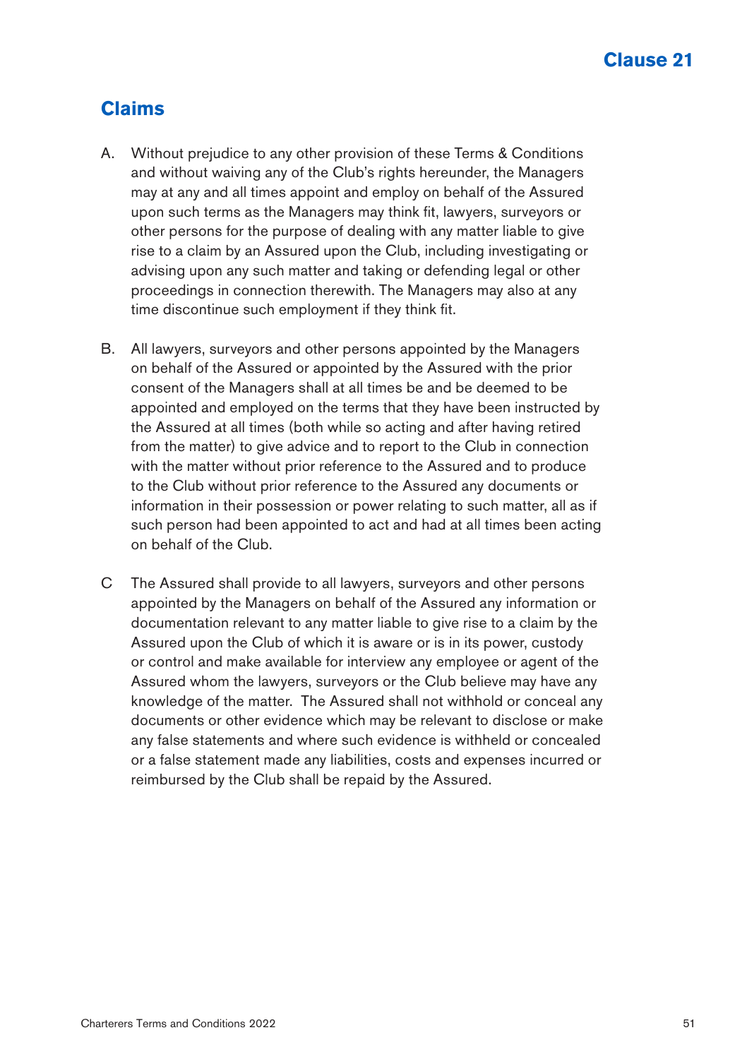# Clause 21

## Claims

A. Without prejudice to any other provision of these Terms & Conditions and without waiving any of the Club's rights hereunder, the Managers may at any and all times appoint and employ on behalf of the Assured upon such terms as the Managers may think fit, lawyers, surveyors or other persons for the purpose of dealing with any matter liable to give rise to a claim by an Assured upon the Club, including investigating or advising upon any such matter and taking or defending legal or other proceedings in connection therewith. The Managers may also at any time discontinue such employment if they think fit.

B. All lawyers, surveyors and other persons appointed by the Managers on behalf of the Assured or appointed by the Assured with the prior consent of the Managers shall at all times be and be deemed to be appointed and employed on the terms that they have been instructed by the Assured at all times (both while so acting and after having retired from the matter) to give advice and to report to the Club in connection with the matter without prior reference to the Assured and to produce to the Club without prior reference to the Assured any documents or information in their possession or power relating to such matter, all as if such person had been appointed to act and had at all times been acting on behalf of the Club.

C The Assured shall provide to all lawyers, surveyors and other persons appointed by the Managers on behalf of the Assured any information or documentation relevant to any matter liable to give rise to a claim by the Assured upon the Club of which it is aware or is in its power, custody or control and make available for interview any employee or agent of the Assured whom the lawyers, surveyors or the Club believe may have any knowledge of the matter. The Assured shall not withhold or conceal any documents or other evidence which may be relevant to disclose or make any false statements and where such evidence is withheld or concealed or a false statement made any liabilities, costs and expenses incurred or reimbursed by the Club shall be repaid by the Assured.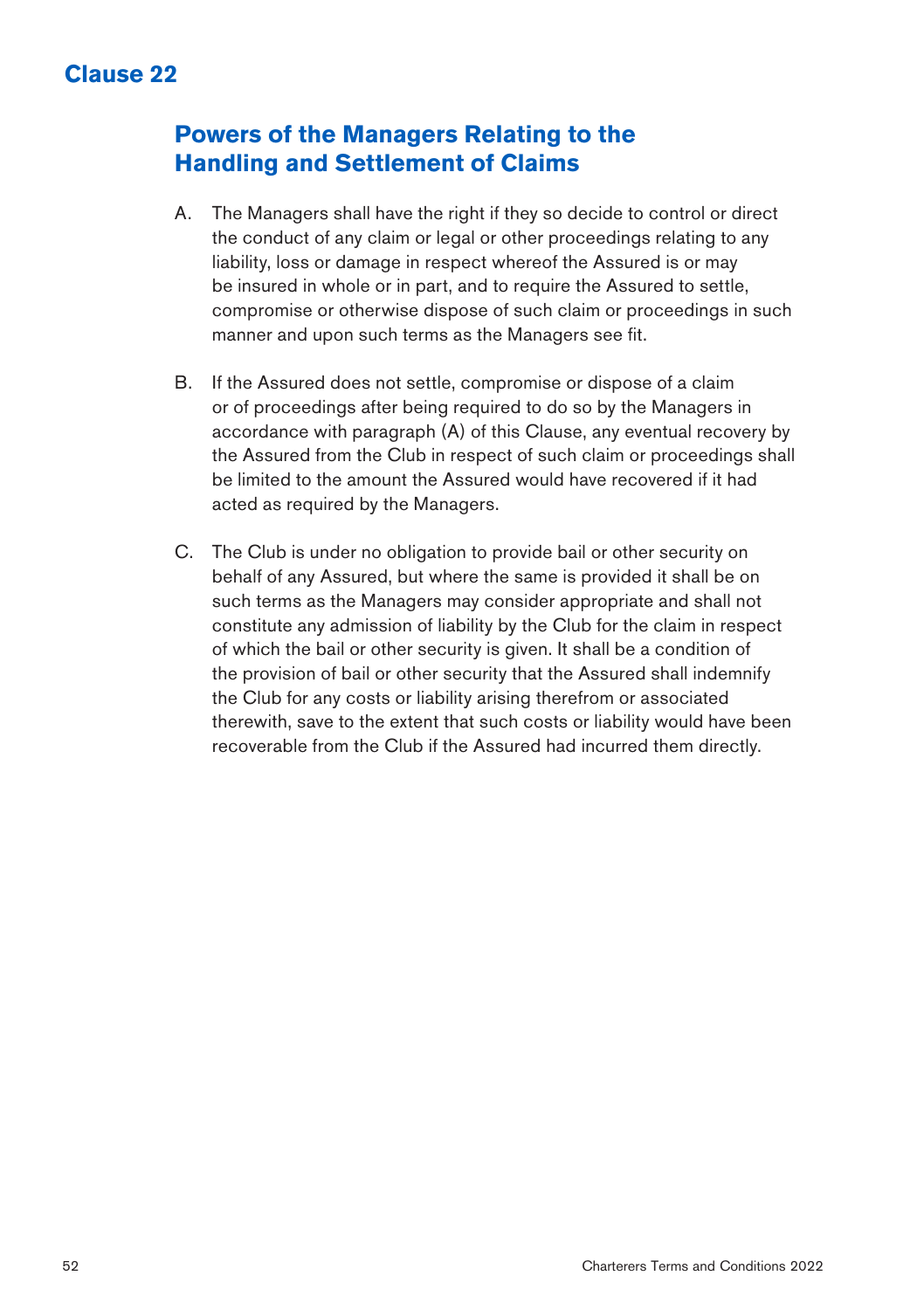# Clause 22

## Powers of the Managers Relating to the Handling and Settlement of Claims

A. The Managers shall have the right if they so decide to control or direct the conduct of any claim or legal or other proceedings relating to any liability, loss or damage in respect whereof the Assured is or may be insured in whole or in part, and to require the Assured to settle, compromise or otherwise dispose of such claim or proceedings in such manner and upon such terms as the Managers see fit.

B. If the Assured does not settle, compromise or dispose of a claim or of proceedings after being required to do so by the Managers in accordance with paragraph (A) of this Clause, any eventual recovery by the Assured from the Club in respect of such claim or proceedings shall be limited to the amount the Assured would have recovered if it had acted as required by the Managers.

C. The Club is under no obligation to provide bail or other security on behalf of any Assured, but where the same is provided it shall be on such terms as the Managers may consider appropriate and shall not constitute any admission of liability by the Club for the claim in respect of which the bail or other security is given. It shall be a condition of the provision of bail or other security that the Assured shall indemnify the Club for any costs or liability arising therefrom or associated therewith, save to the extent that such costs or liability would have been recoverable from the Club if the Assured had incurred them directly.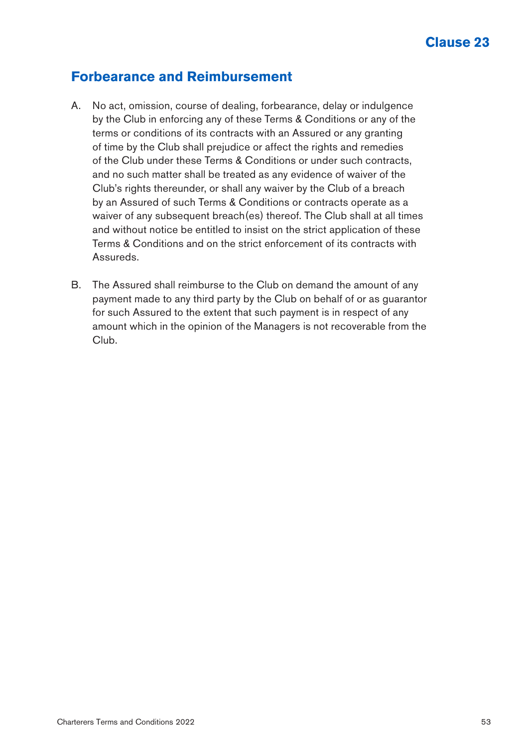# Clause 23

## Forbearance and Reimbursement

A. No act, omission, course of dealing, forbearance, delay or indulgence by the Club in enforcing any of these Terms & Conditions or any of the terms or conditions of its contracts with an Assured or any granting of time by the Club shall prejudice or affect the rights and remedies of the Club under these Terms & Conditions or under such contracts, and no such matter shall be treated as any evidence of waiver of the Club's rights thereunder, or shall any waiver by the Club of a breach by an Assured of such Terms & Conditions or contracts operate as a waiver of any subsequent breach(es) thereof. The Club shall at all times and without notice be entitled to insist on the strict application of these Terms & Conditions and on the strict enforcement of its contracts with Assureds.

B. The Assured shall reimburse to the Club on demand the amount of any payment made to any third party by the Club on behalf of or as guarantor for such Assured to the extent that such payment is in respect of any amount which in the opinion of the Managers is not recoverable from the Club.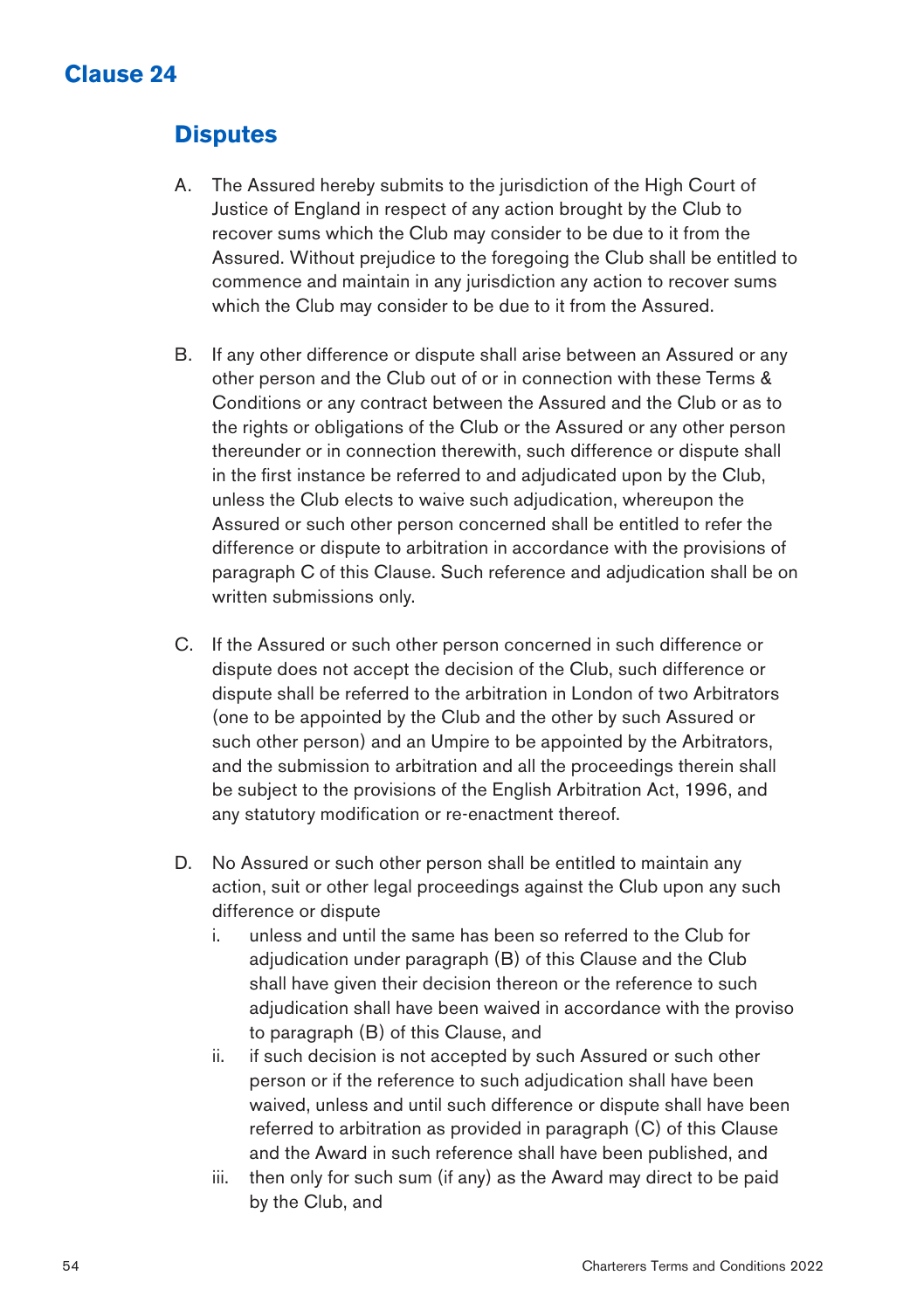# Clause 24

## Disputes

A. The Assured hereby submits to the jurisdiction of the High Court of Justice of England in respect of any action brought by the Club to recover sums which the Club may consider to be due to it from the Assured. Without prejudice to the foregoing the Club shall be entitled to commence and maintain in any jurisdiction any action to recover sums which the Club may consider to be due to it from the Assured.

B. If any other difference or dispute shall arise between an Assured or any other person and the Club out of or in connection with these Terms & Conditions or any contract between the Assured and the Club or as to the rights or obligations of the Club or the Assured or any other person thereunder or in connection therewith, such difference or dispute shall in the first instance be referred to and adjudicated upon by the Club, unless the Club elects to waive such adjudication, whereupon the Assured or such other person concerned shall be entitled to refer the difference or dispute to arbitration in accordance with the provisions of paragraph C of this Clause. Such reference and adjudication shall be on written submissions only.

C. If the Assured or such other person concerned in such difference or dispute does not accept the decision of the Club, such difference or dispute shall be referred to the arbitration in London of two Arbitrators (one to be appointed by the Club and the other by such Assured or such other person) and an Umpire to be appointed by the Arbitrators, and the submission to arbitration and all the proceedings therein shall be subject to the provisions of the English Arbitration Act, 1996, and any statutory modification or re-enactment thereof.

D. No Assured or such other person shall be entitled to maintain any action, suit or other legal proceedings against the Club upon any such difference or dispute
   i. unless and until the same has been so referred to the Club for adjudication under paragraph (B) of this Clause and the Club shall have given their decision thereon or the reference to such adjudication shall have been waived in accordance with the proviso to paragraph (B) of this Clause, and
   ii. if such decision is not accepted by such Assured or such other person or if the reference to such adjudication shall have been waived, unless and until such difference or dispute shall have been referred to arbitration as provided in paragraph (C) of this Clause and the Award in such reference shall have been published, and
   iii. then only for such sum (if any) as the Award may direct to be paid by the Club, and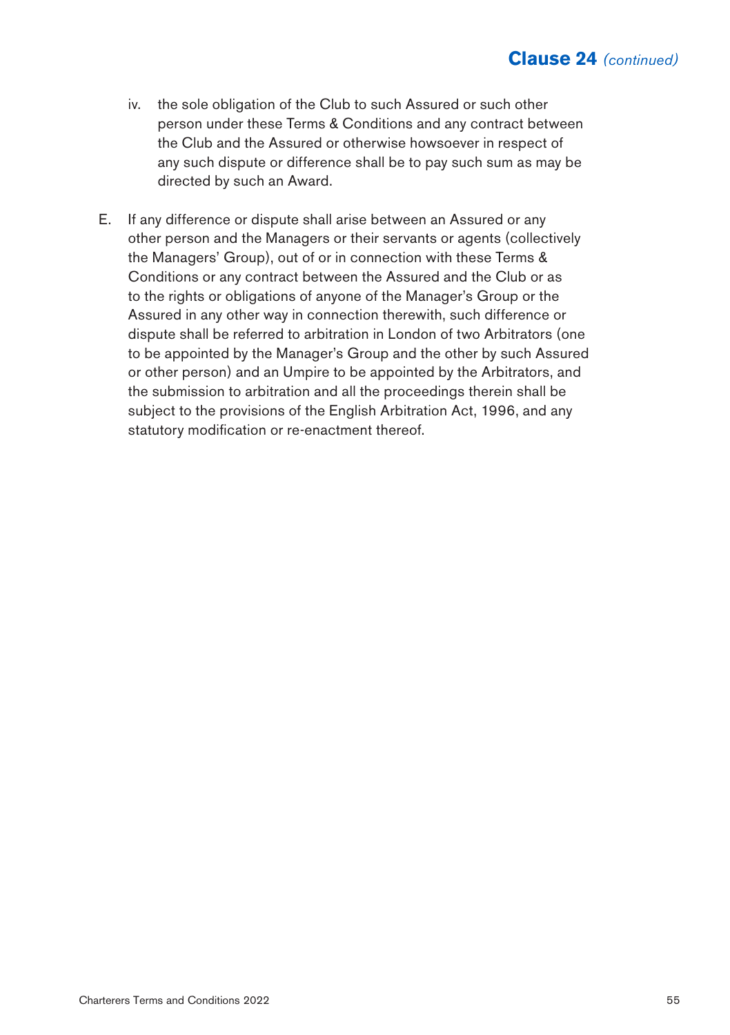## Clause 24 *(continued)*

iv. the sole obligation of the Club to such Assured or such other person under these Terms & Conditions and any contract between the Club and the Assured or otherwise howsoever in respect of any such dispute or difference shall be to pay such sum as may be directed by such an Award.

E. If any difference or dispute shall arise between an Assured or any other person and the Managers or their servants or agents (collectively the Managers' Group), out of or in connection with these Terms & Conditions or any contract between the Assured and the Club or as to the rights or obligations of anyone of the Manager's Group or the Assured in any other way in connection therewith, such difference or dispute shall be referred to arbitration in London of two Arbitrators (one to be appointed by the Manager's Group and the other by such Assured or other person) and an Umpire to be appointed by the Arbitrators, and the submission to arbitration and all the proceedings therein shall be subject to the provisions of the English Arbitration Act, 1996, and any statutory modification or re-enactment thereof.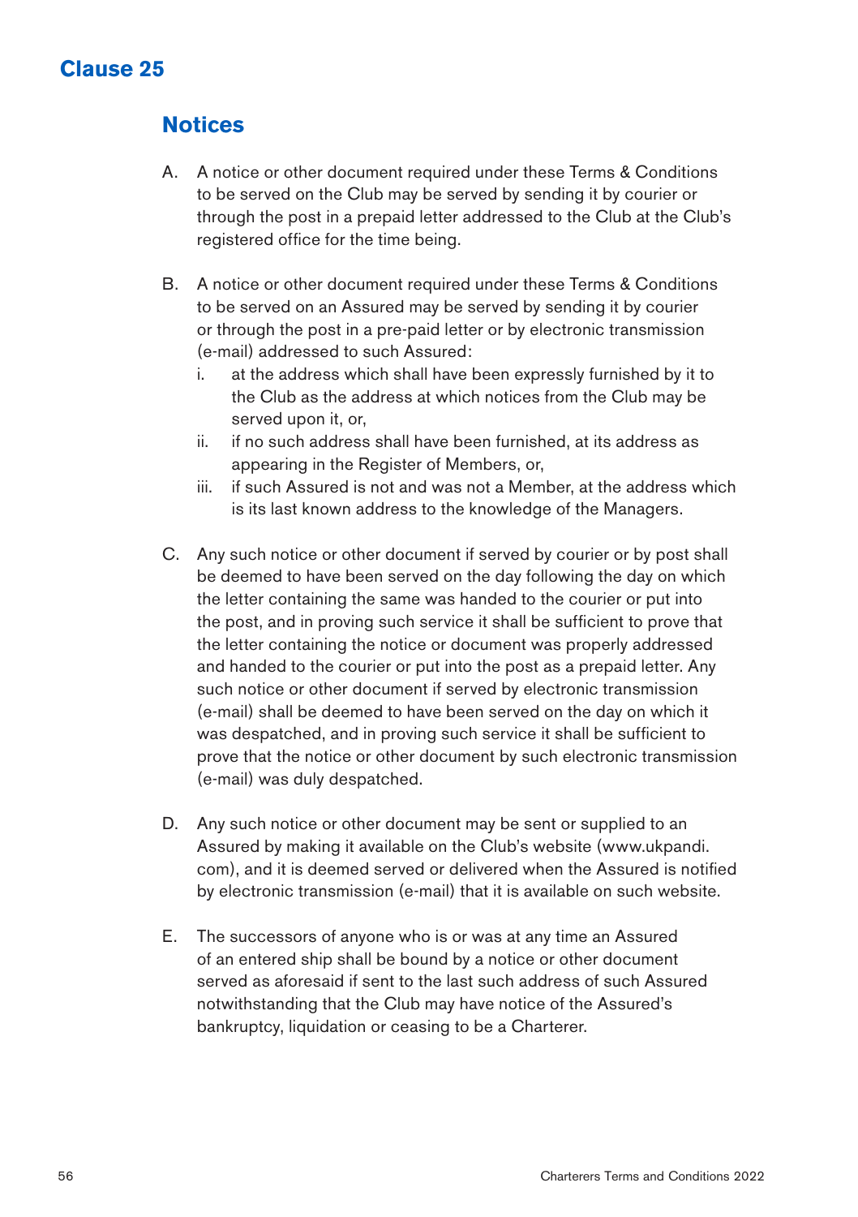# Clause 25

## Notices

A. A notice or other document required under these Terms & Conditions to be served on the Club may be served by sending it by courier or through the post in a prepaid letter addressed to the Club at the Club's registered office for the time being.

B. A notice or other document required under these Terms & Conditions to be served on an Assured may be served by sending it by courier or through the post in a pre-paid letter or by electronic transmission (e-mail) addressed to such Assured:
   i. at the address which shall have been expressly furnished by it to the Club as the address at which notices from the Club may be served upon it, or,
   ii. if no such address shall have been furnished, at its address as appearing in the Register of Members, or,
   iii. if such Assured is not and was not a Member, at the address which is its last known address to the knowledge of the Managers.

C. Any such notice or other document if served by courier or by post shall be deemed to have been served on the day following the day on which the letter containing the same was handed to the courier or put into the post, and in proving such service it shall be sufficient to prove that the letter containing the notice or document was properly addressed and handed to the courier or put into the post as a prepaid letter. Any such notice or other document if served by electronic transmission (e-mail) shall be deemed to have been served on the day on which it was despatched, and in proving such service it shall be sufficient to prove that the notice or other document by such electronic transmission (e-mail) was duly despatched.

D. Any such notice or other document may be sent or supplied to an Assured by making it available on the Club's website (www.ukpandi.com), and it is deemed served or delivered when the Assured is notified by electronic transmission (e-mail) that it is available on such website.

E. The successors of anyone who is or was at any time an Assured of an entered ship shall be bound by a notice or other document served as aforesaid if sent to the last such address of such Assured notwithstanding that the Club may have notice of the Assured's bankruptcy, liquidation or ceasing to be a Charterer.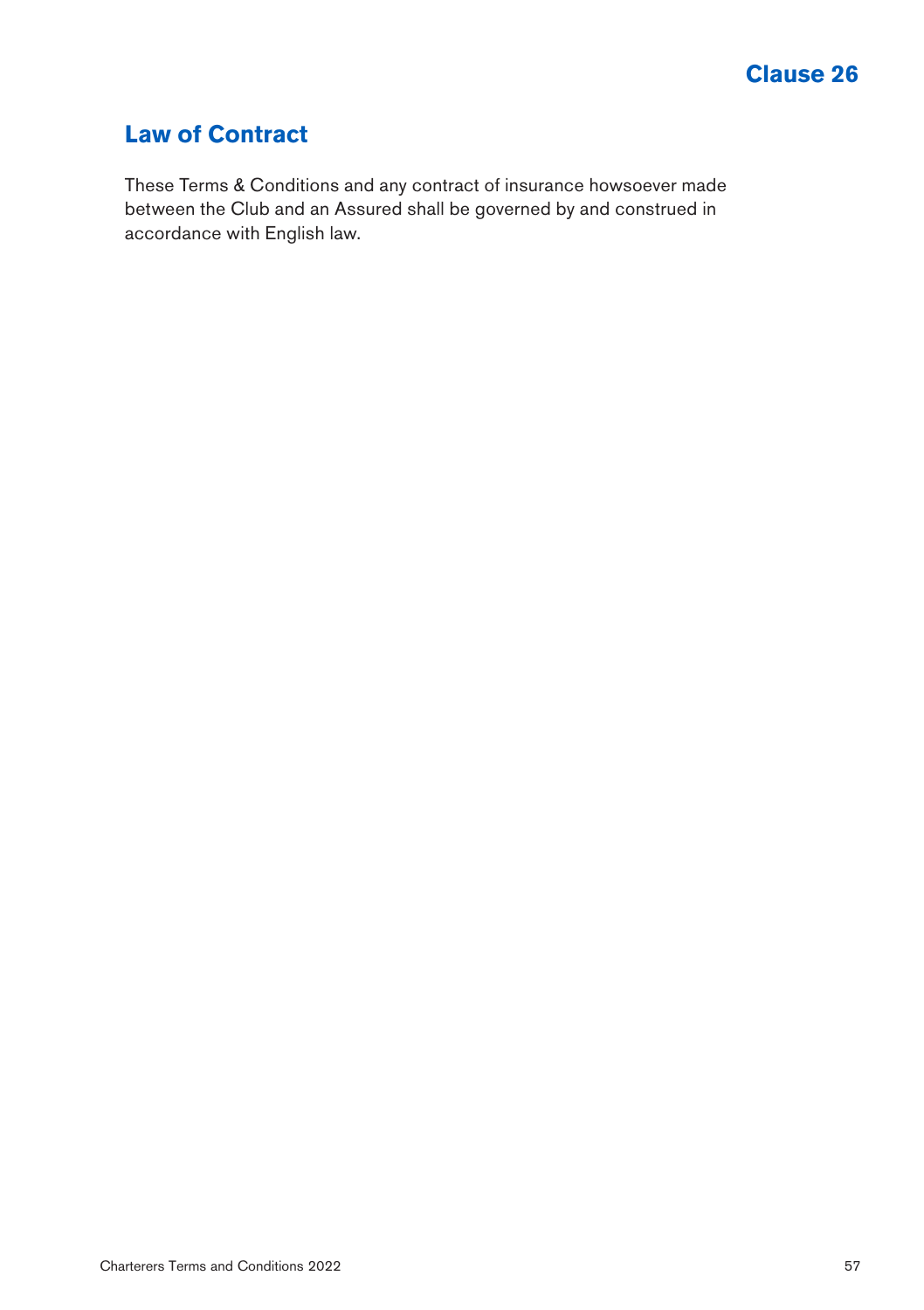## Clause 26

## Law of Contract

These Terms & Conditions and any contract of insurance howsoever made between the Club and an Assured shall be governed by and construed in accordance with English law.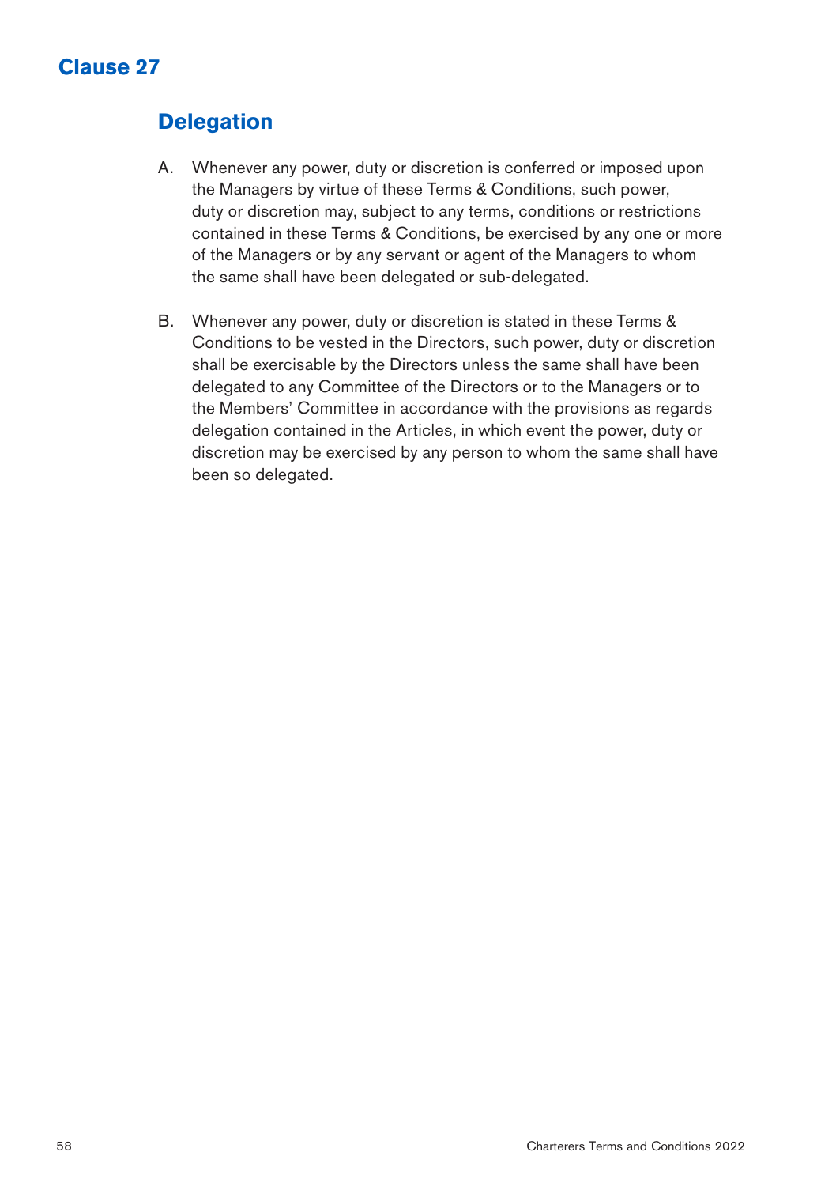# Clause 27

## Delegation

A. Whenever any power, duty or discretion is conferred or imposed upon the Managers by virtue of these Terms & Conditions, such power, duty or discretion may, subject to any terms, conditions or restrictions contained in these Terms & Conditions, be exercised by any one or more of the Managers or by any servant or agent of the Managers to whom the same shall have been delegated or sub-delegated.

B. Whenever any power, duty or discretion is stated in these Terms & Conditions to be vested in the Directors, such power, duty or discretion shall be exercisable by the Directors unless the same shall have been delegated to any Committee of the Directors or to the Managers or to the Members' Committee in accordance with the provisions as regards delegation contained in the Articles, in which event the power, duty or discretion may be exercised by any person to whom the same shall have been so delegated.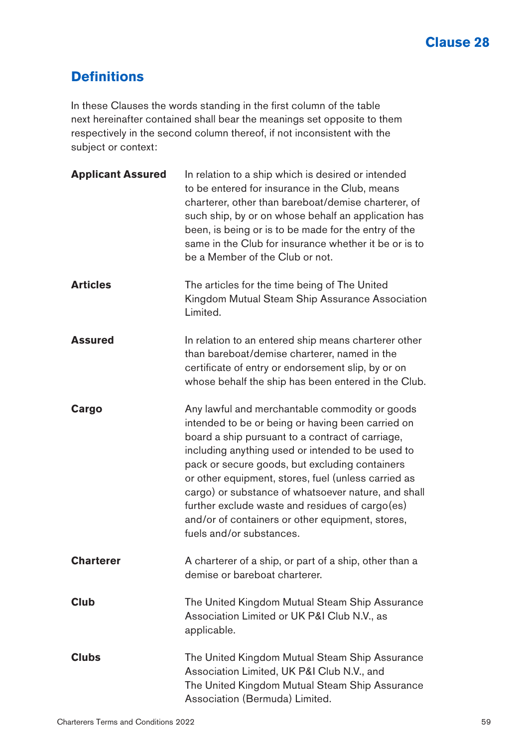# Clause 28

## Definitions

In these Clauses the words standing in the first column of the table next hereinafter contained shall bear the meanings set opposite to them respectively in the second column thereof, if not inconsistent with the subject or context:

| | |
|---|---|
| **Applicant Assured** | In relation to a ship which is desired or intended to be entered for insurance in the Club, means charterer, other than bareboat/demise charterer, of such ship, by or on whose behalf an application has been, is being or is to be made for the entry of the same in the Club for insurance whether it be or is to be a Member of the Club or not. |
| **Articles** | The articles for the time being of The United Kingdom Mutual Steam Ship Assurance Association Limited. |
| **Assured** | In relation to an entered ship means charterer other than bareboat/demise charterer, named in the certificate of entry or endorsement slip, by or on whose behalf the ship has been entered in the Club. |
| **Cargo** | Any lawful and merchantable commodity or goods intended to be or being or having been carried on board a ship pursuant to a contract of carriage, including anything used or intended to be used to pack or secure goods, but excluding containers or other equipment, stores, fuel (unless carried as cargo) or substance of whatsoever nature, and shall further exclude waste and residues of cargo(es) and/or of containers or other equipment, stores, fuels and/or substances. |
| **Charterer** | A charterer of a ship, or part of a ship, other than a demise or bareboat charterer. |
| **Club** | The United Kingdom Mutual Steam Ship Assurance Association Limited or UK P&I Club N.V., as applicable. |
| **Clubs** | The United Kingdom Mutual Steam Ship Assurance Association Limited, UK P&I Club N.V., and The United Kingdom Mutual Steam Ship Assurance Association (Bermuda) Limited. |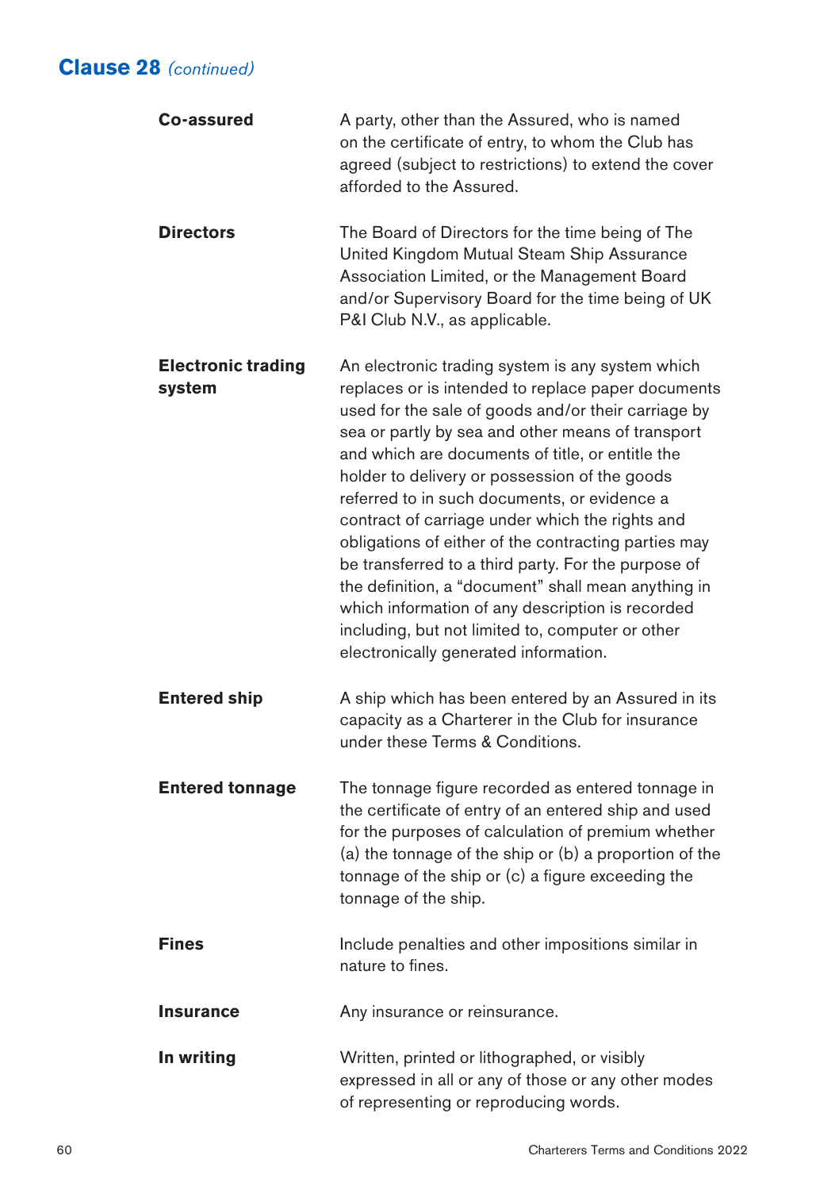## Clause 28 *(continued)*

**Co-assured**
A party, other than the Assured, who is named on the certificate of entry, to whom the Club has agreed (subject to restrictions) to extend the cover afforded to the Assured.

**Directors**
The Board of Directors for the time being of The United Kingdom Mutual Steam Ship Assurance Association Limited, or the Management Board and/or Supervisory Board for the time being of UK P&I Club N.V., as applicable.

**Electronic trading system**
An electronic trading system is any system which replaces or is intended to replace paper documents used for the sale of goods and/or their carriage by sea or partly by sea and other means of transport and which are documents of title, or entitle the holder to delivery or possession of the goods referred to in such documents, or evidence a contract of carriage under which the rights and obligations of either of the contracting parties may be transferred to a third party. For the purpose of the definition, a "document" shall mean anything in which information of any description is recorded including, but not limited to, computer or other electronically generated information.

**Entered ship**
A ship which has been entered by an Assured in its capacity as a Charterer in the Club for insurance under these Terms & Conditions.

**Entered tonnage**
The tonnage figure recorded as entered tonnage in the certificate of entry of an entered ship and used for the purposes of calculation of premium whether (a) the tonnage of the ship or (b) a proportion of the tonnage of the ship or (c) a figure exceeding the tonnage of the ship.

**Fines**
Include penalties and other impositions similar in nature to fines.

**Insurance**
Any insurance or reinsurance.

**In writing**
Written, printed or lithographed, or visibly expressed in all or any of those or any other modes of representing or reproducing words.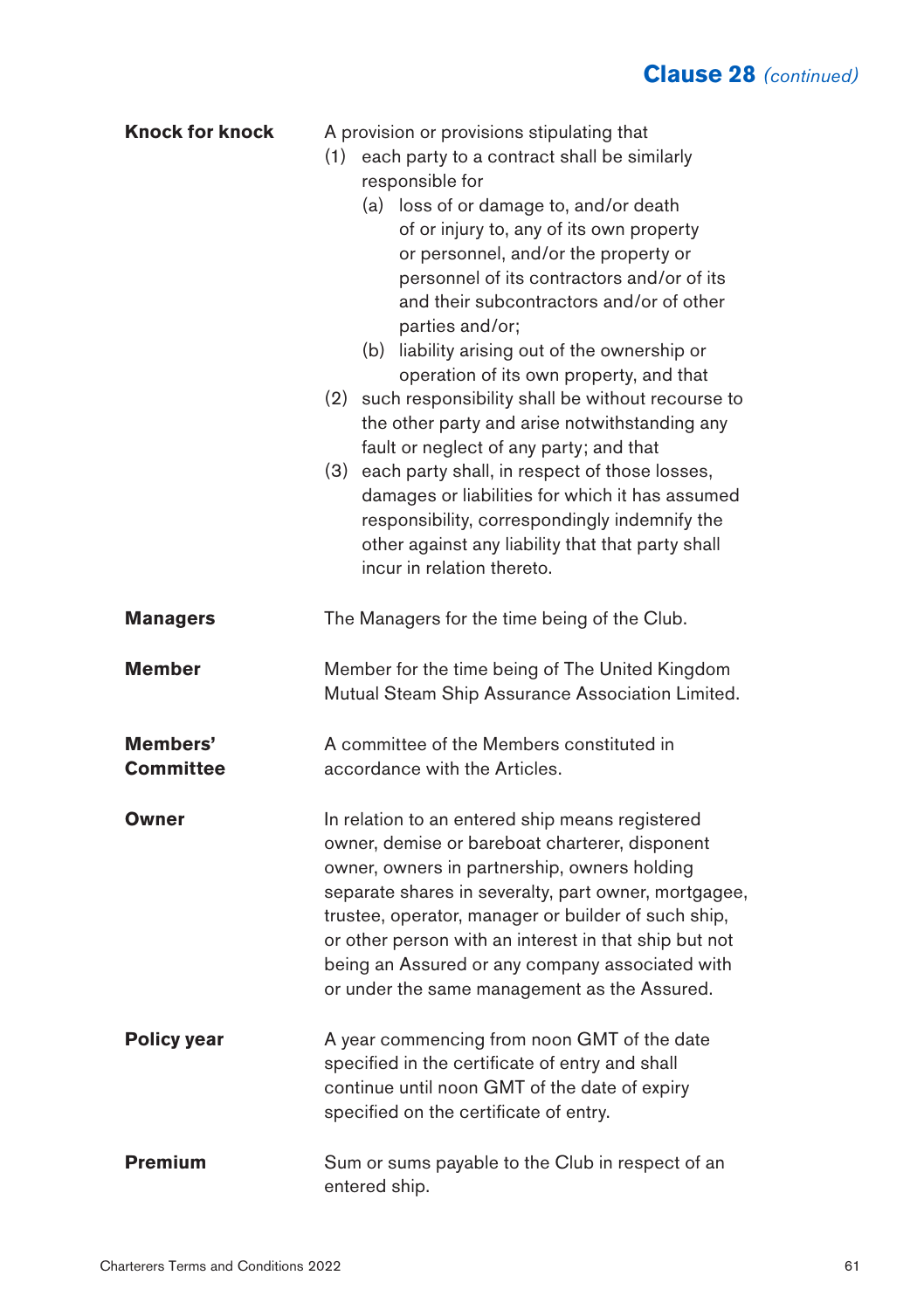## Clause 28 *(continued)*

**Knock for knock**

A provision or provisions stipulating that

(1) each party to a contract shall be similarly responsible for

  (a) loss of or damage to, and/or death of or injury to, any of its own property or personnel, and/or the property or personnel of its contractors and/or of its and their subcontractors and/or of other parties and/or;

  (b) liability arising out of the ownership or operation of its own property, and that

(2) such responsibility shall be without recourse to the other party and arise notwithstanding any fault or neglect of any party; and that

(3) each party shall, in respect of those losses, damages or liabilities for which it has assumed responsibility, correspondingly indemnify the other against any liability that that party shall incur in relation thereto.

**Managers**

The Managers for the time being of the Club.

**Member**

Member for the time being of The United Kingdom Mutual Steam Ship Assurance Association Limited.

**Members' Committee**

A committee of the Members constituted in accordance with the Articles.

**Owner**

In relation to an entered ship means registered owner, demise or bareboat charterer, disponent owner, owners in partnership, owners holding separate shares in severalty, part owner, mortgagee, trustee, operator, manager or builder of such ship, or other person with an interest in that ship but not being an Assured or any company associated with or under the same management as the Assured.

**Policy year**

A year commencing from noon GMT of the date specified in the certificate of entry and shall continue until noon GMT of the date of expiry specified on the certificate of entry.

**Premium**

Sum or sums payable to the Club in respect of an entered ship.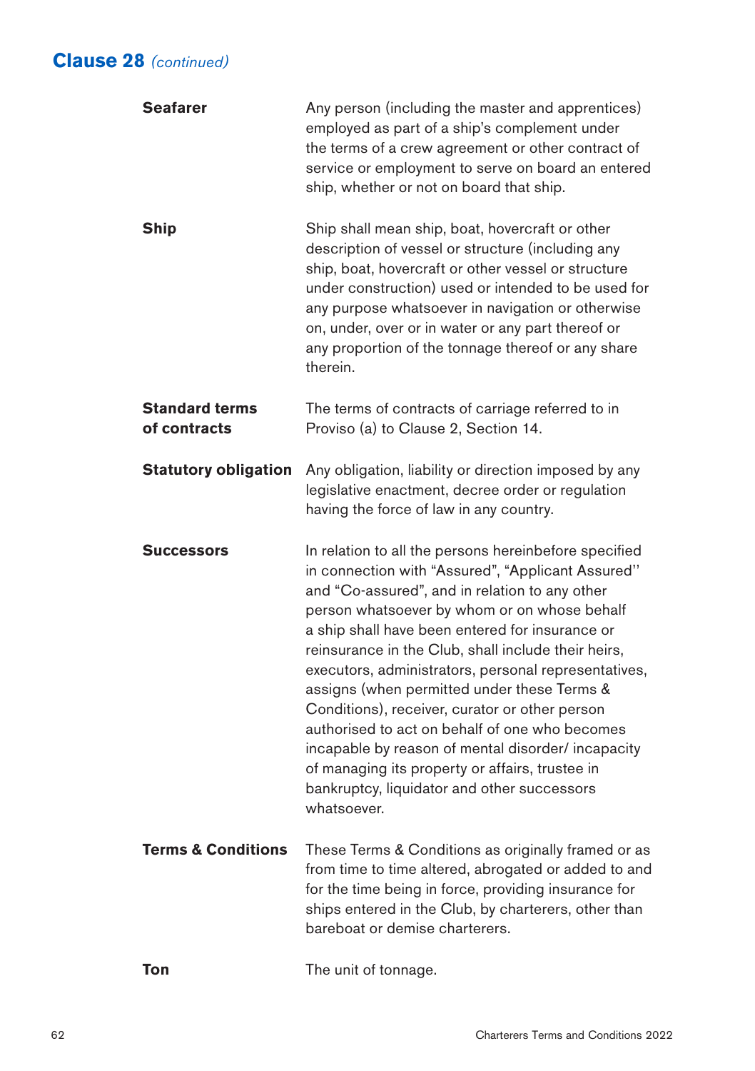## Clause 28 *(continued)*

| | |
|---|---|
| **Seafarer** | Any person (including the master and apprentices) employed as part of a ship's complement under the terms of a crew agreement or other contract of service or employment to serve on board an entered ship, whether or not on board that ship. |
| **Ship** | Ship shall mean ship, boat, hovercraft or other description of vessel or structure (including any ship, boat, hovercraft or other vessel or structure under construction) used or intended to be used for any purpose whatsoever in navigation or otherwise on, under, over or in water or any part thereof or any proportion of the tonnage thereof or any share therein. |
| **Standard terms of contracts** | The terms of contracts of carriage referred to in Proviso (a) to Clause 2, Section 14. |
| **Statutory obligation** | Any obligation, liability or direction imposed by any legislative enactment, decree order or regulation having the force of law in any country. |
| **Successors** | In relation to all the persons hereinbefore specified in connection with "Assured", "Applicant Assured" and "Co-assured", and in relation to any other person whatsoever by whom or on whose behalf a ship shall have been entered for insurance or reinsurance in the Club, shall include their heirs, executors, administrators, personal representatives, assigns (when permitted under these Terms & Conditions), receiver, curator or other person authorised to act on behalf of one who becomes incapable by reason of mental disorder/ incapacity of managing its property or affairs, trustee in bankruptcy, liquidator and other successors whatsoever. |
| **Terms & Conditions** | These Terms & Conditions as originally framed or as from time to time altered, abrogated or added to and for the time being in force, providing insurance for ships entered in the Club, by charterers, other than bareboat or demise charterers. |
| **Ton** | The unit of tonnage. |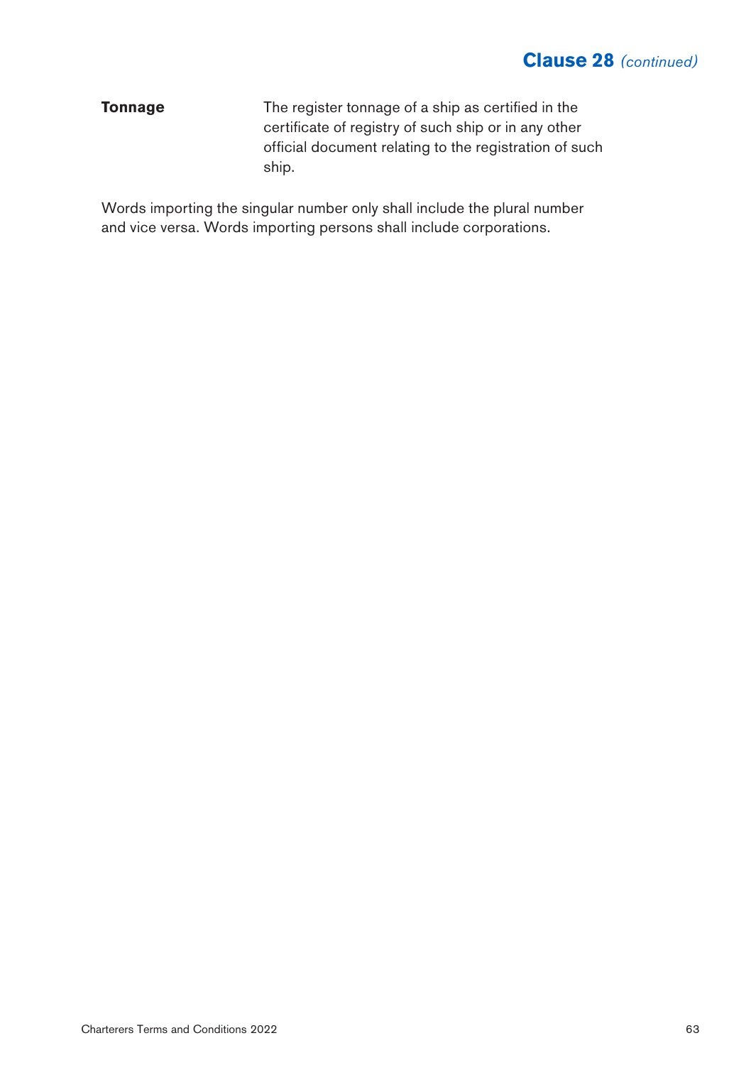## Clause 28 *(continued)*

| | |
|---|---|
| **Tonnage** | The register tonnage of a ship as certified in the certificate of registry of such ship or in any other official document relating to the registration of such ship. |

Words importing the singular number only shall include the plural number and vice versa. Words importing persons shall include corporations.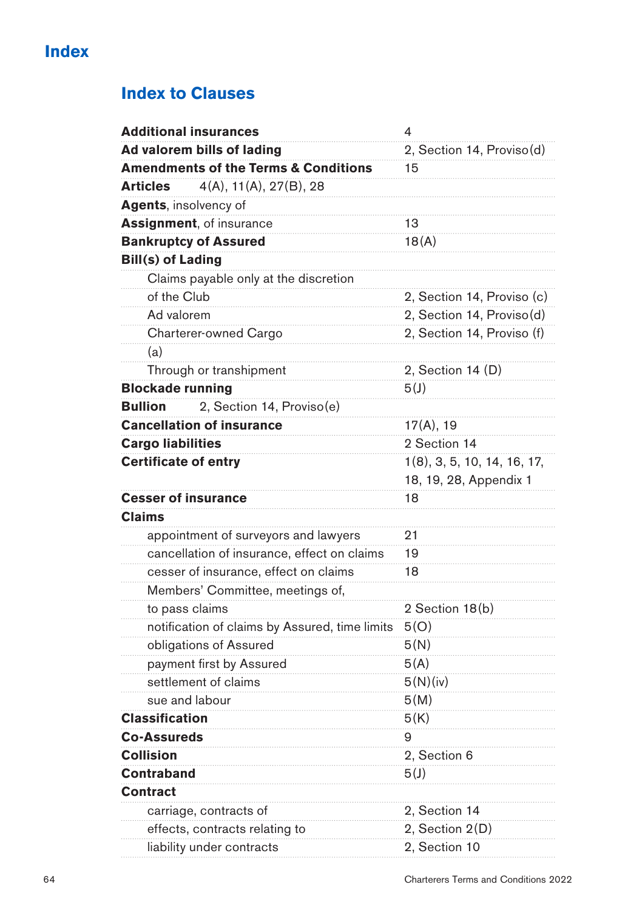# Index

## Index to Clauses

| | |
|---|---|
| **Additional insurances** | 4 |
| **Ad valorem bills of lading** | 2, Section 14, Proviso(d) |
| **Amendments of the Terms & Conditions** | 15 |
| **Articles** 4(A), 11(A), 27(B), 28 | |
| **Agents**, insolvency of | |
| **Assignment**, of insurance | 13 |
| **Bankruptcy of Assured** | 18(A) |
| **Bill(s) of Lading** | |
| Claims payable only at the discretion | |
| of the Club | 2, Section 14, Proviso (c) |
| Ad valorem | 2, Section 14, Proviso(d) |
| Charterer-owned Cargo | 2, Section 14, Proviso (f) |
| (a) | |
| Through or transhipment | 2, Section 14 (D) |
| **Blockade running** | 5(J) |
| **Bullion** 2, Section 14, Proviso(e) | |
| **Cancellation of insurance** | 17(A), 19 |
| **Cargo liabilities** | 2 Section 14 |
| **Certificate of entry** | 1(8), 3, 5, 10, 14, 16, 17, 18, 19, 28, Appendix 1 |
| **Cesser of insurance** | 18 |
| **Claims** | |
| appointment of surveyors and lawyers | 21 |
| cancellation of insurance, effect on claims | 19 |
| cesser of insurance, effect on claims | 18 |
| Members' Committee, meetings of, | |
| to pass claims | 2 Section 18(b) |
| notification of claims by Assured, time limits | 5(O) |
| obligations of Assured | 5(N) |
| payment first by Assured | 5(A) |
| settlement of claims | 5(N)(iv) |
| sue and labour | 5(M) |
| **Classification** | 5(K) |
| **Co-Assureds** | 9 |
| **Collision** | 2, Section 6 |
| **Contraband** | 5(J) |
| **Contract** | |
| carriage, contracts of | 2, Section 14 |
| effects, contracts relating to | 2, Section 2(D) |
| liability under contracts | 2, Section 10 |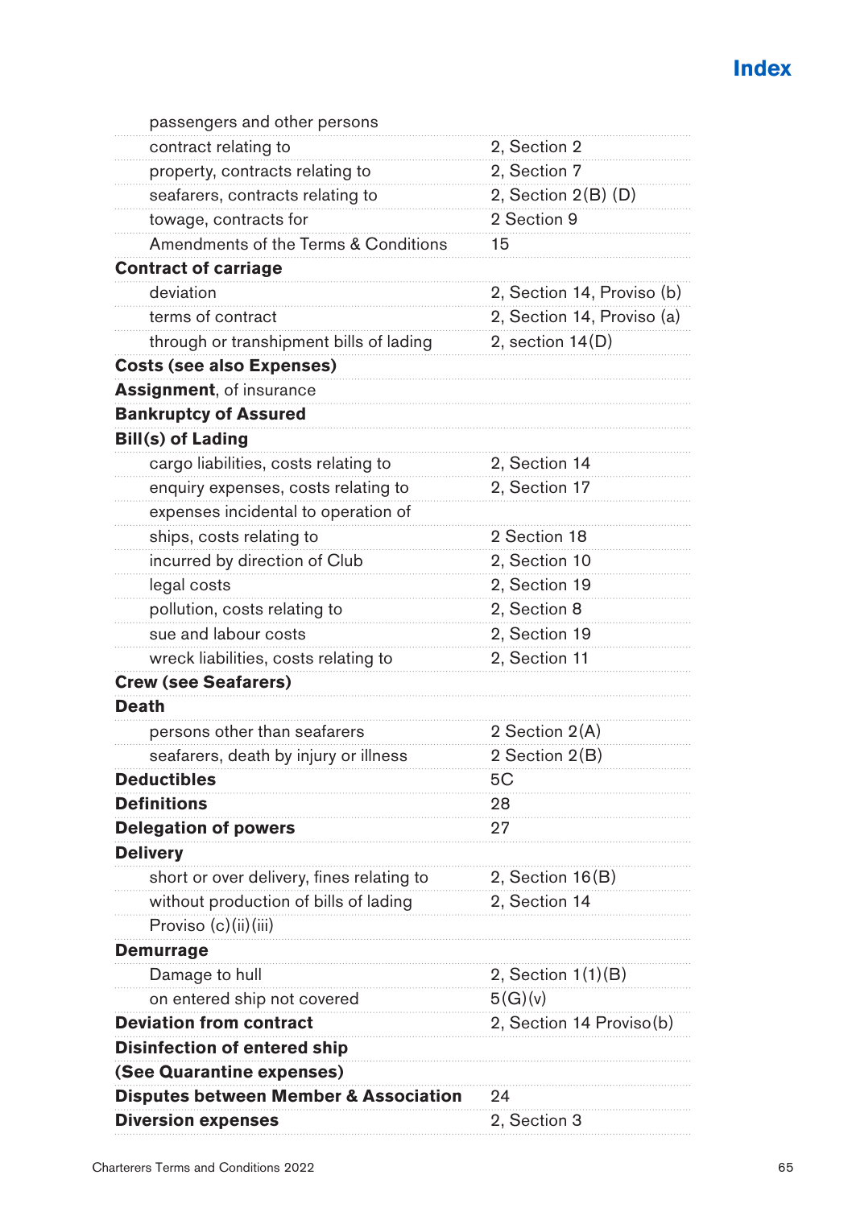# Index

| | |
|---|---|
| passengers and other persons | |
| contract relating to | 2, Section 2 |
| property, contracts relating to | 2, Section 7 |
| seafarers, contracts relating to | 2, Section 2(B) (D) |
| towage, contracts for | 2 Section 9 |
| Amendments of the Terms & Conditions | 15 |
| **Contract of carriage** | |
| deviation | 2, Section 14, Proviso (b) |
| terms of contract | 2, Section 14, Proviso (a) |
| through or transhipment bills of lading | 2, section 14(D) |
| **Costs (see also Expenses)** | |
| **Assignment**, of insurance | |
| **Bankruptcy of Assured** | |
| **Bill(s) of Lading** | |
| cargo liabilities, costs relating to | 2, Section 14 |
| enquiry expenses, costs relating to | 2, Section 17 |
| expenses incidental to operation of | |
| ships, costs relating to | 2 Section 18 |
| incurred by direction of Club | 2, Section 10 |
| legal costs | 2, Section 19 |
| pollution, costs relating to | 2, Section 8 |
| sue and labour costs | 2, Section 19 |
| wreck liabilities, costs relating to | 2, Section 11 |
| **Crew (see Seafarers)** | |
| **Death** | |
| persons other than seafarers | 2 Section 2(A) |
| seafarers, death by injury or illness | 2 Section 2(B) |
| **Deductibles** | 5C |
| **Definitions** | 28 |
| **Delegation of powers** | 27 |
| **Delivery** | |
| short or over delivery, fines relating to | 2, Section 16(B) |
| without production of bills of lading | 2, Section 14 |
| Proviso (c)(ii)(iii) | |
| **Demurrage** | |
| Damage to hull | 2, Section 1(1)(B) |
| on entered ship not covered | 5(G)(v) |
| **Deviation from contract** | 2, Section 14 Proviso(b) |
| **Disinfection of entered ship** | |
| **(See Quarantine expenses)** | |
| **Disputes between Member & Association** | 24 |
| **Diversion expenses** | 2, Section 3 |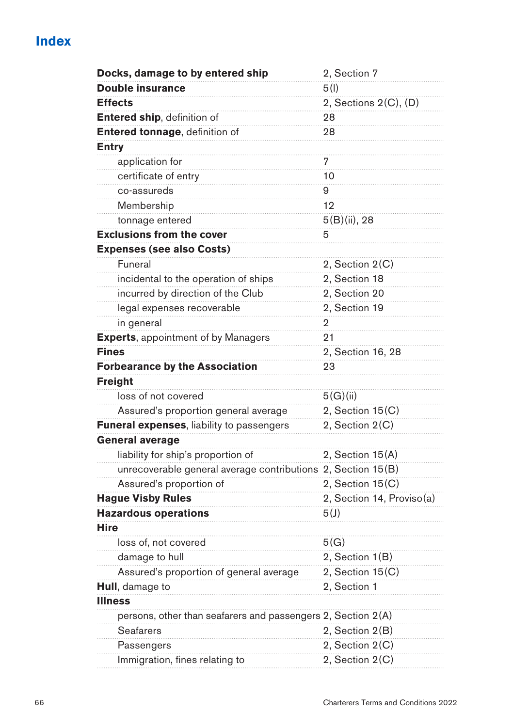# Index

| | |
|---|---|
| **Docks, damage to by entered ship** | 2, Section 7 |
| **Double insurance** | 5(I) |
| **Effects** | 2, Sections 2(C), (D) |
| **Entered ship**, definition of | 28 |
| **Entered tonnage**, definition of | 28 |
| **Entry** | |
| application for | 7 |
| certificate of entry | 10 |
| co-assureds | 9 |
| Membership | 12 |
| tonnage entered | 5(B)(ii), 28 |
| **Exclusions from the cover** | 5 |
| **Expenses (see also Costs)** | |
| Funeral | 2, Section 2(C) |
| incidental to the operation of ships | 2, Section 18 |
| incurred by direction of the Club | 2, Section 20 |
| legal expenses recoverable | 2, Section 19 |
| in general | 2 |
| **Experts**, appointment of by Managers | 21 |
| **Fines** | 2, Section 16, 28 |
| **Forbearance by the Association** | 23 |
| **Freight** | |
| loss of not covered | 5(G)(ii) |
| Assured's proportion general average | 2, Section 15(C) |
| **Funeral expenses**, liability to passengers | 2, Section 2(C) |
| **General average** | |
| liability for ship's proportion of | 2, Section 15(A) |
| unrecoverable general average contributions | 2, Section 15(B) |
| Assured's proportion of | 2, Section 15(C) |
| **Hague Visby Rules** | 2, Section 14, Proviso(a) |
| **Hazardous operations** | 5(J) |
| **Hire** | |
| loss of, not covered | 5(G) |
| damage to hull | 2, Section 1(B) |
| Assured's proportion of general average | 2, Section 15(C) |
| **Hull**, damage to | 2, Section 1 |
| **Illness** | |
| persons, other than seafarers and passengers | 2, Section 2(A) |
| Seafarers | 2, Section 2(B) |
| Passengers | 2, Section 2(C) |
| Immigration, fines relating to | 2, Section 2(C) |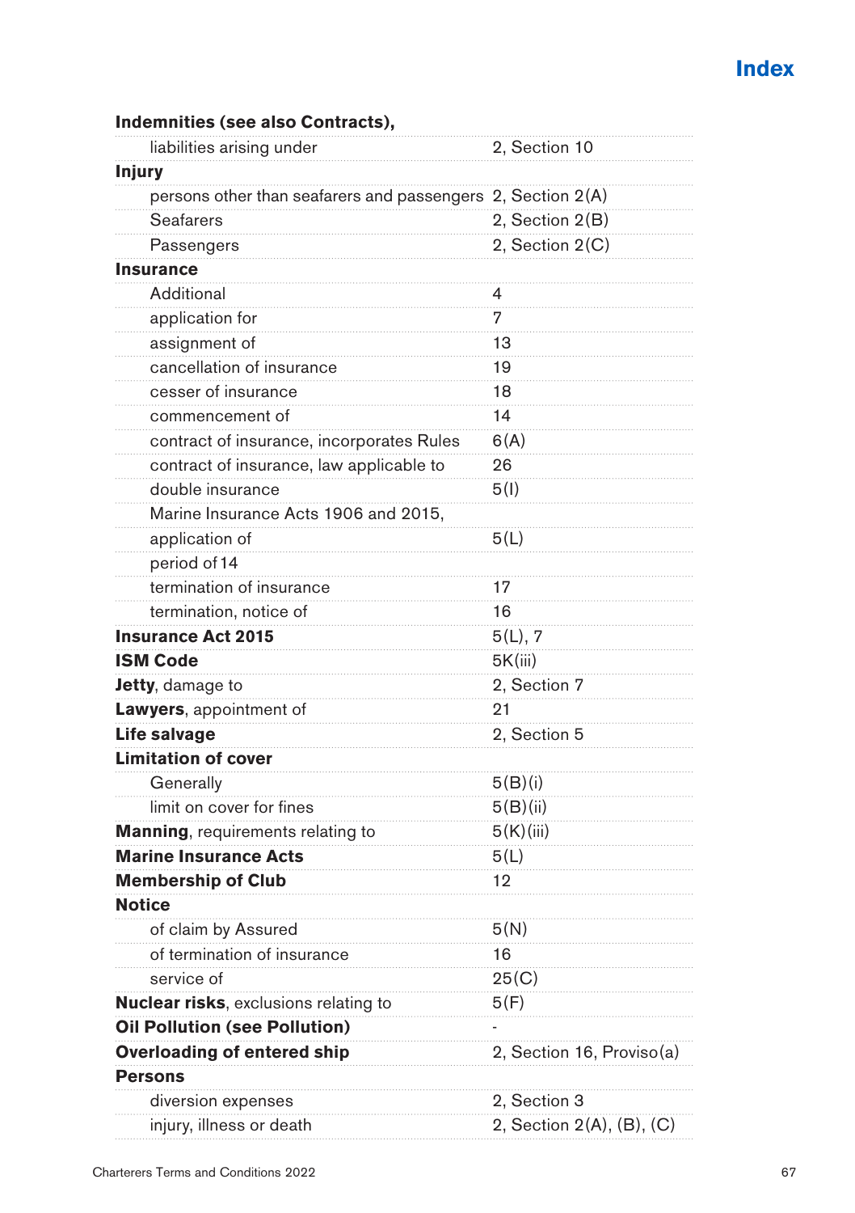# Index

| | |
|---|---|
| **Indemnities (see also Contracts),** | |
| liabilities arising under | 2, Section 10 |
| **Injury** | |
| persons other than seafarers and passengers | 2, Section 2(A) |
| Seafarers | 2, Section 2(B) |
| Passengers | 2, Section 2(C) |
| **Insurance** | |
| Additional | 4 |
| application for | 7 |
| assignment of | 13 |
| cancellation of insurance | 19 |
| cesser of insurance | 18 |
| commencement of | 14 |
| contract of insurance, incorporates Rules | 6(A) |
| contract of insurance, law applicable to | 26 |
| double insurance | 5(I) |
| Marine Insurance Acts 1906 and 2015, | |
| application of | 5(L) |
| period of 14 | |
| termination of insurance | 17 |
| termination, notice of | 16 |
| **Insurance Act 2015** | 5(L), 7 |
| **ISM Code** | 5K(iii) |
| **Jetty**, damage to | 2, Section 7 |
| **Lawyers**, appointment of | 21 |
| **Life salvage** | 2, Section 5 |
| **Limitation of cover** | |
| Generally | 5(B)(i) |
| limit on cover for fines | 5(B)(ii) |
| **Manning**, requirements relating to | 5(K)(iii) |
| **Marine Insurance Acts** | 5(L) |
| **Membership of Club** | 12 |
| **Notice** | |
| of claim by Assured | 5(N) |
| of termination of insurance | 16 |
| service of | 25(C) |
| **Nuclear risks**, exclusions relating to | 5(F) |
| **Oil Pollution (see Pollution)** | - |
| **Overloading of entered ship** | 2, Section 16, Proviso(a) |
| **Persons** | |
| diversion expenses | 2, Section 3 |
| injury, illness or death | 2, Section 2(A), (B), (C) |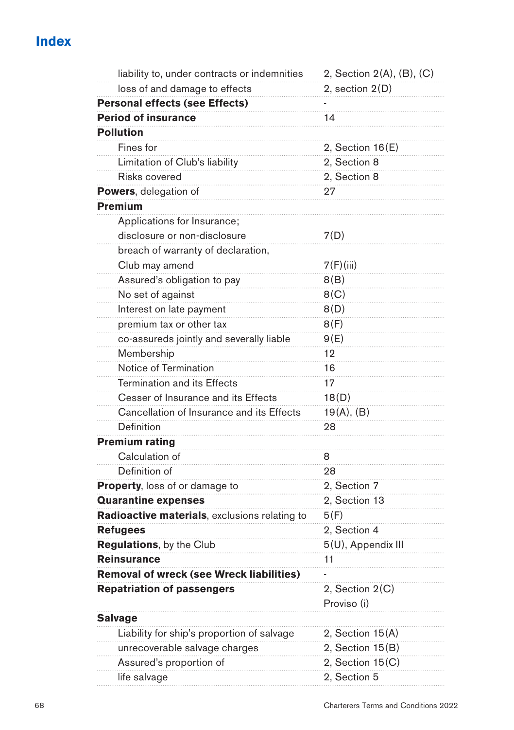# Index

| | |
|---|---|
| liability to, under contracts or indemnities | 2, Section 2(A), (B), (C) |
| loss of and damage to effects | 2, section 2(D) |
| **Personal effects (see Effects)** | - |
| **Period of insurance** | 14 |
| **Pollution** | |
| Fines for | 2, Section 16(E) |
| Limitation of Club's liability | 2, Section 8 |
| Risks covered | 2, Section 8 |
| **Powers**, delegation of | 27 |
| **Premium** | |
| Applications for Insurance; disclosure or non-disclosure | 7(D) |
| breach of warranty of declaration, Club may amend | 7(F)(iii) |
| Assured's obligation to pay | 8(B) |
| No set of against | 8(C) |
| Interest on late payment | 8(D) |
| premium tax or other tax | 8(F) |
| co-assureds jointly and severally liable | 9(E) |
| Membership | 12 |
| Notice of Termination | 16 |
| Termination and its Effects | 17 |
| Cesser of Insurance and its Effects | 18(D) |
| Cancellation of Insurance and its Effects | 19(A), (B) |
| Definition | 28 |
| **Premium rating** | |
| Calculation of | 8 |
| Definition of | 28 |
| **Property**, loss of or damage to | 2, Section 7 |
| **Quarantine expenses** | 2, Section 13 |
| **Radioactive materials**, exclusions relating to | 5(F) |
| **Refugees** | 2, Section 4 |
| **Regulations**, by the Club | 5(U), Appendix III |
| **Reinsurance** | 11 |
| **Removal of wreck (see Wreck liabilities)** | - |
| **Repatriation of passengers** | 2, Section 2(C) Proviso (i) |
| **Salvage** | |
| Liability for ship's proportion of salvage | 2, Section 15(A) |
| unrecoverable salvage charges | 2, Section 15(B) |
| Assured's proportion of | 2, Section 15(C) |
| life salvage | 2, Section 5 |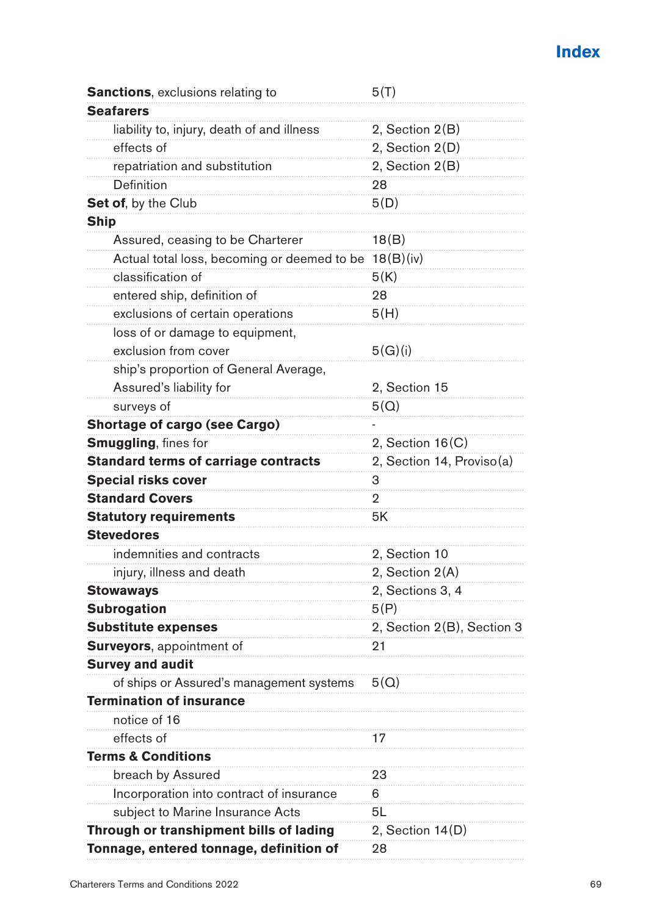## Index

| | |
|---|---|
| **Sanctions**, exclusions relating to | 5(T) |
| **Seafarers** | |
| liability to, injury, death of and illness | 2, Section 2(B) |
| effects of | 2, Section 2(D) |
| repatriation and substitution | 2, Section 2(B) |
| Definition | 28 |
| **Set of**, by the Club | 5(D) |
| **Ship** | |
| Assured, ceasing to be Charterer | 18(B) |
| Actual total loss, becoming or deemed to be | 18(B)(iv) |
| classification of | 5(K) |
| entered ship, definition of | 28 |
| exclusions of certain operations | 5(H) |
| loss of or damage to equipment, exclusion from cover | 5(G)(i) |
| ship's proportion of General Average, Assured's liability for | 2, Section 15 |
| surveys of | 5(Q) |
| **Shortage of cargo (see Cargo)** | - |
| **Smuggling**, fines for | 2, Section 16(C) |
| **Standard terms of carriage contracts** | 2, Section 14, Proviso(a) |
| **Special risks cover** | 3 |
| **Standard Covers** | 2 |
| **Statutory requirements** | 5K |
| **Stevedores** | |
| indemnities and contracts | 2, Section 10 |
| injury, illness and death | 2, Section 2(A) |
| **Stowaways** | 2, Sections 3, 4 |
| **Subrogation** | 5(P) |
| **Substitute expenses** | 2, Section 2(B), Section 3 |
| **Surveyors**, appointment of | 21 |
| **Survey and audit** | |
| of ships or Assured's management systems | 5(Q) |
| **Termination of insurance** | |
| notice of 16 | |
| effects of | 17 |
| **Terms & Conditions** | |
| breach by Assured | 23 |
| Incorporation into contract of insurance | 6 |
| subject to Marine Insurance Acts | 5L |
| **Through or transhipment bills of lading** | 2, Section 14(D) |
| **Tonnage, entered tonnage, definition of** | 28 |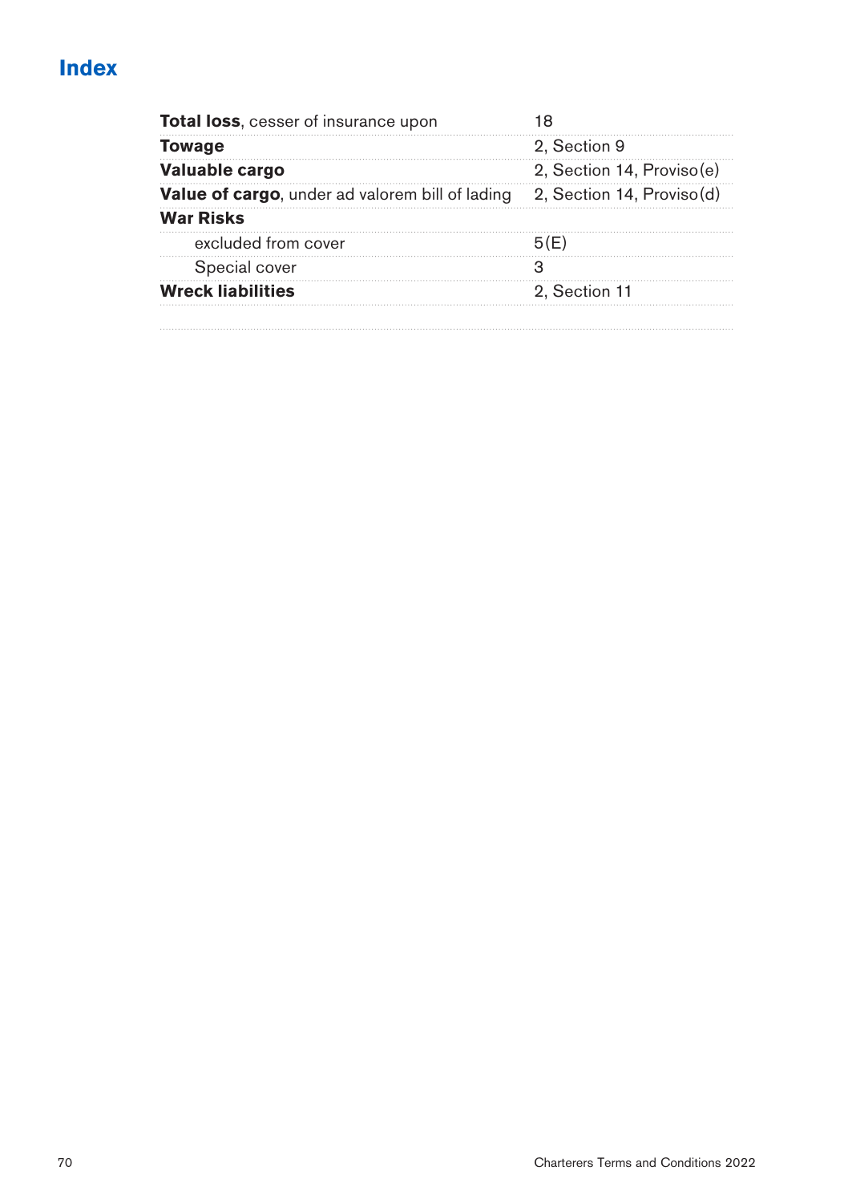# Index

| | |
|---|---|
| **Total loss**, cesser of insurance upon | 18 |
| **Towage** | 2, Section 9 |
| **Valuable cargo** | 2, Section 14, Proviso (e) |
| **Value of cargo**, under ad valorem bill of lading | 2, Section 14, Proviso (d) |
| **War Risks** | |
| excluded from cover | 5(E) |
| Special cover | 3 |
| **Wreck liabilities** | 2, Section 11 |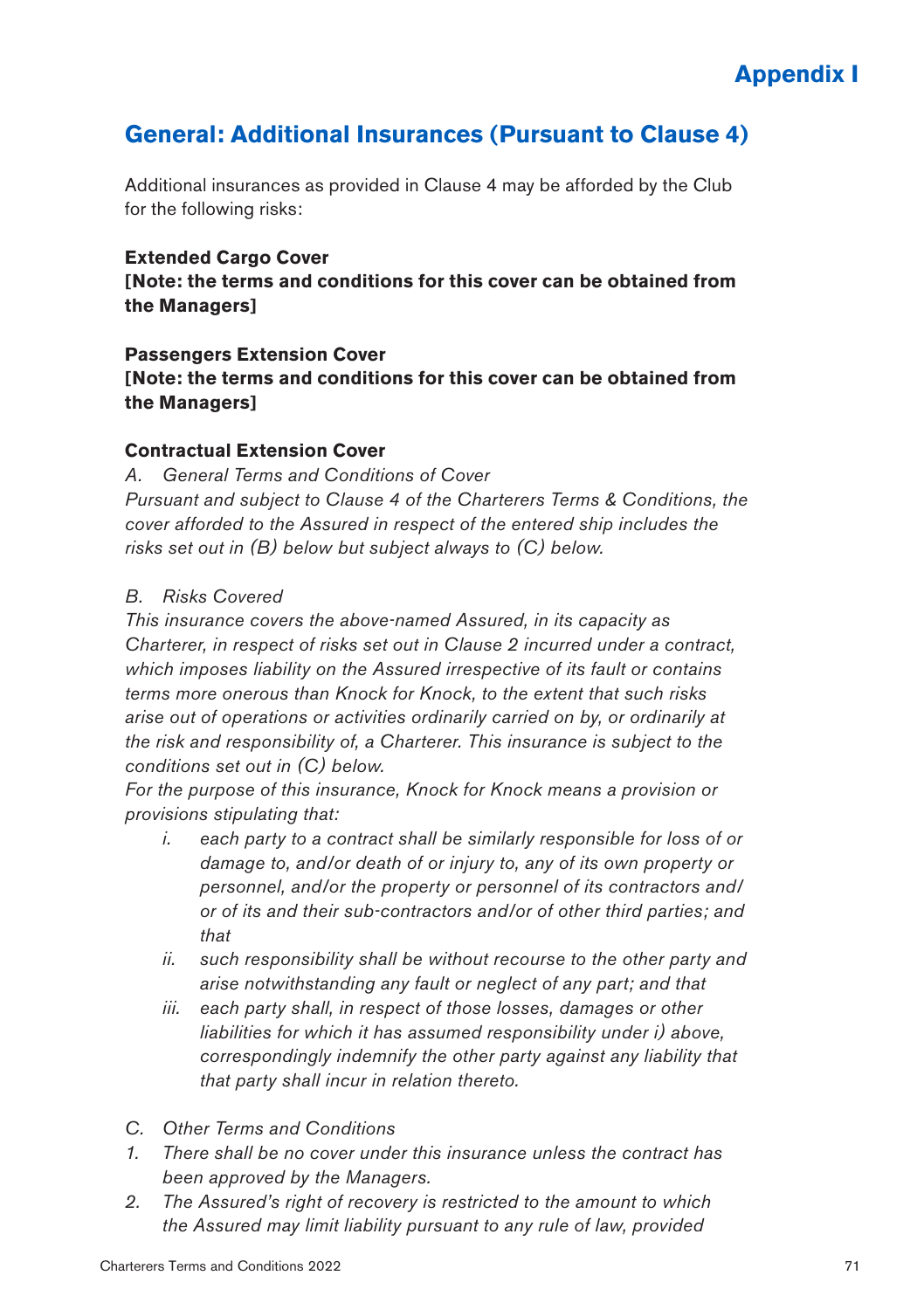# Appendix I

## General: Additional Insurances (Pursuant to Clause 4)

Additional insurances as provided in Clause 4 may be afforded by the Club for the following risks:

**Extended Cargo Cover**
**[Note: the terms and conditions for this cover can be obtained from the Managers]**

**Passengers Extension Cover**
**[Note: the terms and conditions for this cover can be obtained from the Managers]**

**Contractual Extension Cover**

*A. General Terms and Conditions of Cover*
*Pursuant and subject to Clause 4 of the Charterers Terms & Conditions, the cover afforded to the Assured in respect of the entered ship includes the risks set out in (B) below but subject always to (C) below.*

*B. Risks Covered*
*This insurance covers the above-named Assured, in its capacity as Charterer, in respect of risks set out in Clause 2 incurred under a contract, which imposes liability on the Assured irrespective of its fault or contains terms more onerous than Knock for Knock, to the extent that such risks arise out of operations or activities ordinarily carried on by, or ordinarily at the risk and responsibility of, a Charterer. This insurance is subject to the conditions set out in (C) below.*
*For the purpose of this insurance, Knock for Knock means a provision or provisions stipulating that:*

- *i. each party to a contract shall be similarly responsible for loss of or damage to, and/or death of or injury to, any of its own property or personnel, and/or the property or personnel of its contractors and/ or of its and their sub-contractors and/or of other third parties; and that*
- *ii. such responsibility shall be without recourse to the other party and arise notwithstanding any fault or neglect of any part; and that*
- *iii. each party shall, in respect of those losses, damages or other liabilities for which it has assumed responsibility under i) above, correspondingly indemnify the other party against any liability that that party shall incur in relation thereto.*

*C. Other Terms and Conditions*

1. *There shall be no cover under this insurance unless the contract has been approved by the Managers.*
2. *The Assured's right of recovery is restricted to the amount to which the Assured may limit liability pursuant to any rule of law, provided*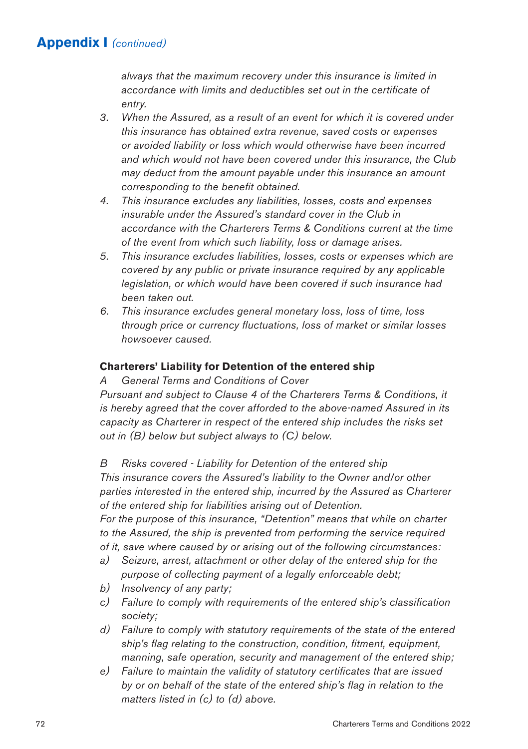*always that the maximum recovery under this insurance is limited in accordance with limits and deductibles set out in the certificate of entry.*

3. *When the Assured, as a result of an event for which it is covered under this insurance has obtained extra revenue, saved costs or expenses or avoided liability or loss which would otherwise have been incurred and which would not have been covered under this insurance, the Club may deduct from the amount payable under this insurance an amount corresponding to the benefit obtained.*
4. *This insurance excludes any liabilities, losses, costs and expenses insurable under the Assured's standard cover in the Club in accordance with the Charterers Terms & Conditions current at the time of the event from which such liability, loss or damage arises.*
5. *This insurance excludes liabilities, losses, costs or expenses which are covered by any public or private insurance required by any applicable legislation, or which would have been covered if such insurance had been taken out.*
6. *This insurance excludes general monetary loss, loss of time, loss through price or currency fluctuations, loss of market or similar losses howsoever caused.*

**Charterers' Liability for Detention of the entered ship**

*A General Terms and Conditions of Cover*

*Pursuant and subject to Clause 4 of the Charterers Terms & Conditions, it is hereby agreed that the cover afforded to the above-named Assured in its capacity as Charterer in respect of the entered ship includes the risks set out in (B) below but subject always to (C) below.*

*B Risks covered - Liability for Detention of the entered ship*

*This insurance covers the Assured's liability to the Owner and/or other parties interested in the entered ship, incurred by the Assured as Charterer of the entered ship for liabilities arising out of Detention.*

*For the purpose of this insurance, "Detention" means that while on charter to the Assured, the ship is prevented from performing the service required of it, save where caused by or arising out of the following circumstances:*

a) *Seizure, arrest, attachment or other delay of the entered ship for the purpose of collecting payment of a legally enforceable debt;*
b) *Insolvency of any party;*
c) *Failure to comply with requirements of the entered ship's classification society;*
d) *Failure to comply with statutory requirements of the state of the entered ship's flag relating to the construction, condition, fitment, equipment, manning, safe operation, security and management of the entered ship;*
e) *Failure to maintain the validity of statutory certificates that are issued by or on behalf of the state of the entered ship's flag in relation to the matters listed in (c) to (d) above.*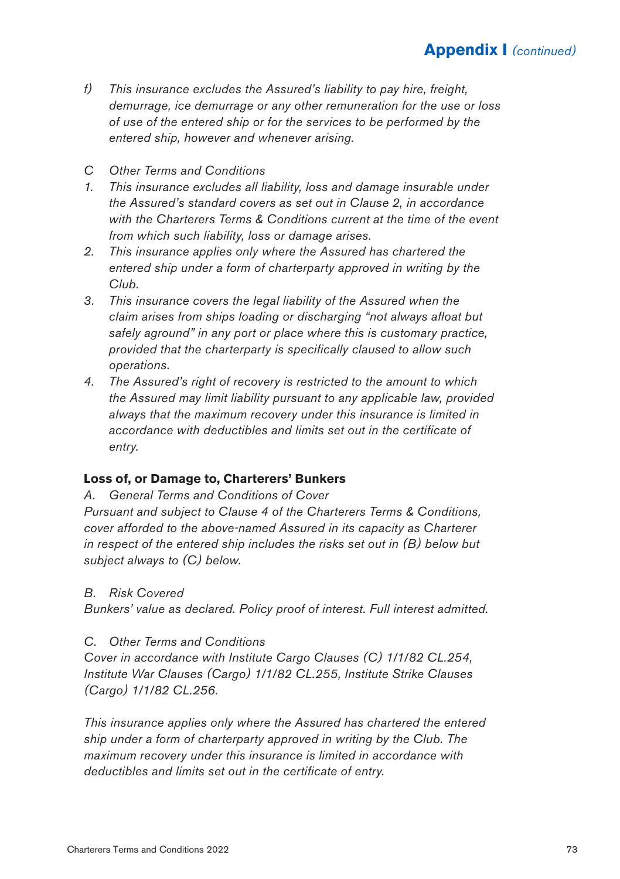*f) This insurance excludes the Assured's liability to pay hire, freight, demurrage, ice demurrage or any other remuneration for the use or loss of use of the entered ship or for the services to be performed by the entered ship, however and whenever arising.*

*C Other Terms and Conditions*

1. *This insurance excludes all liability, loss and damage insurable under the Assured's standard covers as set out in Clause 2, in accordance with the Charterers Terms & Conditions current at the time of the event from which such liability, loss or damage arises.*
2. *This insurance applies only where the Assured has chartered the entered ship under a form of charterparty approved in writing by the Club.*
3. *This insurance covers the legal liability of the Assured when the claim arises from ships loading or discharging "not always afloat but safely aground" in any port or place where this is customary practice, provided that the charterparty is specifically claused to allow such operations.*
4. *The Assured's right of recovery is restricted to the amount to which the Assured may limit liability pursuant to any applicable law, provided always that the maximum recovery under this insurance is limited in accordance with deductibles and limits set out in the certificate of entry.*

**Loss of, or Damage to, Charterers' Bunkers**

*A. General Terms and Conditions of Cover*

*Pursuant and subject to Clause 4 of the Charterers Terms & Conditions, cover afforded to the above-named Assured in its capacity as Charterer in respect of the entered ship includes the risks set out in (B) below but subject always to (C) below.*

*B. Risk Covered*

*Bunkers' value as declared. Policy proof of interest. Full interest admitted.*

*C. Other Terms and Conditions*

*Cover in accordance with Institute Cargo Clauses (C) 1/1/82 CL.254, Institute War Clauses (Cargo) 1/1/82 CL.255, Institute Strike Clauses (Cargo) 1/1/82 CL.256.*

*This insurance applies only where the Assured has chartered the entered ship under a form of charterparty approved in writing by the Club. The maximum recovery under this insurance is limited in accordance with deductibles and limits set out in the certificate of entry.*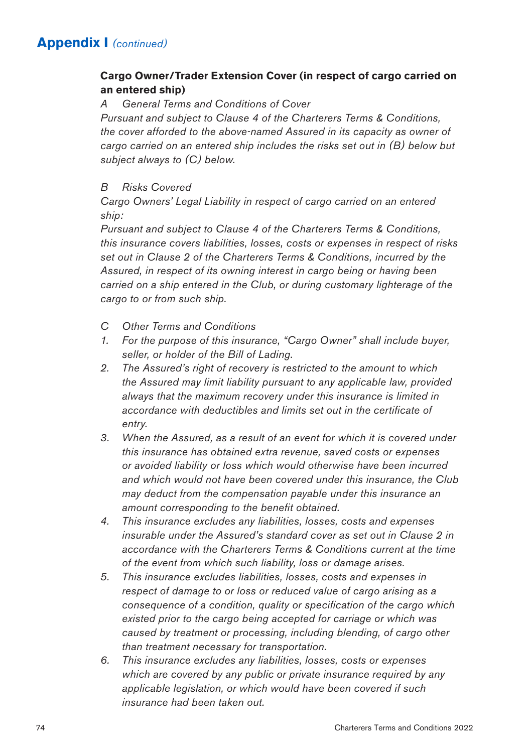## Appendix I *(continued)*

**Cargo Owner/Trader Extension Cover (in respect of cargo carried on an entered ship)**

*A General Terms and Conditions of Cover*

*Pursuant and subject to Clause 4 of the Charterers Terms & Conditions, the cover afforded to the above-named Assured in its capacity as owner of cargo carried on an entered ship includes the risks set out in (B) below but subject always to (C) below.*

*B Risks Covered*

*Cargo Owners' Legal Liability in respect of cargo carried on an entered ship:*

*Pursuant and subject to Clause 4 of the Charterers Terms & Conditions, this insurance covers liabilities, losses, costs or expenses in respect of risks set out in Clause 2 of the Charterers Terms & Conditions, incurred by the Assured, in respect of its owning interest in cargo being or having been carried on a ship entered in the Club, or during customary lighterage of the cargo to or from such ship.*

*C Other Terms and Conditions*

1. *For the purpose of this insurance, "Cargo Owner" shall include buyer, seller, or holder of the Bill of Lading.*
2. *The Assured's right of recovery is restricted to the amount to which the Assured may limit liability pursuant to any applicable law, provided always that the maximum recovery under this insurance is limited in accordance with deductibles and limits set out in the certificate of entry.*
3. *When the Assured, as a result of an event for which it is covered under this insurance has obtained extra revenue, saved costs or expenses or avoided liability or loss which would otherwise have been incurred and which would not have been covered under this insurance, the Club may deduct from the compensation payable under this insurance an amount corresponding to the benefit obtained.*
4. *This insurance excludes any liabilities, losses, costs and expenses insurable under the Assured's standard cover as set out in Clause 2 in accordance with the Charterers Terms & Conditions current at the time of the event from which such liability, loss or damage arises.*
5. *This insurance excludes liabilities, losses, costs and expenses in respect of damage to or loss or reduced value of cargo arising as a consequence of a condition, quality or specification of the cargo which existed prior to the cargo being accepted for carriage or which was caused by treatment or processing, including blending, of cargo other than treatment necessary for transportation.*
6. *This insurance excludes any liabilities, losses, costs or expenses which are covered by any public or private insurance required by any applicable legislation, or which would have been covered if such insurance had been taken out.*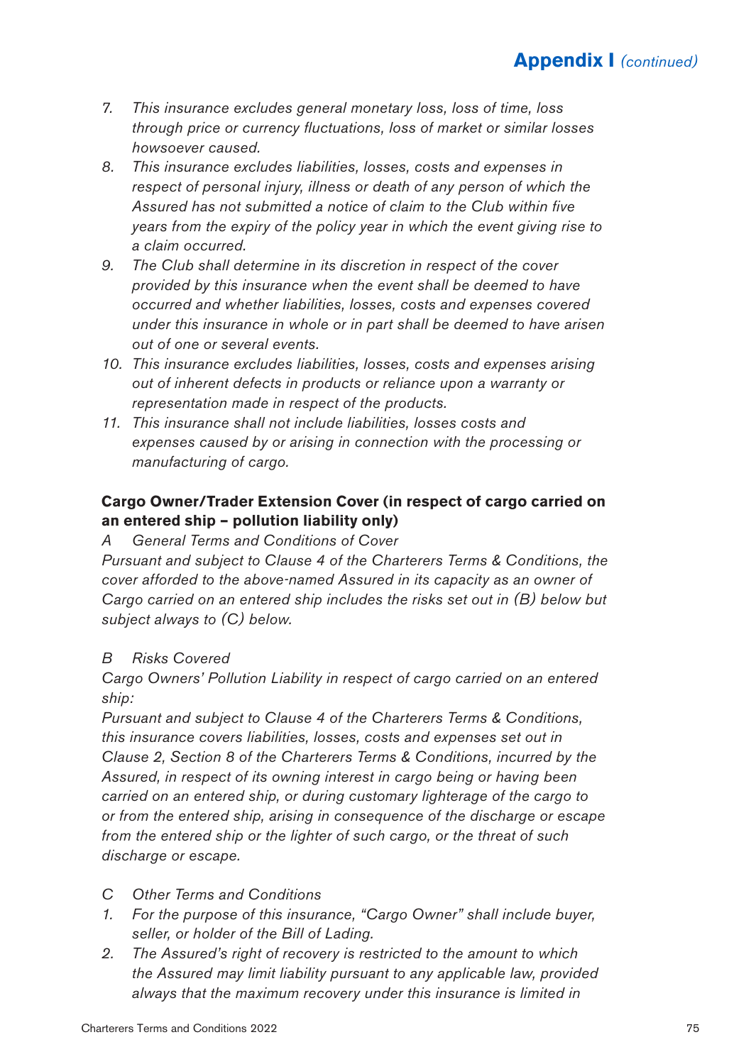7. *This insurance excludes general monetary loss, loss of time, loss through price or currency fluctuations, loss of market or similar losses howsoever caused.*
8. *This insurance excludes liabilities, losses, costs and expenses in respect of personal injury, illness or death of any person of which the Assured has not submitted a notice of claim to the Club within five years from the expiry of the policy year in which the event giving rise to a claim occurred.*
9. *The Club shall determine in its discretion in respect of the cover provided by this insurance when the event shall be deemed to have occurred and whether liabilities, losses, costs and expenses covered under this insurance in whole or in part shall be deemed to have arisen out of one or several events.*
10. *This insurance excludes liabilities, losses, costs and expenses arising out of inherent defects in products or reliance upon a warranty or representation made in respect of the products.*
11. *This insurance shall not include liabilities, losses costs and expenses caused by or arising in connection with the processing or manufacturing of cargo.*

**Cargo Owner/Trader Extension Cover (in respect of cargo carried on an entered ship – pollution liability only)**

*A General Terms and Conditions of Cover*

*Pursuant and subject to Clause 4 of the Charterers Terms & Conditions, the cover afforded to the above-named Assured in its capacity as an owner of Cargo carried on an entered ship includes the risks set out in (B) below but subject always to (C) below.*

*B Risks Covered*

*Cargo Owners' Pollution Liability in respect of cargo carried on an entered ship:*

*Pursuant and subject to Clause 4 of the Charterers Terms & Conditions, this insurance covers liabilities, losses, costs and expenses set out in Clause 2, Section 8 of the Charterers Terms & Conditions, incurred by the Assured, in respect of its owning interest in cargo being or having been carried on an entered ship, or during customary lighterage of the cargo to or from the entered ship, arising in consequence of the discharge or escape from the entered ship or the lighter of such cargo, or the threat of such discharge or escape.*

*C Other Terms and Conditions*

1. *For the purpose of this insurance, "Cargo Owner" shall include buyer, seller, or holder of the Bill of Lading.*
2. *The Assured's right of recovery is restricted to the amount to which the Assured may limit liability pursuant to any applicable law, provided always that the maximum recovery under this insurance is limited in*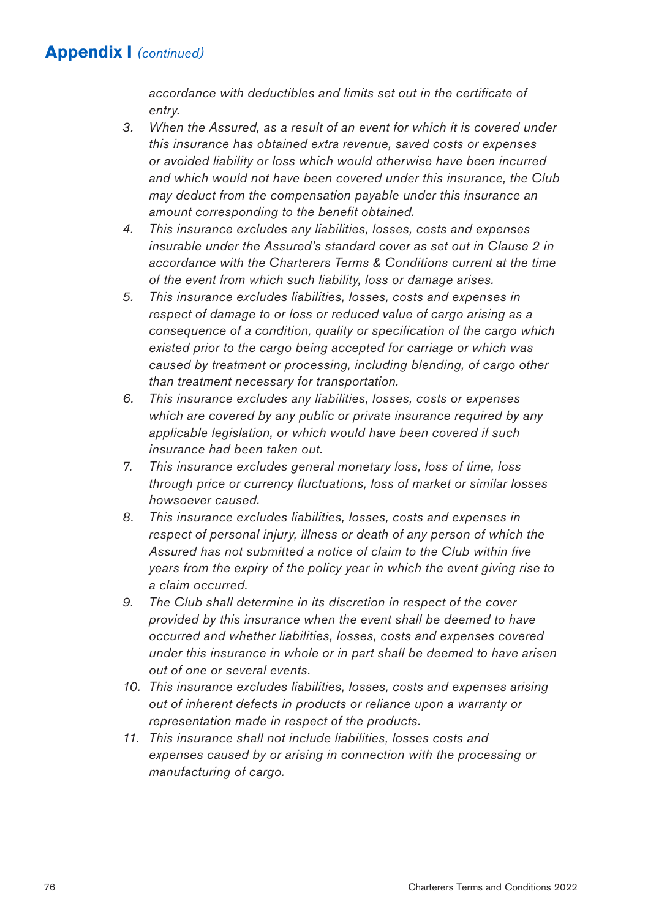## Appendix I *(continued)*

*accordance with deductibles and limits set out in the certificate of entry.*

3. *When the Assured, as a result of an event for which it is covered under this insurance has obtained extra revenue, saved costs or expenses or avoided liability or loss which would otherwise have been incurred and which would not have been covered under this insurance, the Club may deduct from the compensation payable under this insurance an amount corresponding to the benefit obtained.*
4. *This insurance excludes any liabilities, losses, costs and expenses insurable under the Assured's standard cover as set out in Clause 2 in accordance with the Charterers Terms & Conditions current at the time of the event from which such liability, loss or damage arises.*
5. *This insurance excludes liabilities, losses, costs and expenses in respect of damage to or loss or reduced value of cargo arising as a consequence of a condition, quality or specification of the cargo which existed prior to the cargo being accepted for carriage or which was caused by treatment or processing, including blending, of cargo other than treatment necessary for transportation.*
6. *This insurance excludes any liabilities, losses, costs or expenses which are covered by any public or private insurance required by any applicable legislation, or which would have been covered if such insurance had been taken out.*
7. *This insurance excludes general monetary loss, loss of time, loss through price or currency fluctuations, loss of market or similar losses howsoever caused.*
8. *This insurance excludes liabilities, losses, costs and expenses in respect of personal injury, illness or death of any person of which the Assured has not submitted a notice of claim to the Club within five years from the expiry of the policy year in which the event giving rise to a claim occurred.*
9. *The Club shall determine in its discretion in respect of the cover provided by this insurance when the event shall be deemed to have occurred and whether liabilities, losses, costs and expenses covered under this insurance in whole or in part shall be deemed to have arisen out of one or several events.*
10. *This insurance excludes liabilities, losses, costs and expenses arising out of inherent defects in products or reliance upon a warranty or representation made in respect of the products.*
11. *This insurance shall not include liabilities, losses costs and expenses caused by or arising in connection with the processing or manufacturing of cargo.*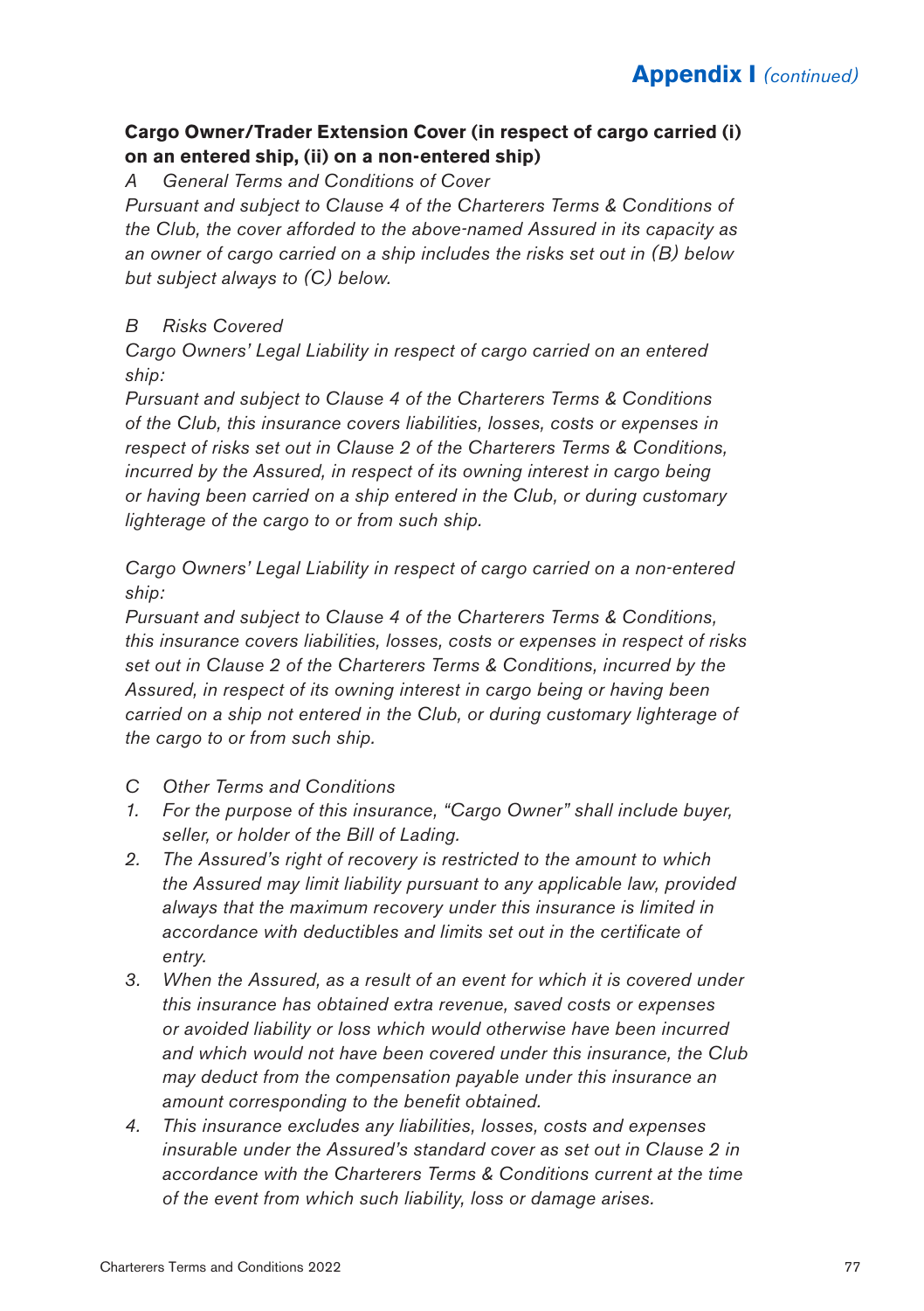## Cargo Owner/Trader Extension Cover (in respect of cargo carried (i) on an entered ship, (ii) on a non-entered ship)

*A General Terms and Conditions of Cover*

*Pursuant and subject to Clause 4 of the Charterers Terms & Conditions of the Club, the cover afforded to the above-named Assured in its capacity as an owner of cargo carried on a ship includes the risks set out in (B) below but subject always to (C) below.*

*B Risks Covered*

*Cargo Owners' Legal Liability in respect of cargo carried on an entered ship:*

*Pursuant and subject to Clause 4 of the Charterers Terms & Conditions of the Club, this insurance covers liabilities, losses, costs or expenses in respect of risks set out in Clause 2 of the Charterers Terms & Conditions, incurred by the Assured, in respect of its owning interest in cargo being or having been carried on a ship entered in the Club, or during customary lighterage of the cargo to or from such ship.*

*Cargo Owners' Legal Liability in respect of cargo carried on a non-entered ship:*

*Pursuant and subject to Clause 4 of the Charterers Terms & Conditions, this insurance covers liabilities, losses, costs or expenses in respect of risks set out in Clause 2 of the Charterers Terms & Conditions, incurred by the Assured, in respect of its owning interest in cargo being or having been carried on a ship not entered in the Club, or during customary lighterage of the cargo to or from such ship.*

*C Other Terms and Conditions*

1. *For the purpose of this insurance, "Cargo Owner" shall include buyer, seller, or holder of the Bill of Lading.*
2. *The Assured's right of recovery is restricted to the amount to which the Assured may limit liability pursuant to any applicable law, provided always that the maximum recovery under this insurance is limited in accordance with deductibles and limits set out in the certificate of entry.*
3. *When the Assured, as a result of an event for which it is covered under this insurance has obtained extra revenue, saved costs or expenses or avoided liability or loss which would otherwise have been incurred and which would not have been covered under this insurance, the Club may deduct from the compensation payable under this insurance an amount corresponding to the benefit obtained.*
4. *This insurance excludes any liabilities, losses, costs and expenses insurable under the Assured's standard cover as set out in Clause 2 in accordance with the Charterers Terms & Conditions current at the time of the event from which such liability, loss or damage arises.*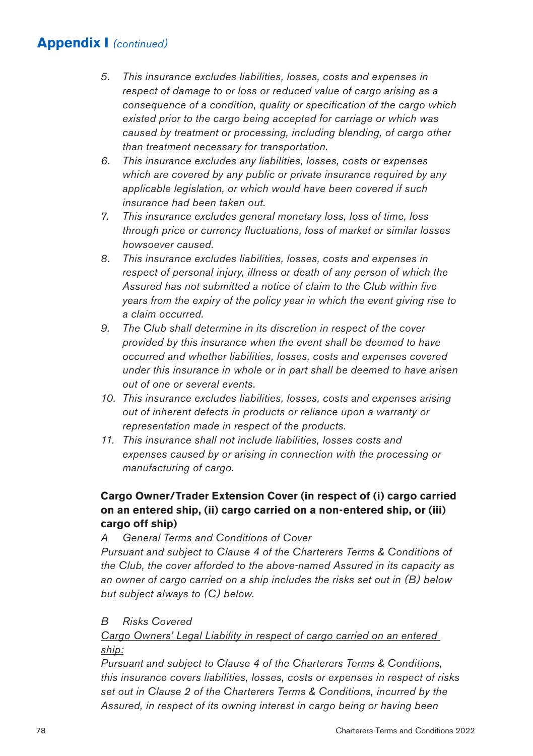5. *This insurance excludes liabilities, losses, costs and expenses in respect of damage to or loss or reduced value of cargo arising as a consequence of a condition, quality or specification of the cargo which existed prior to the cargo being accepted for carriage or which was caused by treatment or processing, including blending, of cargo other than treatment necessary for transportation.*
6. *This insurance excludes any liabilities, losses, costs or expenses which are covered by any public or private insurance required by any applicable legislation, or which would have been covered if such insurance had been taken out.*
7. *This insurance excludes general monetary loss, loss of time, loss through price or currency fluctuations, loss of market or similar losses howsoever caused.*
8. *This insurance excludes liabilities, losses, costs and expenses in respect of personal injury, illness or death of any person of which the Assured has not submitted a notice of claim to the Club within five years from the expiry of the policy year in which the event giving rise to a claim occurred.*
9. *The Club shall determine in its discretion in respect of the cover provided by this insurance when the event shall be deemed to have occurred and whether liabilities, losses, costs and expenses covered under this insurance in whole or in part shall be deemed to have arisen out of one or several events.*
10. *This insurance excludes liabilities, losses, costs and expenses arising out of inherent defects in products or reliance upon a warranty or representation made in respect of the products.*
11. *This insurance shall not include liabilities, losses costs and expenses caused by or arising in connection with the processing or manufacturing of cargo.*

**Cargo Owner/Trader Extension Cover (in respect of (i) cargo carried on an entered ship, (ii) cargo carried on a non-entered ship, or (iii) cargo off ship)**

*A General Terms and Conditions of Cover*

*Pursuant and subject to Clause 4 of the Charterers Terms & Conditions of the Club, the cover afforded to the above-named Assured in its capacity as an owner of cargo carried on a ship includes the risks set out in (B) below but subject always to (C) below.*

*B Risks Covered*

*Cargo Owners' Legal Liability in respect of cargo carried on an entered ship:*

*Pursuant and subject to Clause 4 of the Charterers Terms & Conditions, this insurance covers liabilities, losses, costs or expenses in respect of risks set out in Clause 2 of the Charterers Terms & Conditions, incurred by the Assured, in respect of its owning interest in cargo being or having been*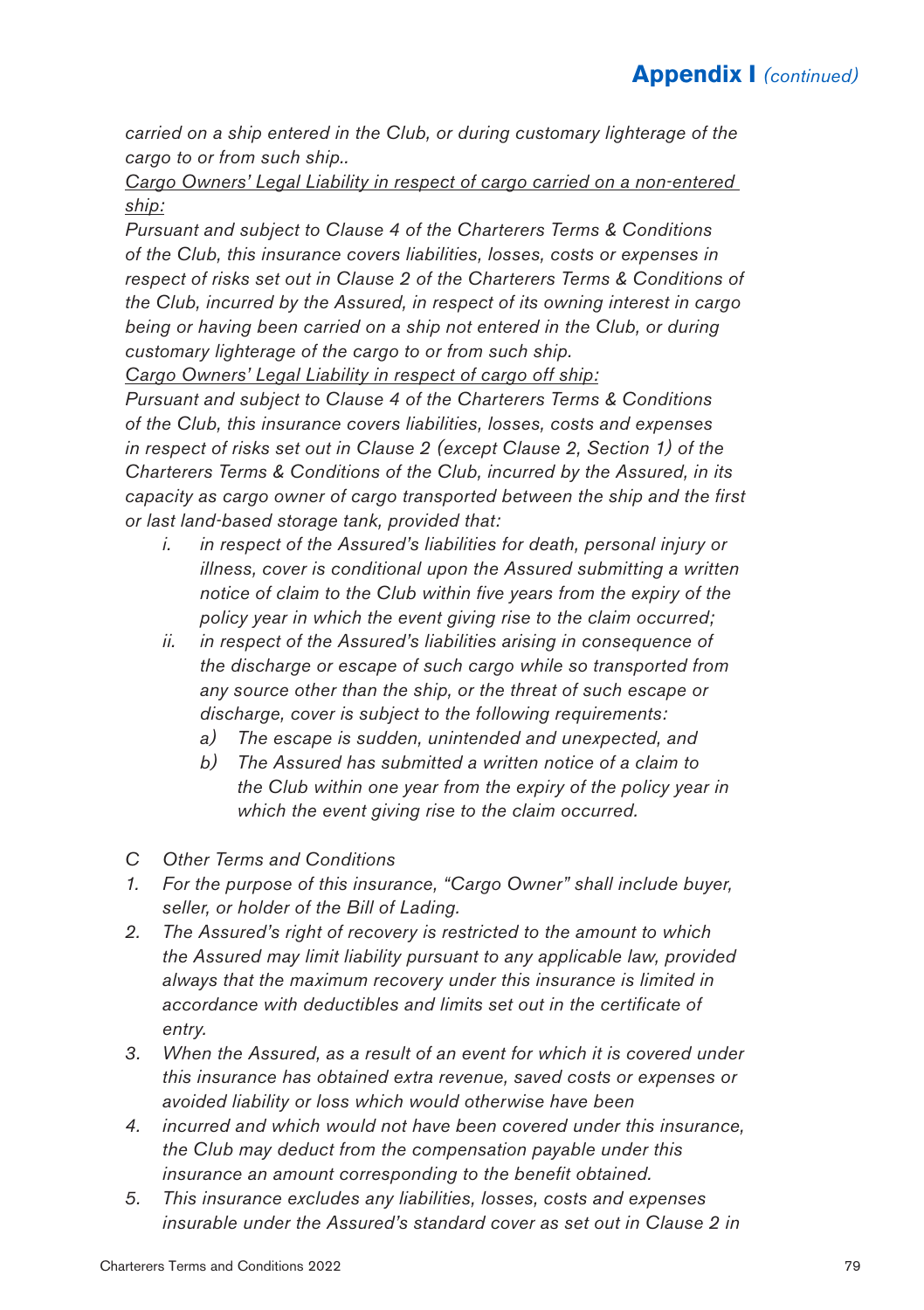*carried on a ship entered in the Club, or during customary lighterage of the cargo to or from such ship..*

*Cargo Owners' Legal Liability in respect of cargo carried on a non-entered ship:*

*Pursuant and subject to Clause 4 of the Charterers Terms & Conditions of the Club, this insurance covers liabilities, losses, costs or expenses in respect of risks set out in Clause 2 of the Charterers Terms & Conditions of the Club, incurred by the Assured, in respect of its owning interest in cargo being or having been carried on a ship not entered in the Club, or during customary lighterage of the cargo to or from such ship.*

*Cargo Owners' Legal Liability in respect of cargo off ship:*

*Pursuant and subject to Clause 4 of the Charterers Terms & Conditions of the Club, this insurance covers liabilities, losses, costs and expenses in respect of risks set out in Clause 2 (except Clause 2, Section 1) of the Charterers Terms & Conditions of the Club, incurred by the Assured, in its capacity as cargo owner of cargo transported between the ship and the first or last land-based storage tank, provided that:*

- *i. in respect of the Assured's liabilities for death, personal injury or illness, cover is conditional upon the Assured submitting a written notice of claim to the Club within five years from the expiry of the policy year in which the event giving rise to the claim occurred;*
- *ii. in respect of the Assured's liabilities arising in consequence of the discharge or escape of such cargo while so transported from any source other than the ship, or the threat of such escape or discharge, cover is subject to the following requirements:*
  - *a) The escape is sudden, unintended and unexpected, and*
  - *b) The Assured has submitted a written notice of a claim to the Club within one year from the expiry of the policy year in which the event giving rise to the claim occurred.*

*C Other Terms and Conditions*

1. *For the purpose of this insurance, "Cargo Owner" shall include buyer, seller, or holder of the Bill of Lading.*
2. *The Assured's right of recovery is restricted to the amount to which the Assured may limit liability pursuant to any applicable law, provided always that the maximum recovery under this insurance is limited in accordance with deductibles and limits set out in the certificate of entry.*
3. *When the Assured, as a result of an event for which it is covered under this insurance has obtained extra revenue, saved costs or expenses or avoided liability or loss which would otherwise have been*
4. *incurred and which would not have been covered under this insurance, the Club may deduct from the compensation payable under this insurance an amount corresponding to the benefit obtained.*
5. *This insurance excludes any liabilities, losses, costs and expenses insurable under the Assured's standard cover as set out in Clause 2 in*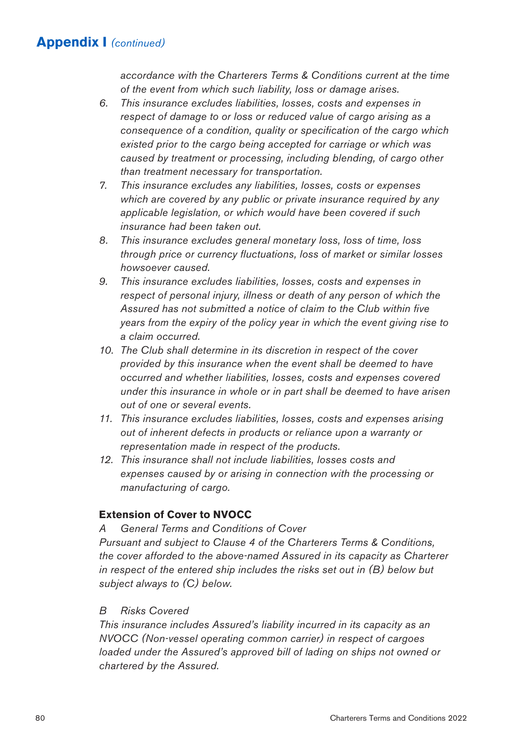*accordance with the Charterers Terms & Conditions current at the time of the event from which such liability, loss or damage arises.*

6. *This insurance excludes liabilities, losses, costs and expenses in respect of damage to or loss or reduced value of cargo arising as a consequence of a condition, quality or specification of the cargo which existed prior to the cargo being accepted for carriage or which was caused by treatment or processing, including blending, of cargo other than treatment necessary for transportation.*
7. *This insurance excludes any liabilities, losses, costs or expenses which are covered by any public or private insurance required by any applicable legislation, or which would have been covered if such insurance had been taken out.*
8. *This insurance excludes general monetary loss, loss of time, loss through price or currency fluctuations, loss of market or similar losses howsoever caused.*
9. *This insurance excludes liabilities, losses, costs and expenses in respect of personal injury, illness or death of any person of which the Assured has not submitted a notice of claim to the Club within five years from the expiry of the policy year in which the event giving rise to a claim occurred.*
10. *The Club shall determine in its discretion in respect of the cover provided by this insurance when the event shall be deemed to have occurred and whether liabilities, losses, costs and expenses covered under this insurance in whole or in part shall be deemed to have arisen out of one or several events.*
11. *This insurance excludes liabilities, losses, costs and expenses arising out of inherent defects in products or reliance upon a warranty or representation made in respect of the products.*
12. *This insurance shall not include liabilities, losses costs and expenses caused by or arising in connection with the processing or manufacturing of cargo.*

**Extension of Cover to NVOCC**

*A General Terms and Conditions of Cover*

*Pursuant and subject to Clause 4 of the Charterers Terms & Conditions, the cover afforded to the above-named Assured in its capacity as Charterer in respect of the entered ship includes the risks set out in (B) below but subject always to (C) below.*

*B Risks Covered*

*This insurance includes Assured's liability incurred in its capacity as an NVOCC (Non-vessel operating common carrier) in respect of cargoes loaded under the Assured's approved bill of lading on ships not owned or chartered by the Assured.*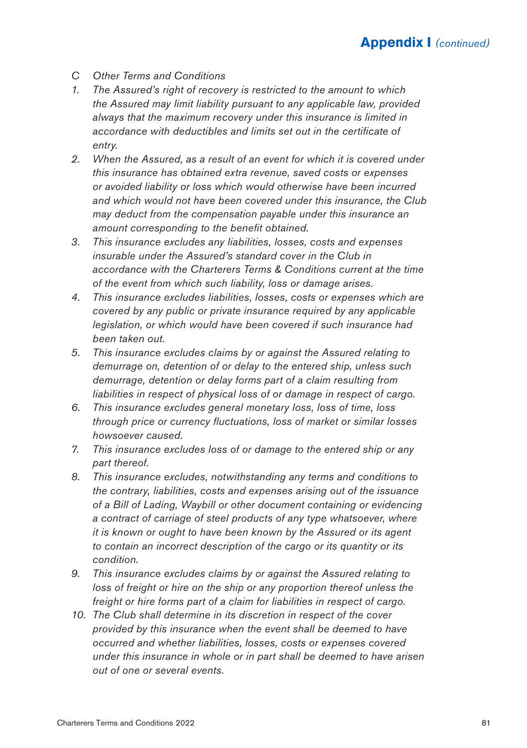*C Other Terms and Conditions*

1. *The Assured's right of recovery is restricted to the amount to which the Assured may limit liability pursuant to any applicable law, provided always that the maximum recovery under this insurance is limited in accordance with deductibles and limits set out in the certificate of entry.*
2. *When the Assured, as a result of an event for which it is covered under this insurance has obtained extra revenue, saved costs or expenses or avoided liability or loss which would otherwise have been incurred and which would not have been covered under this insurance, the Club may deduct from the compensation payable under this insurance an amount corresponding to the benefit obtained.*
3. *This insurance excludes any liabilities, losses, costs and expenses insurable under the Assured's standard cover in the Club in accordance with the Charterers Terms & Conditions current at the time of the event from which such liability, loss or damage arises.*
4. *This insurance excludes liabilities, losses, costs or expenses which are covered by any public or private insurance required by any applicable legislation, or which would have been covered if such insurance had been taken out.*
5. *This insurance excludes claims by or against the Assured relating to demurrage on, detention of or delay to the entered ship, unless such demurrage, detention or delay forms part of a claim resulting from liabilities in respect of physical loss of or damage in respect of cargo.*
6. *This insurance excludes general monetary loss, loss of time, loss through price or currency fluctuations, loss of market or similar losses howsoever caused.*
7. *This insurance excludes loss of or damage to the entered ship or any part thereof.*
8. *This insurance excludes, notwithstanding any terms and conditions to the contrary, liabilities, costs and expenses arising out of the issuance of a Bill of Lading, Waybill or other document containing or evidencing a contract of carriage of steel products of any type whatsoever, where it is known or ought to have been known by the Assured or its agent to contain an incorrect description of the cargo or its quantity or its condition.*
9. *This insurance excludes claims by or against the Assured relating to loss of freight or hire on the ship or any proportion thereof unless the freight or hire forms part of a claim for liabilities in respect of cargo.*
10. *The Club shall determine in its discretion in respect of the cover provided by this insurance when the event shall be deemed to have occurred and whether liabilities, losses, costs or expenses covered under this insurance in whole or in part shall be deemed to have arisen out of one or several events.*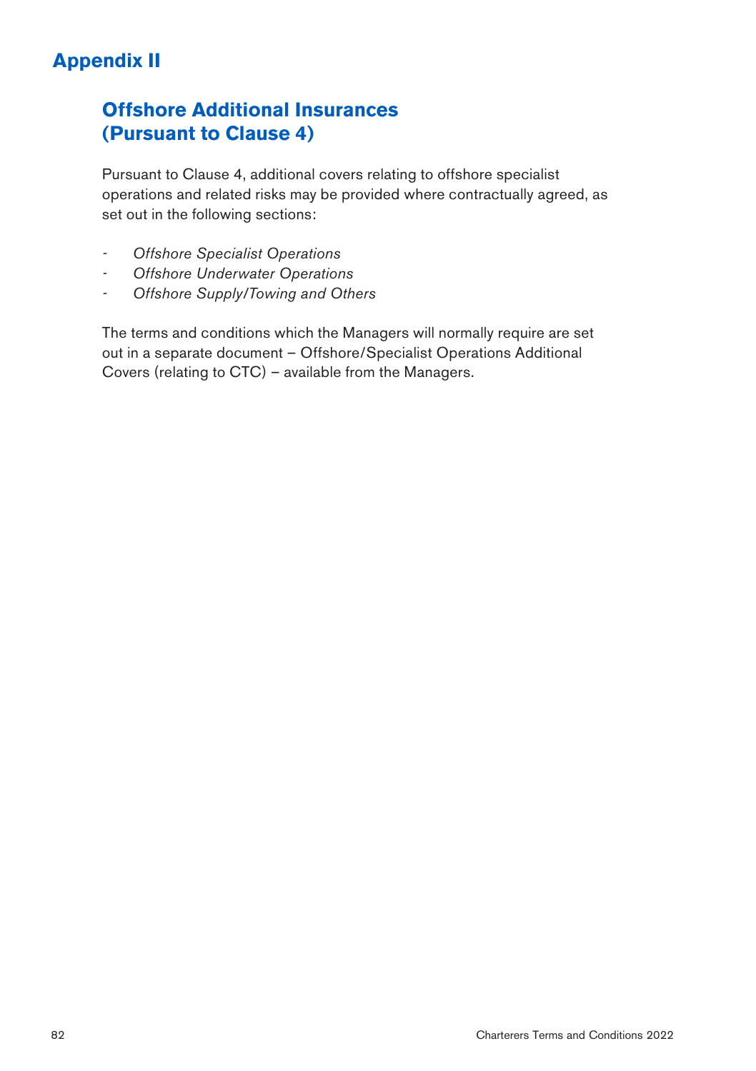# Appendix II

## Offshore Additional Insurances (Pursuant to Clause 4)

Pursuant to Clause 4, additional covers relating to offshore specialist operations and related risks may be provided where contractually agreed, as set out in the following sections:

- *Offshore Specialist Operations*
- *Offshore Underwater Operations*
- *Offshore Supply/Towing and Others*

The terms and conditions which the Managers will normally require are set out in a separate document – Offshore/Specialist Operations Additional Covers (relating to CTC) – available from the Managers.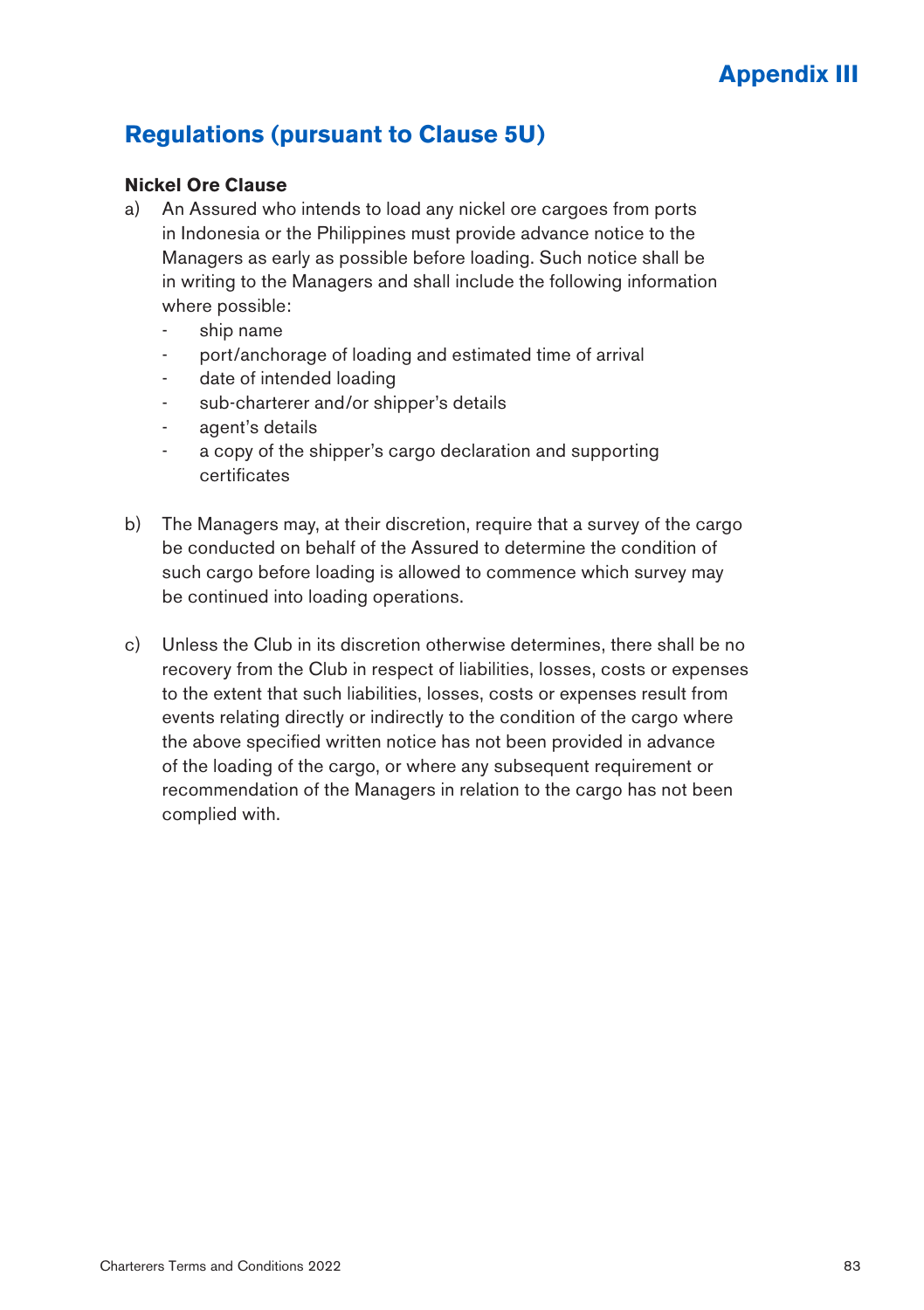# Appendix III

## Regulations (pursuant to Clause 5U)

**Nickel Ore Clause**

a) An Assured who intends to load any nickel ore cargoes from ports in Indonesia or the Philippines must provide advance notice to the Managers as early as possible before loading. Such notice shall be in writing to the Managers and shall include the following information where possible:
   - ship name
   - port/anchorage of loading and estimated time of arrival
   - date of intended loading
   - sub-charterer and/or shipper's details
   - agent's details
   - a copy of the shipper's cargo declaration and supporting certificates

b) The Managers may, at their discretion, require that a survey of the cargo be conducted on behalf of the Assured to determine the condition of such cargo before loading is allowed to commence which survey may be continued into loading operations.

c) Unless the Club in its discretion otherwise determines, there shall be no recovery from the Club in respect of liabilities, losses, costs or expenses to the extent that such liabilities, losses, costs or expenses result from events relating directly or indirectly to the condition of the cargo where the above specified written notice has not been provided in advance of the loading of the cargo, or where any subsequent requirement or recommendation of the Managers in relation to the cargo has not been complied with.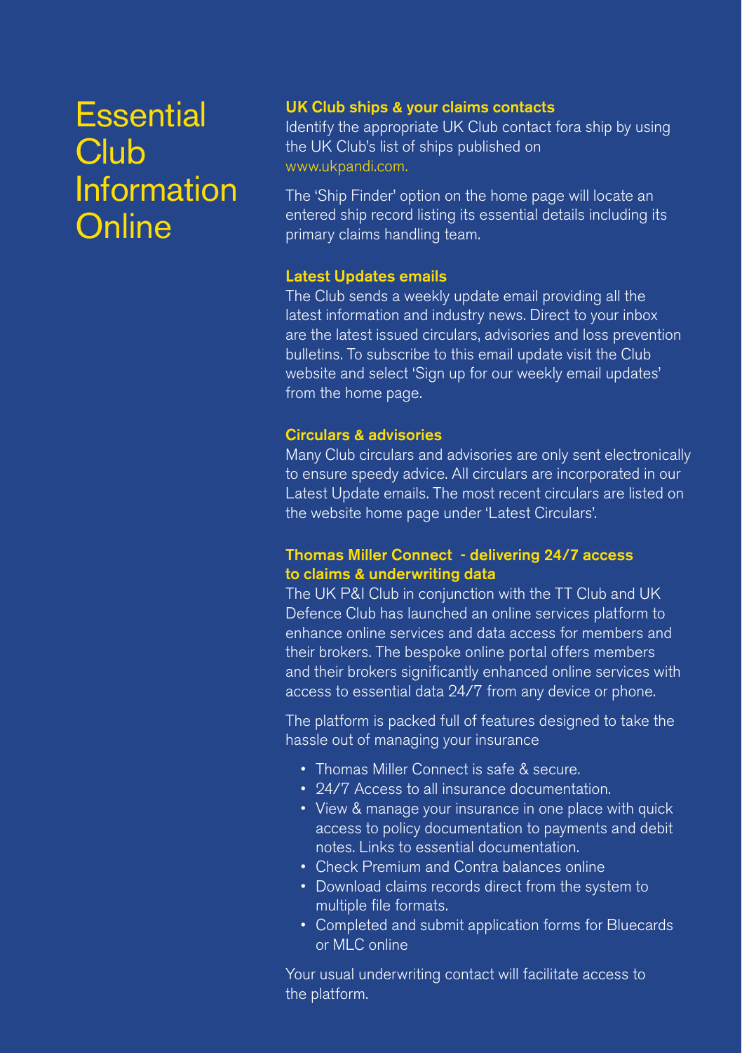# Essential Club Information Online

### UK Club ships & your claims contacts

Identify the appropriate UK Club contact fora ship by using the UK Club's list of ships published on www.ukpandi.com.

The 'Ship Finder' option on the home page will locate an entered ship record listing its essential details including its primary claims handling team.

### Latest Updates emails

The Club sends a weekly update email providing all the latest information and industry news. Direct to your inbox are the latest issued circulars, advisories and loss prevention bulletins. To subscribe to this email update visit the Club website and select 'Sign up for our weekly email updates' from the home page.

### Circulars & advisories

Many Club circulars and advisories are only sent electronically to ensure speedy advice. All circulars are incorporated in our Latest Update emails. The most recent circulars are listed on the website home page under 'Latest Circulars'.

### Thomas Miller Connect - delivering 24/7 access to claims & underwriting data

The UK P&I Club in conjunction with the TT Club and UK Defence Club has launched an online services platform to enhance online services and data access for members and their brokers. The bespoke online portal offers members and their brokers significantly enhanced online services with access to essential data 24/7 from any device or phone.

The platform is packed full of features designed to take the hassle out of managing your insurance

- Thomas Miller Connect is safe & secure.
- 24/7 Access to all insurance documentation.
- View & manage your insurance in one place with quick access to policy documentation to payments and debit notes. Links to essential documentation.
- Check Premium and Contra balances online
- Download claims records direct from the system to multiple file formats.
- Completed and submit application forms for Bluecards or MLC online

Your usual underwriting contact will facilitate access to the platform.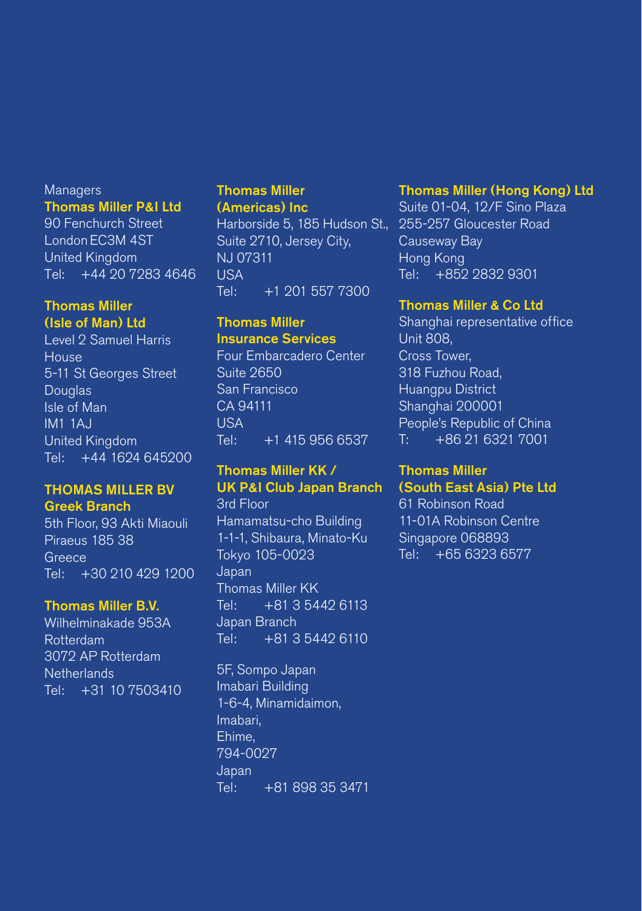Managers
**Thomas Miller P&I Ltd**
90 Fenchurch Street
London EC3M 4ST
United Kingdom
Tel: +44 20 7283 4646

**Thomas Miller (Isle of Man) Ltd**
Level 2 Samuel Harris House
5-11 St Georges Street
Douglas
Isle of Man
IM1 1AJ
United Kingdom
Tel: +44 1624 645200

**THOMAS MILLER BV Greek Branch**
5th Floor, 93 Akti Miaouli
Piraeus 185 38
Greece
Tel: +30 210 429 1200

**Thomas Miller B.V.**
Wilhelminakade 953A
Rotterdam
3072 AP Rotterdam
Netherlands
Tel: +31 10 7503410

**Thomas Miller (Americas) Inc**
Harborside 5, 185 Hudson St.,
Suite 2710, Jersey City,
NJ 07311
USA
Tel: +1 201 557 7300

**Thomas Miller Insurance Services**
Four Embarcadero Center
Suite 2650
San Francisco
CA 94111
USA
Tel: +1 415 956 6537

**Thomas Miller KK / UK P&I Club Japan Branch**
3rd Floor
Hamamatsu-cho Building
1-1-1, Shibaura, Minato-Ku
Tokyo 105-0023
Japan
Thomas Miller KK
Tel: +81 3 5442 6113
Japan Branch
Tel: +81 3 5442 6110

5F, Sompo Japan
Imabari Building
1-6-4, Minamidaimon,
Imabari,
Ehime,
794-0027
Japan
Tel: +81 898 35 3471

**Thomas Miller (Hong Kong) Ltd**
Suite 01-04, 12/F Sino Plaza
255-257 Gloucester Road
Causeway Bay
Hong Kong
Tel: +852 2832 9301

**Thomas Miller & Co Ltd**
Shanghai representative office
Unit 808,
Cross Tower,
318 Fuzhou Road,
Huangpu District
Shanghai 200001
People's Republic of China
T: +86 21 6321 7001

**Thomas Miller (South East Asia) Pte Ltd**
61 Robinson Road
11-01A Robinson Centre
Singapore 068893
Tel: +65 6323 6577